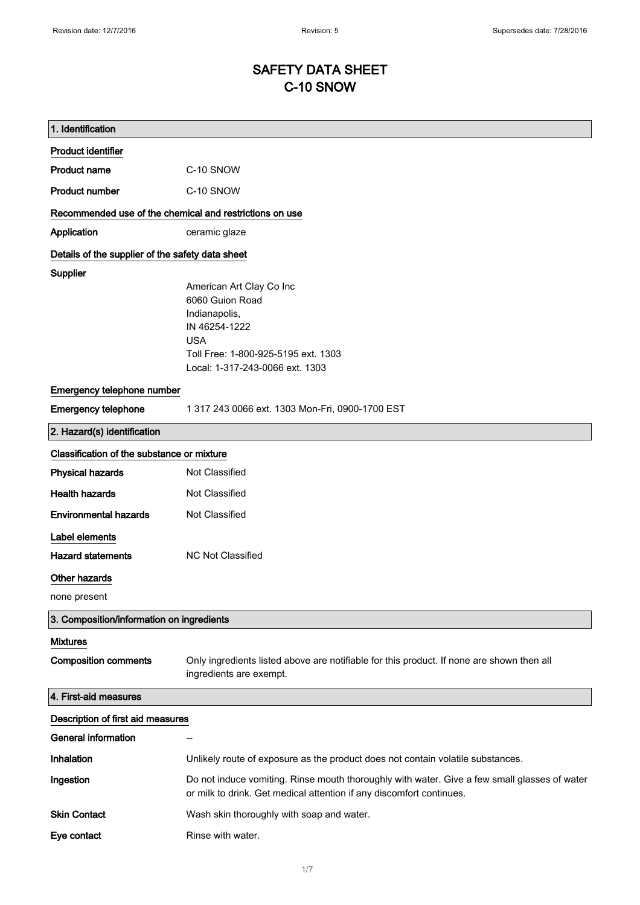# SAFETY DATA SHEET
# C-10 SNOW

## 1. Identification

**Product identifier**

| | |
|---|---|
| **Product name** | C-10 SNOW |
| **Product number** | C-10 SNOW |

**Recommended use of the chemical and restrictions on use**

| | |
|---|---|
| **Application** | ceramic glaze |

**Details of the supplier of the safety data sheet**

**Supplier**

American Art Clay Co Inc
6060 Guion Road
Indianapolis,
IN 46254-1222
USA
Toll Free: 1-800-925-5195 ext. 1303
Local: 1-317-243-0066 ext. 1303

**Emergency telephone number**

| | |
|---|---|
| **Emergency telephone** | 1 317 243 0066 ext. 1303 Mon-Fri, 0900-1700 EST |

## 2. Hazard(s) identification

**Classification of the substance or mixture**

| | |
|---|---|
| **Physical hazards** | Not Classified |
| **Health hazards** | Not Classified |
| **Environmental hazards** | Not Classified |

**Label elements**

| | |
|---|---|
| **Hazard statements** | NC Not Classified |

**Other hazards**

none present

## 3. Composition/information on ingredients

**Mixtures**

| | |
|---|---|
| **Composition comments** | Only ingredients listed above are notifiable for this product. If none are shown then all ingredients are exempt. |

## 4. First-aid measures

**Description of first aid measures**

| | |
|---|---|
| **General information** | -- |
| **Inhalation** | Unlikely route of exposure as the product does not contain volatile substances. |
| **Ingestion** | Do not induce vomiting. Rinse mouth thoroughly with water. Give a few small glasses of water or milk to drink. Get medical attention if any discomfort continues. |
| **Skin Contact** | Wash skin thoroughly with soap and water. |
| **Eye contact** | Rinse with water. |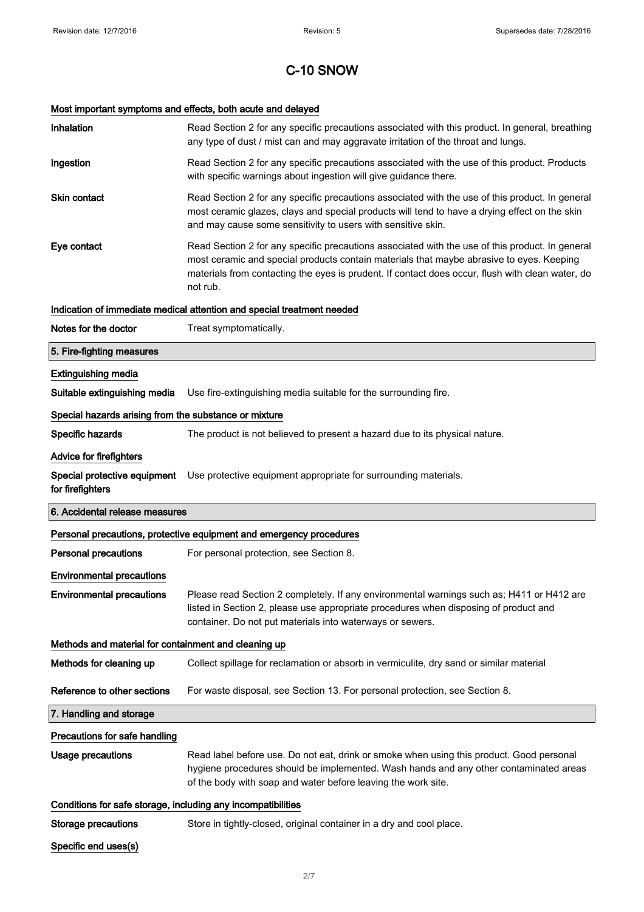# C-10 SNOW

### Most important symptoms and effects, both acute and delayed

**Inhalation** Read Section 2 for any specific precautions associated with this product. In general, breathing any type of dust / mist can and may aggravate irritation of the throat and lungs.

**Ingestion** Read Section 2 for any specific precautions associated with the use of this product. Products with specific warnings about ingestion will give guidance there.

**Skin contact** Read Section 2 for any specific precautions associated with the use of this product. In general most ceramic glazes, clays and special products will tend to have a drying effect on the skin and may cause some sensitivity to users with sensitive skin.

**Eye contact** Read Section 2 for any specific precautions associated with the use of this product. In general most ceramic and special products contain materials that maybe abrasive to eyes. Keeping materials from contacting the eyes is prudent. If contact does occur, flush with clean water, do not rub.

### Indication of immediate medical attention and special treatment needed

**Notes for the doctor** Treat symptomatically.

## 5. Fire-fighting measures

### Extinguishing media

**Suitable extinguishing media** Use fire-extinguishing media suitable for the surrounding fire.

### Special hazards arising from the substance or mixture

**Specific hazards** The product is not believed to present a hazard due to its physical nature.

### Advice for firefighters

**Special protective equipment for firefighters** Use protective equipment appropriate for surrounding materials.

## 6. Accidental release measures

### Personal precautions, protective equipment and emergency procedures

**Personal precautions** For personal protection, see Section 8.

### Environmental precautions

**Environmental precautions** Please read Section 2 completely. If any environmental warnings such as; H411 or H412 are listed in Section 2, please use appropriate procedures when disposing of product and container. Do not put materials into waterways or sewers.

### Methods and material for containment and cleaning up

**Methods for cleaning up** Collect spillage for reclamation or absorb in vermiculite, dry sand or similar material

**Reference to other sections** For waste disposal, see Section 13. For personal protection, see Section 8.

## 7. Handling and storage

### Precautions for safe handling

**Usage precautions** Read label before use. Do not eat, drink or smoke when using this product. Good personal hygiene procedures should be implemented. Wash hands and any other contaminated areas of the body with soap and water before leaving the work site.

### Conditions for safe storage, including any incompatibilities

**Storage precautions** Store in tightly-closed, original container in a dry and cool place.

### Specific end uses(s)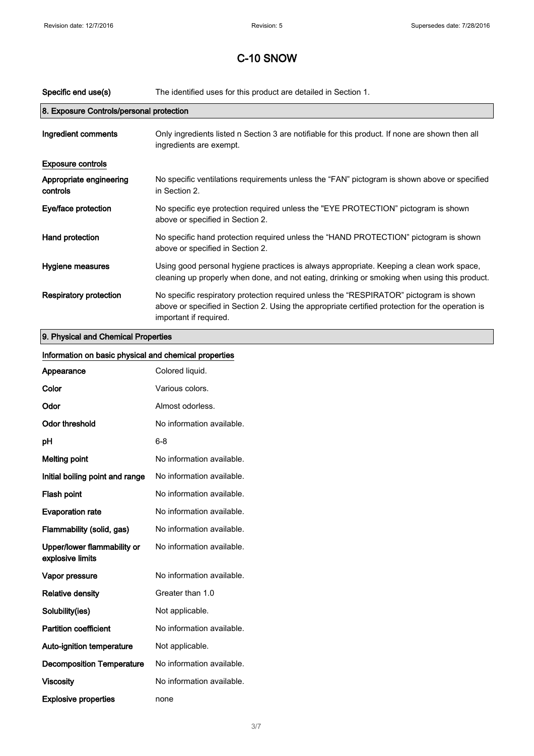# C-10 SNOW

| | |
|---|---|
| **Specific end use(s)** | The identified uses for this product are detailed in Section 1. |

## 8. Exposure Controls/personal protection

| | |
|---|---|
| **Ingredient comments** | Only ingredients listed n Section 3 are notifiable for this product. If none are shown then all ingredients are exempt. |

**Exposure controls**

| | |
|---|---|
| **Appropriate engineering controls** | No specific ventilations requirements unless the "FAN" pictogram is shown above or specified in Section 2. |
| **Eye/face protection** | No specific eye protection required unless the "EYE PROTECTION" pictogram is shown above or specified in Section 2. |
| **Hand protection** | No specific hand protection required unless the "HAND PROTECTION" pictogram is shown above or specified in Section 2. |
| **Hygiene measures** | Using good personal hygiene practices is always appropriate. Keeping a clean work space, cleaning up properly when done, and not eating, drinking or smoking when using this product. |
| **Respiratory protection** | No specific respiratory protection required unless the "RESPIRATOR" pictogram is shown above or specified in Section 2. Using the appropriate certified protection for the operation is important if required. |

## 9. Physical and Chemical Properties

**Information on basic physical and chemical properties**

| | |
|---|---|
| **Appearance** | Colored liquid. |
| **Color** | Various colors. |
| **Odor** | Almost odorless. |
| **Odor threshold** | No information available. |
| **pH** | 6-8 |
| **Melting point** | No information available. |
| **Initial boiling point and range** | No information available. |
| **Flash point** | No information available. |
| **Evaporation rate** | No information available. |
| **Flammability (solid, gas)** | No information available. |
| **Upper/lower flammability or explosive limits** | No information available. |
| **Vapor pressure** | No information available. |
| **Relative density** | Greater than 1.0 |
| **Solubility(ies)** | Not applicable. |
| **Partition coefficient** | No information available. |
| **Auto-ignition temperature** | Not applicable. |
| **Decomposition Temperature** | No information available. |
| **Viscosity** | No information available. |
| **Explosive properties** | none |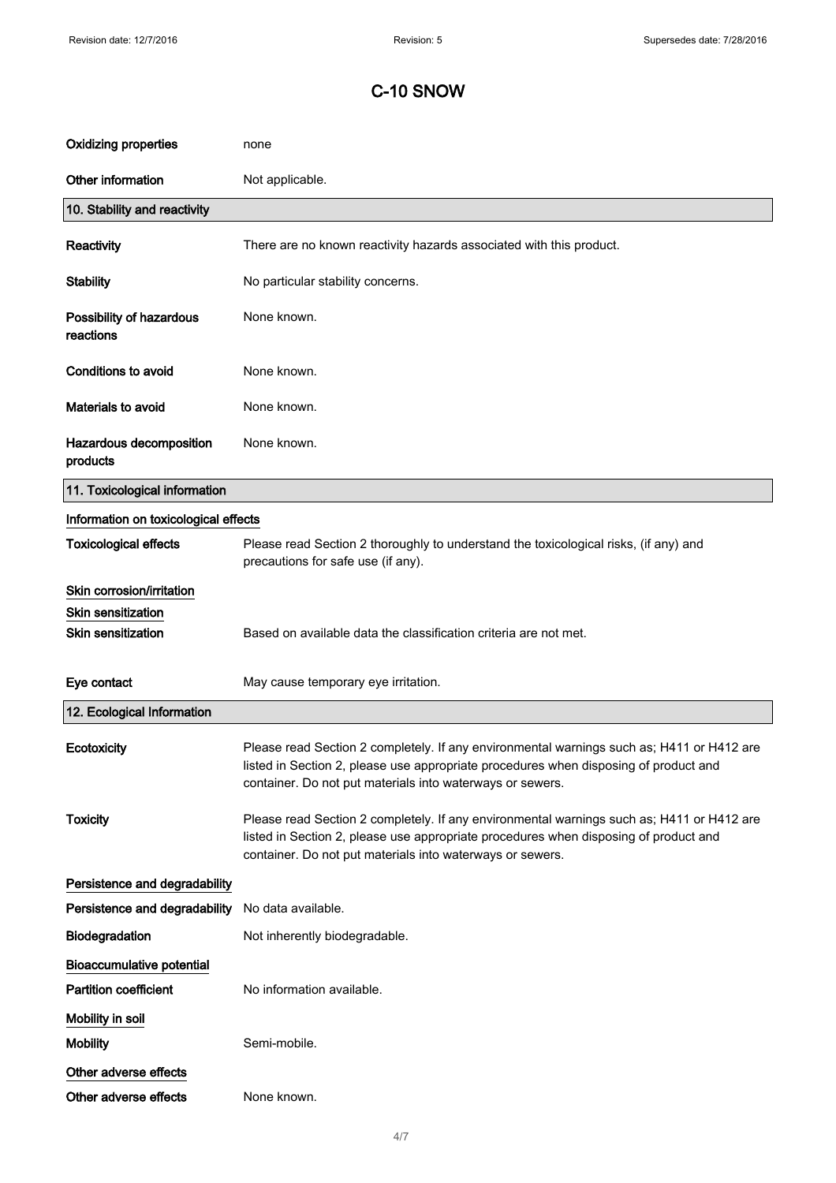# C-10 SNOW

| | |
|---|---|
| **Oxidizing properties** | none |
| **Other information** | Not applicable. |

## 10. Stability and reactivity

| | |
|---|---|
| **Reactivity** | There are no known reactivity hazards associated with this product. |
| **Stability** | No particular stability concerns. |
| **Possibility of hazardous reactions** | None known. |
| **Conditions to avoid** | None known. |
| **Materials to avoid** | None known. |
| **Hazardous decomposition products** | None known. |

## 11. Toxicological information

### Information on toxicological effects

| | |
|---|---|
| **Toxicological effects** | Please read Section 2 thoroughly to understand the toxicological risks, (if any) and precautions for safe use (if any). |

### Skin corrosion/irritation

### Skin sensitization

| | |
|---|---|
| **Skin sensitization** | Based on available data the classification criteria are not met. |
| **Eye contact** | May cause temporary eye irritation. |

## 12. Ecological Information

| | |
|---|---|
| **Ecotoxicity** | Please read Section 2 completely. If any environmental warnings such as; H411 or H412 are listed in Section 2, please use appropriate procedures when disposing of product and container. Do not put materials into waterways or sewers. |
| **Toxicity** | Please read Section 2 completely. If any environmental warnings such as; H411 or H412 are listed in Section 2, please use appropriate procedures when disposing of product and container. Do not put materials into waterways or sewers. |

### Persistence and degradability

| | |
|---|---|
| **Persistence and degradability** | No data available. |
| **Biodegradation** | Not inherently biodegradable. |

### Bioaccumulative potential

| | |
|---|---|
| **Partition coefficient** | No information available. |

### Mobility in soil

| | |
|---|---|
| **Mobility** | Semi-mobile. |

### Other adverse effects

| | |
|---|---|
| **Other adverse effects** | None known. |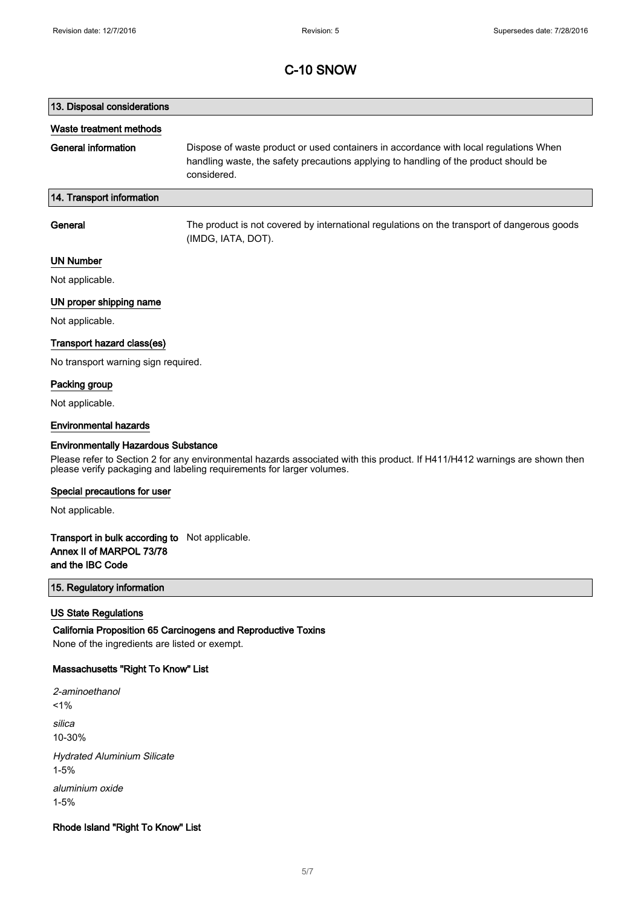# C-10 SNOW

## 13. Disposal considerations

### Waste treatment methods

**General information** Dispose of waste product or used containers in accordance with local regulations When handling waste, the safety precautions applying to handling of the product should be considered.

## 14. Transport information

**General** The product is not covered by international regulations on the transport of dangerous goods (IMDG, IATA, DOT).

### UN Number

Not applicable.

### UN proper shipping name

Not applicable.

### Transport hazard class(es)

No transport warning sign required.

### Packing group

Not applicable.

### Environmental hazards

**Environmentally Hazardous Substance**

Please refer to Section 2 for any environmental hazards associated with this product. If H411/H412 warnings are shown then please verify packaging and labeling requirements for larger volumes.

### Special precautions for user

Not applicable.

**Transport in bulk according to Annex II of MARPOL 73/78 and the IBC Code** Not applicable.

## 15. Regulatory information

### US State Regulations

**California Proposition 65 Carcinogens and Reproductive Toxins**

None of the ingredients are listed or exempt.

**Massachusetts "Right To Know" List**

*2-aminoethanol*
<1%

*silica*
10-30%

*Hydrated Aluminium Silicate*
1-5%

*aluminium oxide*
1-5%

**Rhode Island "Right To Know" List**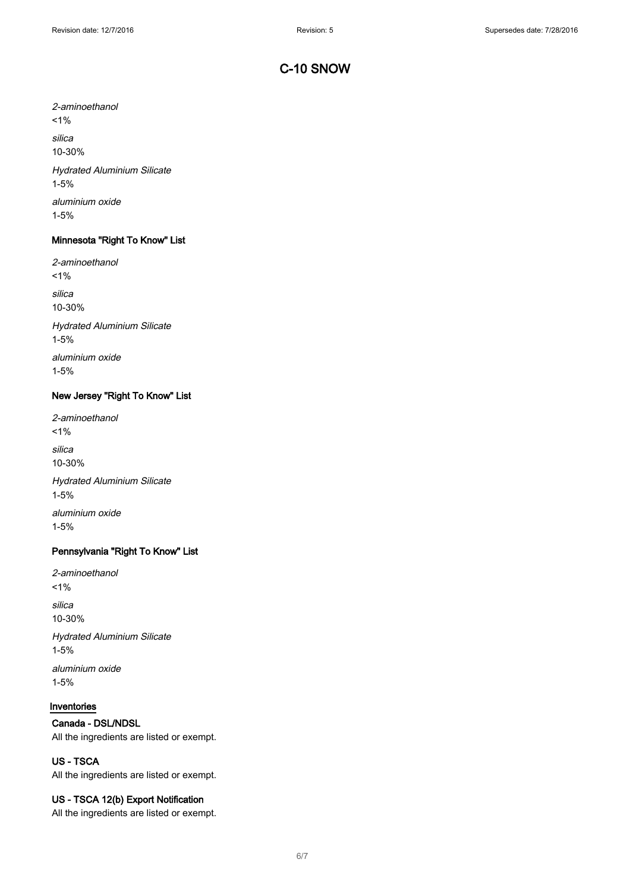*2-aminoethanol*

<1%

*silica*

10-30%

*Hydrated Aluminium Silicate*

1-5%

*aluminium oxide*

1-5%

### Minnesota "Right To Know" List

*2-aminoethanol*

<1%

*silica*

10-30%

*Hydrated Aluminium Silicate*

1-5%

*aluminium oxide*

1-5%

### New Jersey "Right To Know" List

*2-aminoethanol*

<1%

*silica*

10-30%

*Hydrated Aluminium Silicate*

1-5%

*aluminium oxide*

1-5%

### Pennsylvania "Right To Know" List

*2-aminoethanol*

<1%

*silica*

10-30%

*Hydrated Aluminium Silicate*

1-5%

*aluminium oxide*

1-5%

## Inventories

### Canada - DSL/NDSL

All the ingredients are listed or exempt.

### US - TSCA

All the ingredients are listed or exempt.

### US - TSCA 12(b) Export Notification

All the ingredients are listed or exempt.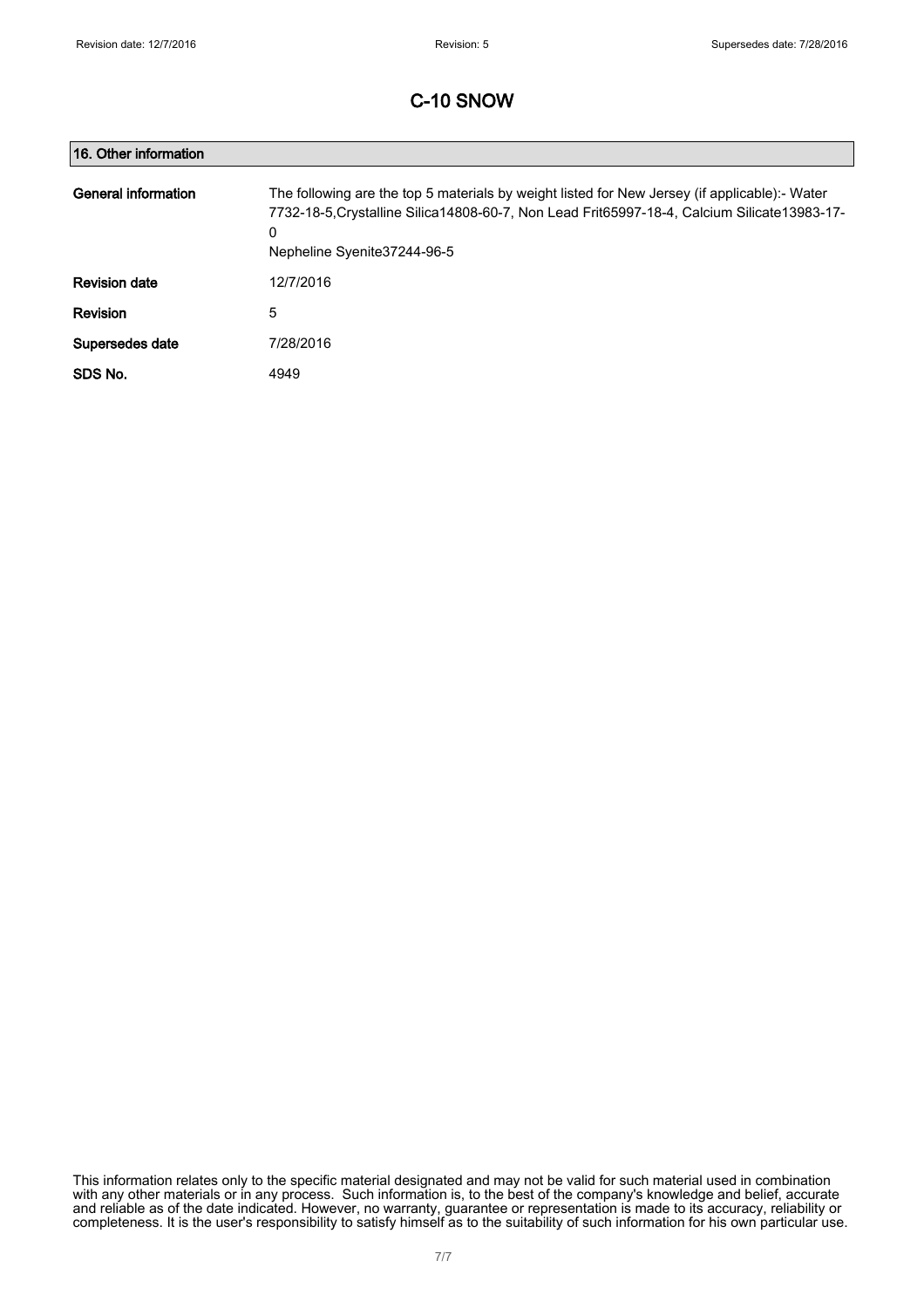# C-10 SNOW

## 16. Other information

| | |
|---|---|
| **General information** | The following are the top 5 materials by weight listed for New Jersey (if applicable):- Water 7732-18-5,Crystalline Silica14808-60-7, Non Lead Frit65997-18-4, Calcium Silicate13983-17-0<br>Nepheline Syenite37244-96-5 |
| **Revision date** | 12/7/2016 |
| **Revision** | 5 |
| **Supersedes date** | 7/28/2016 |
| **SDS No.** | 4949 |

This information relates only to the specific material designated and may not be valid for such material used in combination with any other materials or in any process. Such information is, to the best of the company's knowledge and belief, accurate and reliable as of the date indicated. However, no warranty, guarantee or representation is made to its accuracy, reliability or completeness. It is the user's responsibility to satisfy himself as to the suitability of such information for his own particular use.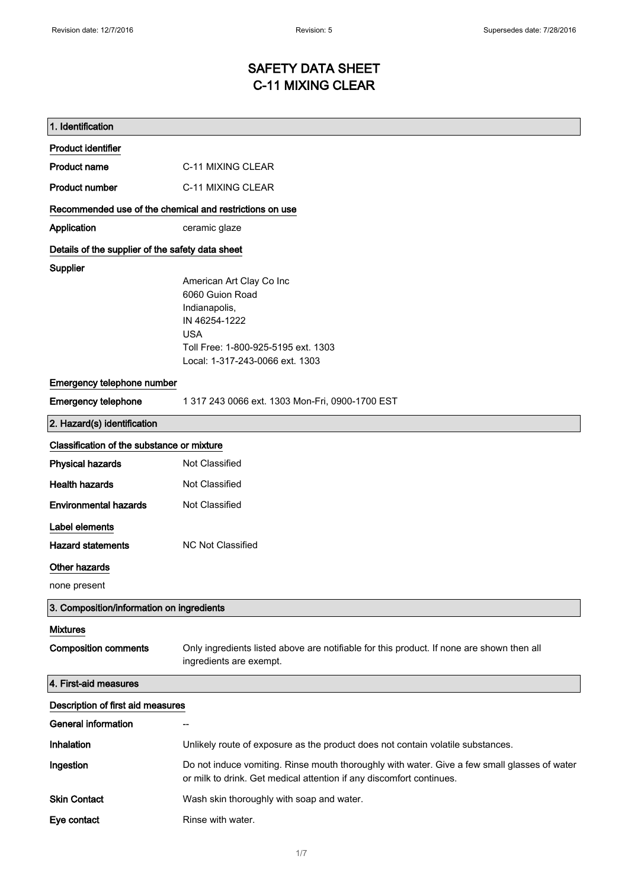# SAFETY DATA SHEET
# C-11 MIXING CLEAR

## 1. Identification

### Product identifier

| | |
|---|---|
| **Product name** | C-11 MIXING CLEAR |
| **Product number** | C-11 MIXING CLEAR |

### Recommended use of the chemical and restrictions on use

| | |
|---|---|
| **Application** | ceramic glaze |

### Details of the supplier of the safety data sheet

**Supplier**

American Art Clay Co Inc
6060 Guion Road
Indianapolis,
IN 46254-1222
USA
Toll Free: 1-800-925-5195 ext. 1303
Local: 1-317-243-0066 ext. 1303

### Emergency telephone number

| | |
|---|---|
| **Emergency telephone** | 1 317 243 0066 ext. 1303 Mon-Fri, 0900-1700 EST |

## 2. Hazard(s) identification

### Classification of the substance or mixture

| | |
|---|---|
| **Physical hazards** | Not Classified |
| **Health hazards** | Not Classified |
| **Environmental hazards** | Not Classified |

### Label elements

| | |
|---|---|
| **Hazard statements** | NC Not Classified |

### Other hazards

none present

## 3. Composition/information on ingredients

### Mixtures

| | |
|---|---|
| **Composition comments** | Only ingredients listed above are notifiable for this product. If none are shown then all ingredients are exempt. |

## 4. First-aid measures

### Description of first aid measures

| | |
|---|---|
| **General information** | -- |
| **Inhalation** | Unlikely route of exposure as the product does not contain volatile substances. |
| **Ingestion** | Do not induce vomiting. Rinse mouth thoroughly with water. Give a few small glasses of water or milk to drink. Get medical attention if any discomfort continues. |
| **Skin Contact** | Wash skin thoroughly with soap and water. |
| **Eye contact** | Rinse with water. |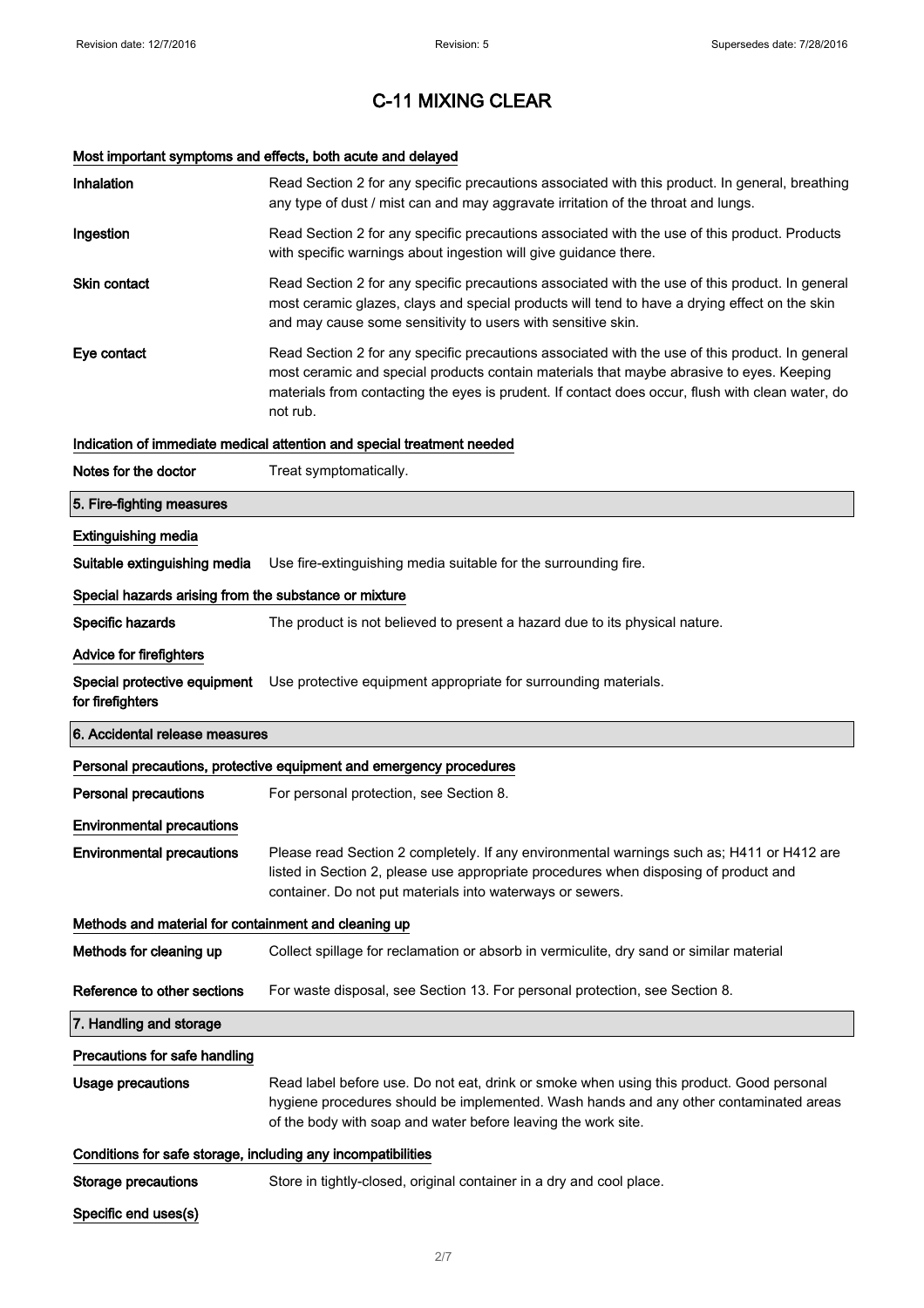# C-11 MIXING CLEAR

### Most important symptoms and effects, both acute and delayed

**Inhalation** Read Section 2 for any specific precautions associated with this product. In general, breathing any type of dust / mist can and may aggravate irritation of the throat and lungs.

**Ingestion** Read Section 2 for any specific precautions associated with the use of this product. Products with specific warnings about ingestion will give guidance there.

**Skin contact** Read Section 2 for any specific precautions associated with the use of this product. In general most ceramic glazes, clays and special products will tend to have a drying effect on the skin and may cause some sensitivity to users with sensitive skin.

**Eye contact** Read Section 2 for any specific precautions associated with the use of this product. In general most ceramic and special products contain materials that maybe abrasive to eyes. Keeping materials from contacting the eyes is prudent. If contact does occur, flush with clean water, do not rub.

### Indication of immediate medical attention and special treatment needed

**Notes for the doctor** Treat symptomatically.

## 5. Fire-fighting measures

### Extinguishing media

**Suitable extinguishing media** Use fire-extinguishing media suitable for the surrounding fire.

### Special hazards arising from the substance or mixture

**Specific hazards** The product is not believed to present a hazard due to its physical nature.

### Advice for firefighters

**Special protective equipment for firefighters** Use protective equipment appropriate for surrounding materials.

## 6. Accidental release measures

### Personal precautions, protective equipment and emergency procedures

**Personal precautions** For personal protection, see Section 8.

### Environmental precautions

**Environmental precautions** Please read Section 2 completely. If any environmental warnings such as; H411 or H412 are listed in Section 2, please use appropriate procedures when disposing of product and container. Do not put materials into waterways or sewers.

### Methods and material for containment and cleaning up

**Methods for cleaning up** Collect spillage for reclamation or absorb in vermiculite, dry sand or similar material

**Reference to other sections** For waste disposal, see Section 13. For personal protection, see Section 8.

## 7. Handling and storage

### Precautions for safe handling

**Usage precautions** Read label before use. Do not eat, drink or smoke when using this product. Good personal hygiene procedures should be implemented. Wash hands and any other contaminated areas of the body with soap and water before leaving the work site.

### Conditions for safe storage, including any incompatibilities

**Storage precautions** Store in tightly-closed, original container in a dry and cool place.

### Specific end uses(s)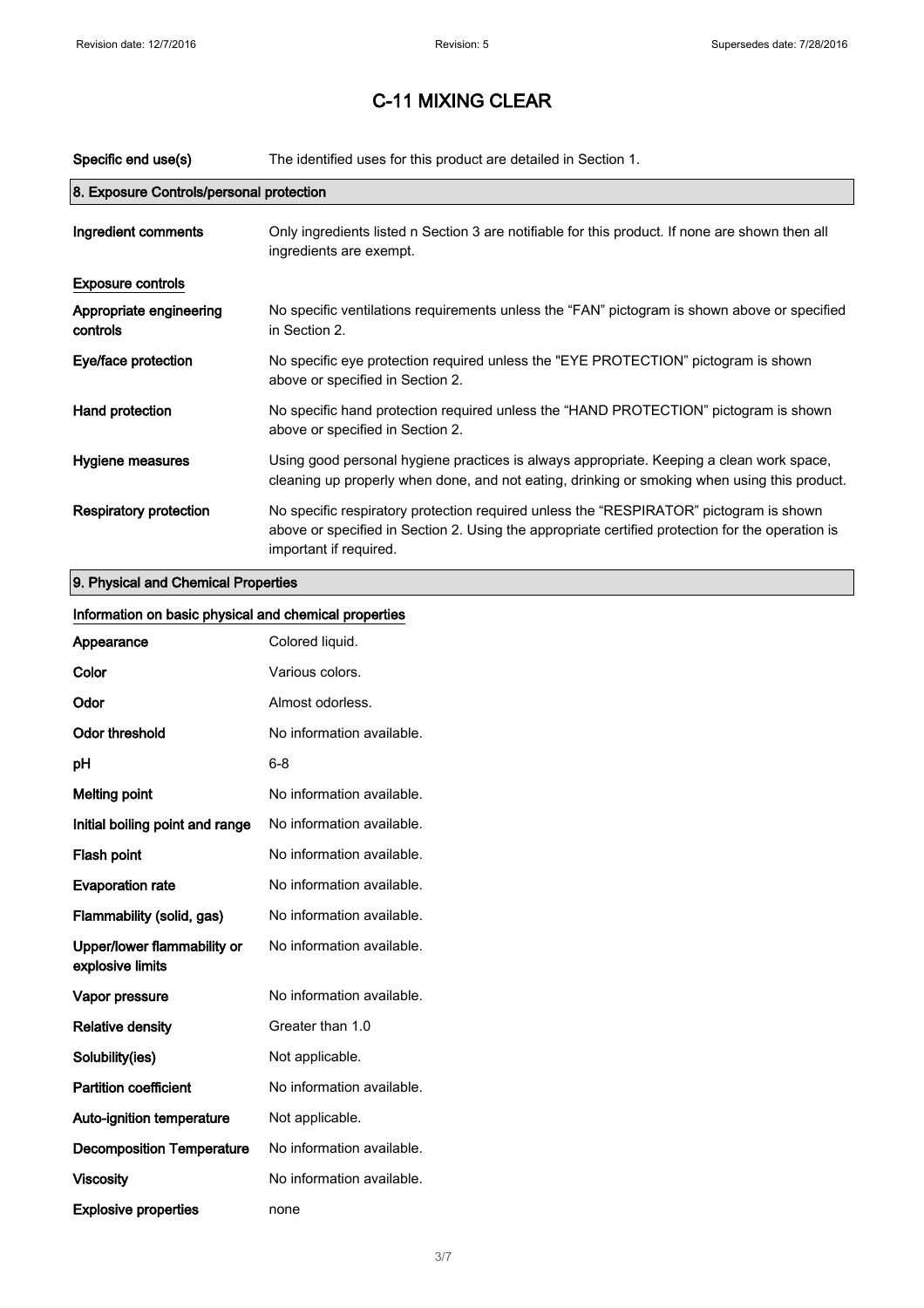# C-11 MIXING CLEAR

| | |
|---|---|
| **Specific end use(s)** | The identified uses for this product are detailed in Section 1. |

## 8. Exposure Controls/personal protection

| | |
|---|---|
| **Ingredient comments** | Only ingredients listed n Section 3 are notifiable for this product. If none are shown then all ingredients are exempt. |

**Exposure controls**

| | |
|---|---|
| **Appropriate engineering controls** | No specific ventilations requirements unless the “FAN” pictogram is shown above or specified in Section 2. |
| **Eye/face protection** | No specific eye protection required unless the "EYE PROTECTION” pictogram is shown above or specified in Section 2. |
| **Hand protection** | No specific hand protection required unless the “HAND PROTECTION” pictogram is shown above or specified in Section 2. |
| **Hygiene measures** | Using good personal hygiene practices is always appropriate. Keeping a clean work space, cleaning up properly when done, and not eating, drinking or smoking when using this product. |
| **Respiratory protection** | No specific respiratory protection required unless the “RESPIRATOR” pictogram is shown above or specified in Section 2. Using the appropriate certified protection for the operation is important if required. |

## 9. Physical and Chemical Properties

**Information on basic physical and chemical properties**

| | |
|---|---|
| **Appearance** | Colored liquid. |
| **Color** | Various colors. |
| **Odor** | Almost odorless. |
| **Odor threshold** | No information available. |
| **pH** | 6-8 |
| **Melting point** | No information available. |
| **Initial boiling point and range** | No information available. |
| **Flash point** | No information available. |
| **Evaporation rate** | No information available. |
| **Flammability (solid, gas)** | No information available. |
| **Upper/lower flammability or explosive limits** | No information available. |
| **Vapor pressure** | No information available. |
| **Relative density** | Greater than 1.0 |
| **Solubility(ies)** | Not applicable. |
| **Partition coefficient** | No information available. |
| **Auto-ignition temperature** | Not applicable. |
| **Decomposition Temperature** | No information available. |
| **Viscosity** | No information available. |
| **Explosive properties** | none |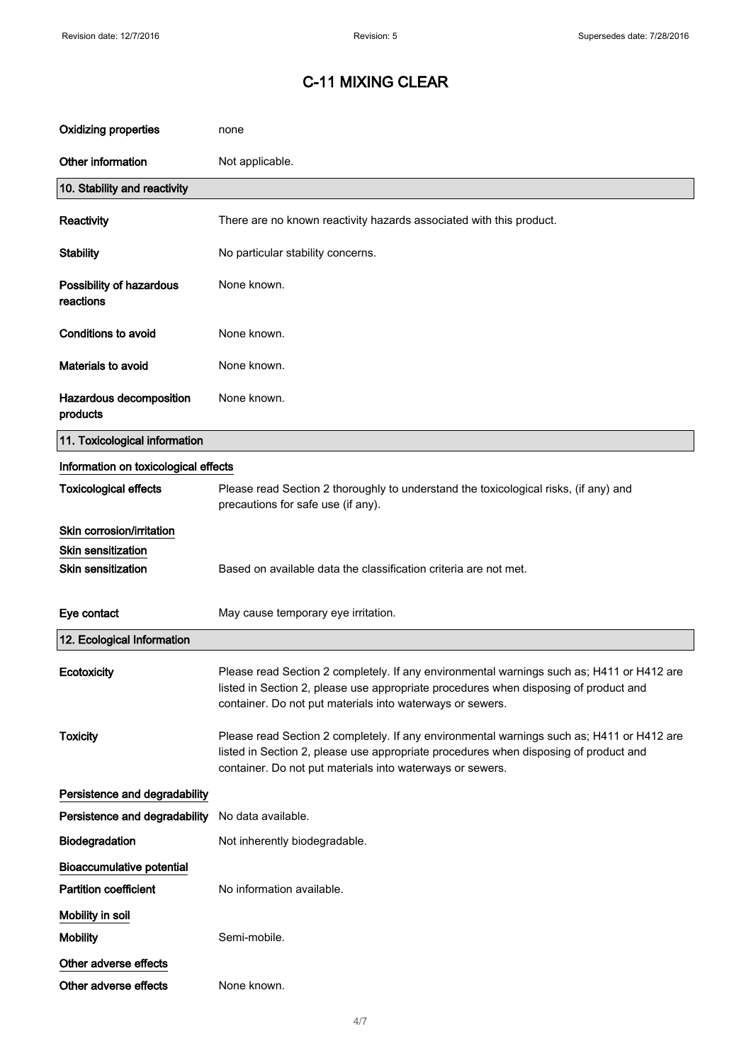# C-11 MIXING CLEAR

| | |
|---|---|
| **Oxidizing properties** | none |
| **Other information** | Not applicable. |

## 10. Stability and reactivity

| | |
|---|---|
| **Reactivity** | There are no known reactivity hazards associated with this product. |
| **Stability** | No particular stability concerns. |
| **Possibility of hazardous reactions** | None known. |
| **Conditions to avoid** | None known. |
| **Materials to avoid** | None known. |
| **Hazardous decomposition products** | None known. |

## 11. Toxicological information

**Information on toxicological effects**

| | |
|---|---|
| **Toxicological effects** | Please read Section 2 thoroughly to understand the toxicological risks, (if any) and precautions for safe use (if any). |

**Skin corrosion/irritation**

**Skin sensitization**

| | |
|---|---|
| **Skin sensitization** | Based on available data the classification criteria are not met. |
| **Eye contact** | May cause temporary eye irritation. |

## 12. Ecological Information

| | |
|---|---|
| **Ecotoxicity** | Please read Section 2 completely. If any environmental warnings such as; H411 or H412 are listed in Section 2, please use appropriate procedures when disposing of product and container. Do not put materials into waterways or sewers. |
| **Toxicity** | Please read Section 2 completely. If any environmental warnings such as; H411 or H412 are listed in Section 2, please use appropriate procedures when disposing of product and container. Do not put materials into waterways or sewers. |

**Persistence and degradability**

| | |
|---|---|
| **Persistence and degradability** | No data available. |
| **Biodegradation** | Not inherently biodegradable. |

**Bioaccumulative potential**

| | |
|---|---|
| **Partition coefficient** | No information available. |

**Mobility in soil**

| | |
|---|---|
| **Mobility** | Semi-mobile. |

**Other adverse effects**

| | |
|---|---|
| **Other adverse effects** | None known. |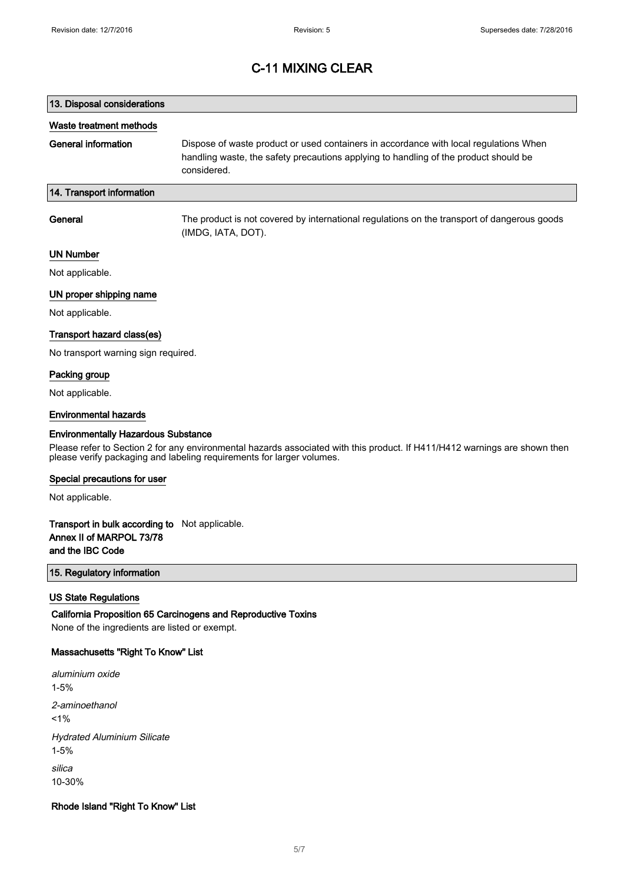# C-11 MIXING CLEAR

## 13. Disposal considerations

### Waste treatment methods

**General information** Dispose of waste product or used containers in accordance with local regulations When handling waste, the safety precautions applying to handling of the product should be considered.

## 14. Transport information

**General** The product is not covered by international regulations on the transport of dangerous goods (IMDG, IATA, DOT).

### UN Number

Not applicable.

### UN proper shipping name

Not applicable.

### Transport hazard class(es)

No transport warning sign required.

### Packing group

Not applicable.

### Environmental hazards

**Environmentally Hazardous Substance**

Please refer to Section 2 for any environmental hazards associated with this product. If H411/H412 warnings are shown then please verify packaging and labeling requirements for larger volumes.

### Special precautions for user

Not applicable.

**Transport in bulk according to Annex II of MARPOL 73/78 and the IBC Code** Not applicable.

## 15. Regulatory information

### US State Regulations

**California Proposition 65 Carcinogens and Reproductive Toxins**

None of the ingredients are listed or exempt.

**Massachusetts "Right To Know" List**

*aluminium oxide*
1-5%

*2-aminoethanol*
<1%

*Hydrated Aluminium Silicate*
1-5%

*silica*
10-30%

**Rhode Island "Right To Know" List**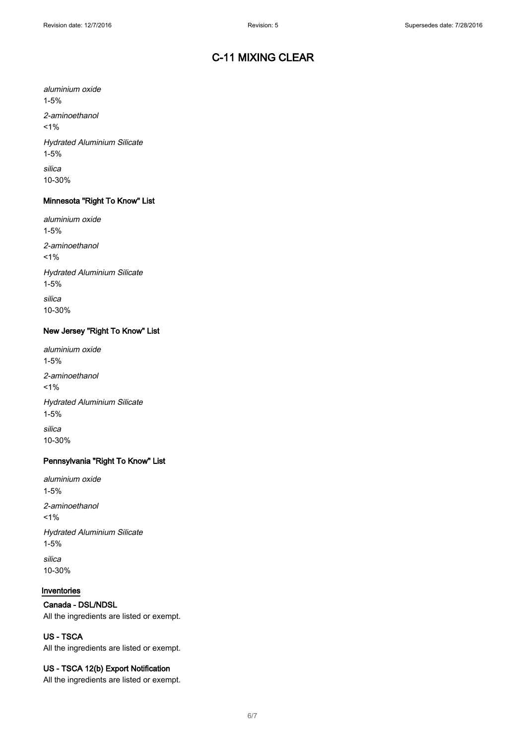*aluminium oxide*
1-5%

*2-aminoethanol*
<1%

*Hydrated Aluminium Silicate*
1-5%

*silica*
10-30%

### Minnesota "Right To Know" List

*aluminium oxide*
1-5%

*2-aminoethanol*
<1%

*Hydrated Aluminium Silicate*
1-5%

*silica*
10-30%

### New Jersey "Right To Know" List

*aluminium oxide*
1-5%

*2-aminoethanol*
<1%

*Hydrated Aluminium Silicate*
1-5%

*silica*
10-30%

### Pennsylvania "Right To Know" List

*aluminium oxide*
1-5%

*2-aminoethanol*
<1%

*Hydrated Aluminium Silicate*
1-5%

*silica*
10-30%

## Inventories

### Canada - DSL/NDSL

All the ingredients are listed or exempt.

### US - TSCA

All the ingredients are listed or exempt.

### US - TSCA 12(b) Export Notification

All the ingredients are listed or exempt.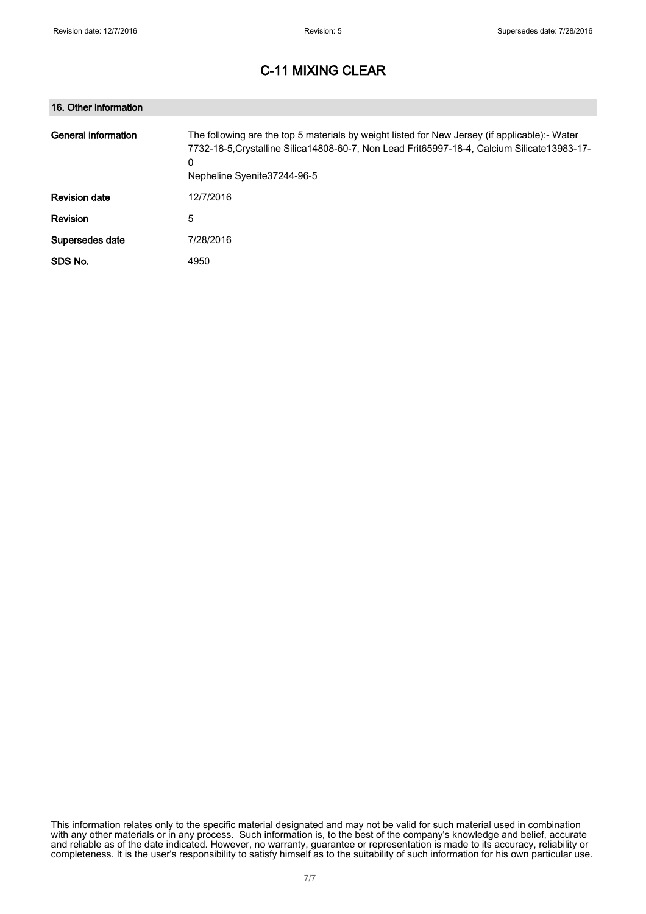# C-11 MIXING CLEAR

## 16. Other information

| | |
|---|---|
| **General information** | The following are the top 5 materials by weight listed for New Jersey (if applicable):- Water 7732-18-5,Crystalline Silica14808-60-7, Non Lead Frit65997-18-4, Calcium Silicate13983-17-0<br>Nepheline Syenite37244-96-5 |
| **Revision date** | 12/7/2016 |
| **Revision** | 5 |
| **Supersedes date** | 7/28/2016 |
| **SDS No.** | 4950 |

This information relates only to the specific material designated and may not be valid for such material used in combination with any other materials or in any process. Such information is, to the best of the company's knowledge and belief, accurate and reliable as of the date indicated. However, no warranty, guarantee or representation is made to its accuracy, reliability or completeness. It is the user's responsibility to satisfy himself as to the suitability of such information for his own particular use.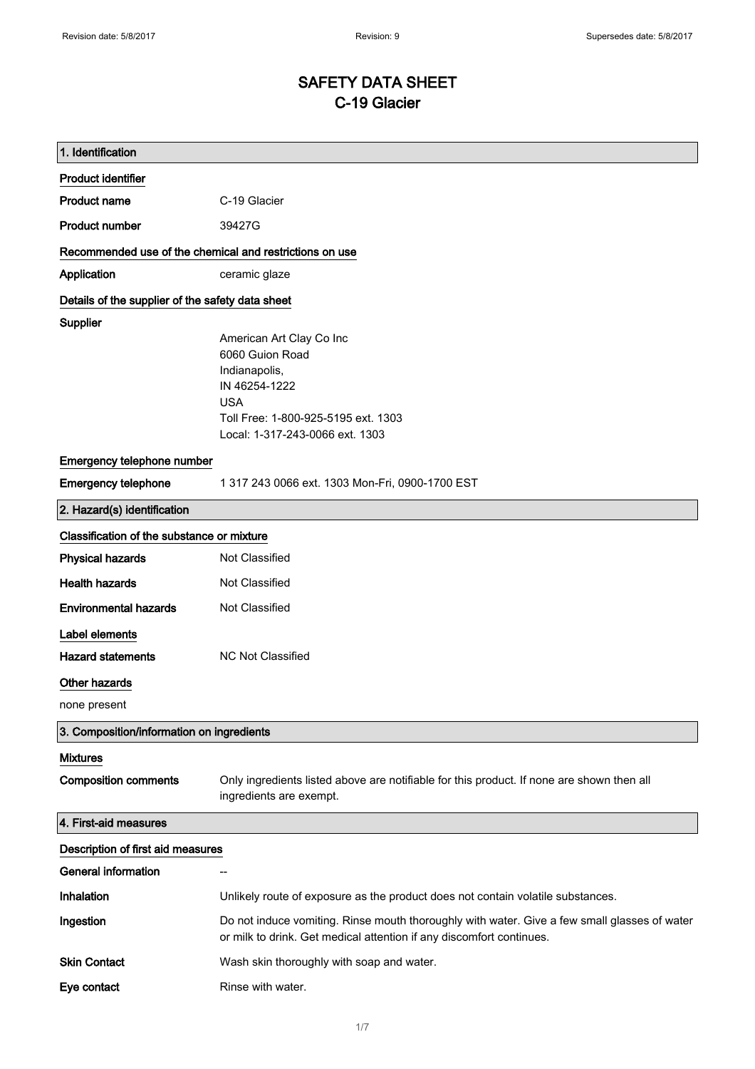# SAFETY DATA SHEET
# C-19 Glacier

## 1. Identification

### Product identifier

| | |
|---|---|
| **Product name** | C-19 Glacier |
| **Product number** | 39427G |

### Recommended use of the chemical and restrictions on use

| | |
|---|---|
| **Application** | ceramic glaze |

### Details of the supplier of the safety data sheet

**Supplier**

American Art Clay Co Inc
6060 Guion Road
Indianapolis,
IN 46254-1222
USA
Toll Free: 1-800-925-5195 ext. 1303
Local: 1-317-243-0066 ext. 1303

### Emergency telephone number

| | |
|---|---|
| **Emergency telephone** | 1 317 243 0066 ext. 1303 Mon-Fri, 0900-1700 EST |

## 2. Hazard(s) identification

### Classification of the substance or mixture

| | |
|---|---|
| **Physical hazards** | Not Classified |
| **Health hazards** | Not Classified |
| **Environmental hazards** | Not Classified |

### Label elements

| | |
|---|---|
| **Hazard statements** | NC Not Classified |

### Other hazards

none present

## 3. Composition/information on ingredients

### Mixtures

| | |
|---|---|
| **Composition comments** | Only ingredients listed above are notifiable for this product. If none are shown then all ingredients are exempt. |

## 4. First-aid measures

### Description of first aid measures

| | |
|---|---|
| **General information** | -- |
| **Inhalation** | Unlikely route of exposure as the product does not contain volatile substances. |
| **Ingestion** | Do not induce vomiting. Rinse mouth thoroughly with water. Give a few small glasses of water or milk to drink. Get medical attention if any discomfort continues. |
| **Skin Contact** | Wash skin thoroughly with soap and water. |
| **Eye contact** | Rinse with water. |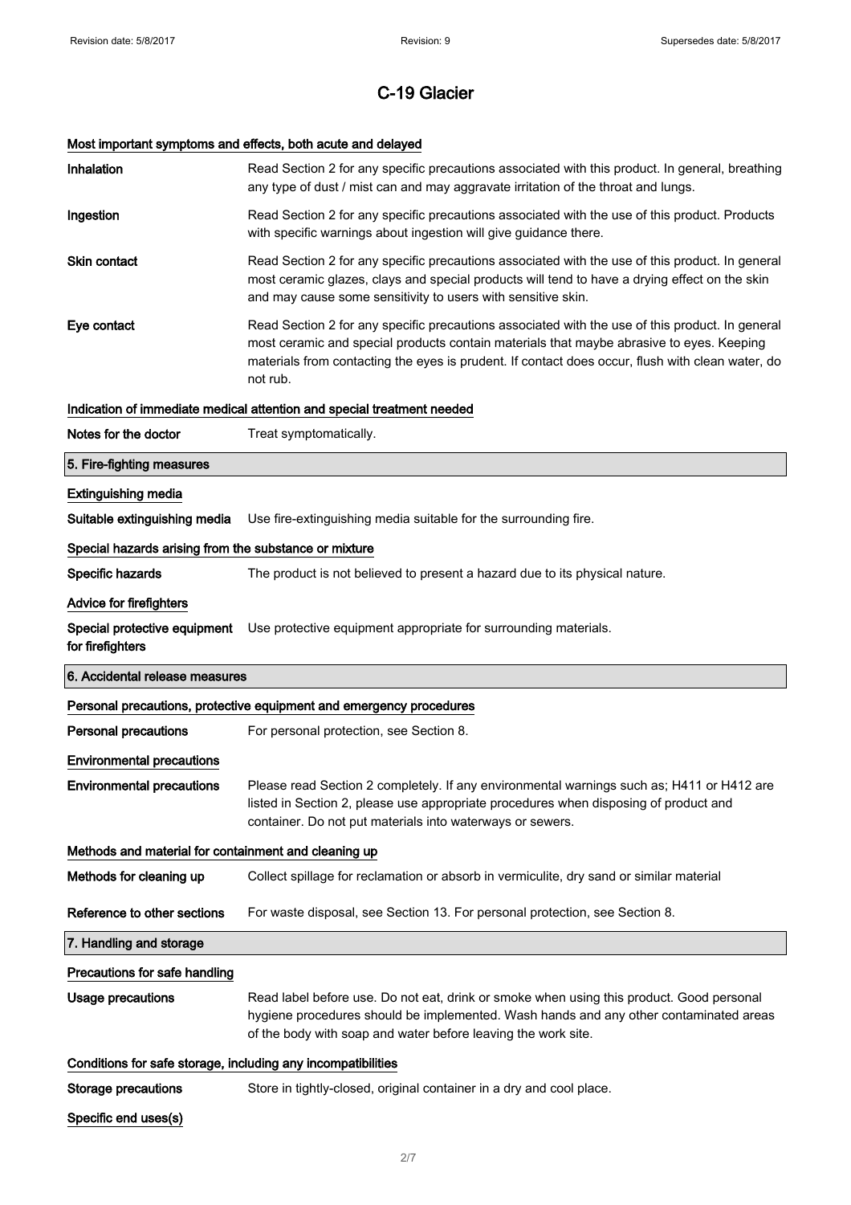# C-19 Glacier

### Most important symptoms and effects, both acute and delayed

**Inhalation** Read Section 2 for any specific precautions associated with this product. In general, breathing any type of dust / mist can and may aggravate irritation of the throat and lungs.

**Ingestion** Read Section 2 for any specific precautions associated with the use of this product. Products with specific warnings about ingestion will give guidance there.

**Skin contact** Read Section 2 for any specific precautions associated with the use of this product. In general most ceramic glazes, clays and special products will tend to have a drying effect on the skin and may cause some sensitivity to users with sensitive skin.

**Eye contact** Read Section 2 for any specific precautions associated with the use of this product. In general most ceramic and special products contain materials that maybe abrasive to eyes. Keeping materials from contacting the eyes is prudent. If contact does occur, flush with clean water, do not rub.

### Indication of immediate medical attention and special treatment needed

**Notes for the doctor** Treat symptomatically.

## 5. Fire-fighting measures

### Extinguishing media

**Suitable extinguishing media** Use fire-extinguishing media suitable for the surrounding fire.

### Special hazards arising from the substance or mixture

**Specific hazards** The product is not believed to present a hazard due to its physical nature.

### Advice for firefighters

**Special protective equipment for firefighters** Use protective equipment appropriate for surrounding materials.

## 6. Accidental release measures

### Personal precautions, protective equipment and emergency procedures

**Personal precautions** For personal protection, see Section 8.

### Environmental precautions

**Environmental precautions** Please read Section 2 completely. If any environmental warnings such as; H411 or H412 are listed in Section 2, please use appropriate procedures when disposing of product and container. Do not put materials into waterways or sewers.

### Methods and material for containment and cleaning up

**Methods for cleaning up** Collect spillage for reclamation or absorb in vermiculite, dry sand or similar material

**Reference to other sections** For waste disposal, see Section 13. For personal protection, see Section 8.

## 7. Handling and storage

### Precautions for safe handling

**Usage precautions** Read label before use. Do not eat, drink or smoke when using this product. Good personal hygiene procedures should be implemented. Wash hands and any other contaminated areas of the body with soap and water before leaving the work site.

### Conditions for safe storage, including any incompatibilities

**Storage precautions** Store in tightly-closed, original container in a dry and cool place.

### Specific end uses(s)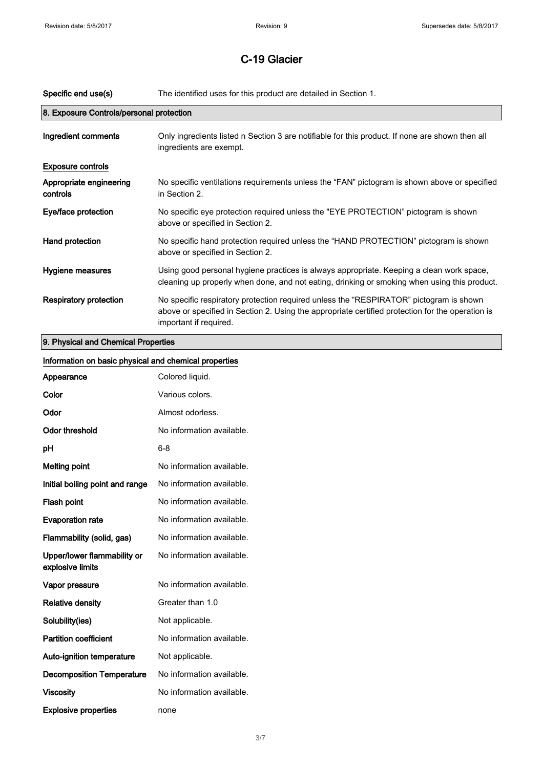# C-19 Glacier

| | |
|---|---|
| **Specific end use(s)** | The identified uses for this product are detailed in Section 1. |

## 8. Exposure Controls/personal protection

| | |
|---|---|
| **Ingredient comments** | Only ingredients listed n Section 3 are notifiable for this product. If none are shown then all ingredients are exempt. |

**Exposure controls**

| | |
|---|---|
| **Appropriate engineering controls** | No specific ventilations requirements unless the “FAN” pictogram is shown above or specified in Section 2. |
| **Eye/face protection** | No specific eye protection required unless the "EYE PROTECTION" pictogram is shown above or specified in Section 2. |
| **Hand protection** | No specific hand protection required unless the “HAND PROTECTION” pictogram is shown above or specified in Section 2. |
| **Hygiene measures** | Using good personal hygiene practices is always appropriate. Keeping a clean work space, cleaning up properly when done, and not eating, drinking or smoking when using this product. |
| **Respiratory protection** | No specific respiratory protection required unless the “RESPIRATOR” pictogram is shown above or specified in Section 2. Using the appropriate certified protection for the operation is important if required. |

## 9. Physical and Chemical Properties

**Information on basic physical and chemical properties**

| | |
|---|---|
| **Appearance** | Colored liquid. |
| **Color** | Various colors. |
| **Odor** | Almost odorless. |
| **Odor threshold** | No information available. |
| **pH** | 6-8 |
| **Melting point** | No information available. |
| **Initial boiling point and range** | No information available. |
| **Flash point** | No information available. |
| **Evaporation rate** | No information available. |
| **Flammability (solid, gas)** | No information available. |
| **Upper/lower flammability or explosive limits** | No information available. |
| **Vapor pressure** | No information available. |
| **Relative density** | Greater than 1.0 |
| **Solubility(ies)** | Not applicable. |
| **Partition coefficient** | No information available. |
| **Auto-ignition temperature** | Not applicable. |
| **Decomposition Temperature** | No information available. |
| **Viscosity** | No information available. |
| **Explosive properties** | none |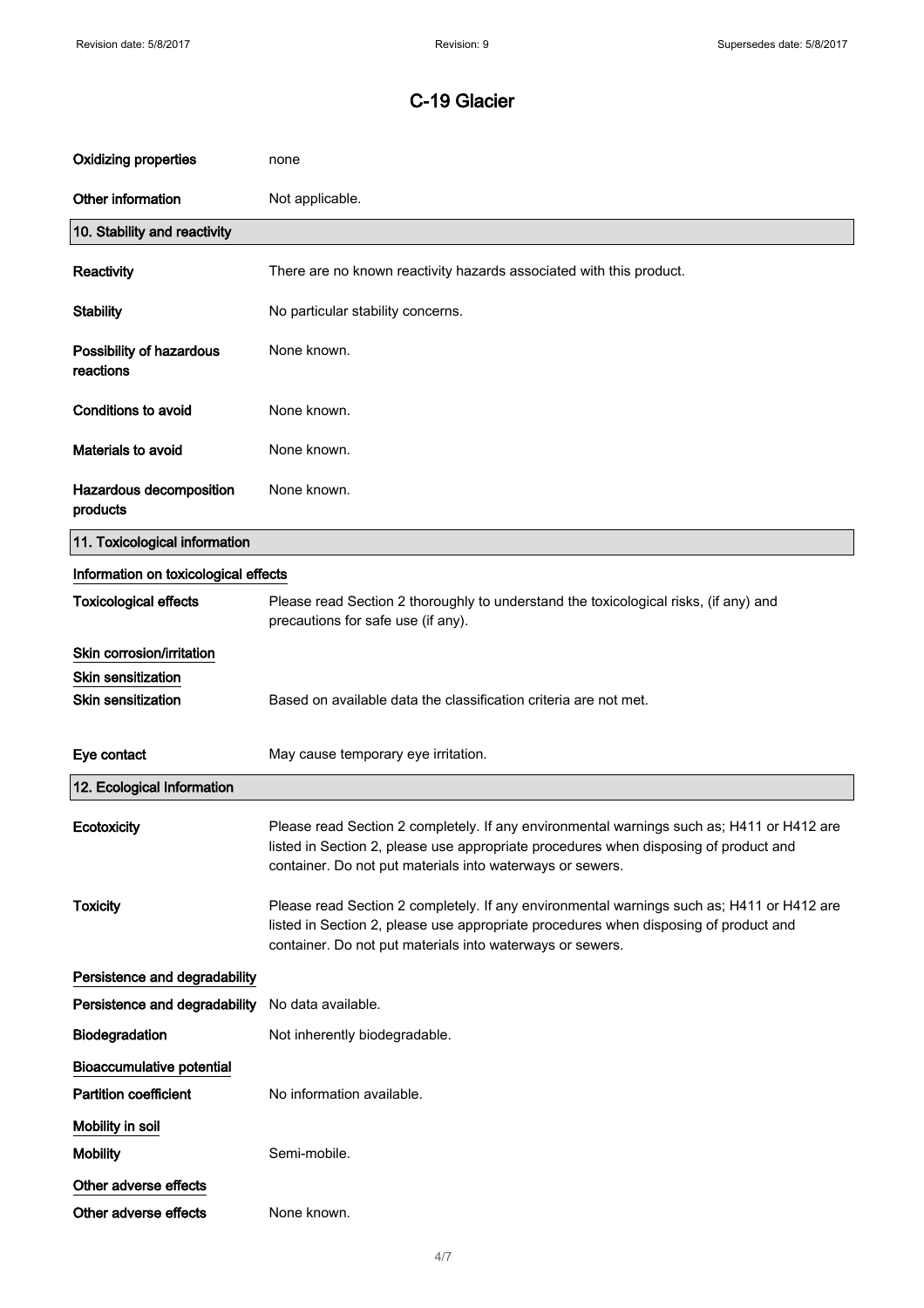# C-19 Glacier

| | |
|---|---|
| **Oxidizing properties** | none |
| **Other information** | Not applicable. |

## 10. Stability and reactivity

| | |
|---|---|
| **Reactivity** | There are no known reactivity hazards associated with this product. |
| **Stability** | No particular stability concerns. |
| **Possibility of hazardous reactions** | None known. |
| **Conditions to avoid** | None known. |
| **Materials to avoid** | None known. |
| **Hazardous decomposition products** | None known. |

## 11. Toxicological information

### Information on toxicological effects

| | |
|---|---|
| **Toxicological effects** | Please read Section 2 thoroughly to understand the toxicological risks, (if any) and precautions for safe use (if any). |

### Skin corrosion/irritation

### Skin sensitization

| | |
|---|---|
| **Skin sensitization** | Based on available data the classification criteria are not met. |
| **Eye contact** | May cause temporary eye irritation. |

## 12. Ecological Information

| | |
|---|---|
| **Ecotoxicity** | Please read Section 2 completely. If any environmental warnings such as; H411 or H412 are listed in Section 2, please use appropriate procedures when disposing of product and container. Do not put materials into waterways or sewers. |
| **Toxicity** | Please read Section 2 completely. If any environmental warnings such as; H411 or H412 are listed in Section 2, please use appropriate procedures when disposing of product and container. Do not put materials into waterways or sewers. |

### Persistence and degradability

| | |
|---|---|
| **Persistence and degradability** | No data available. |
| **Biodegradation** | Not inherently biodegradable. |

### Bioaccumulative potential

| | |
|---|---|
| **Partition coefficient** | No information available. |

### Mobility in soil

| | |
|---|---|
| **Mobility** | Semi-mobile. |

### Other adverse effects

| | |
|---|---|
| **Other adverse effects** | None known. |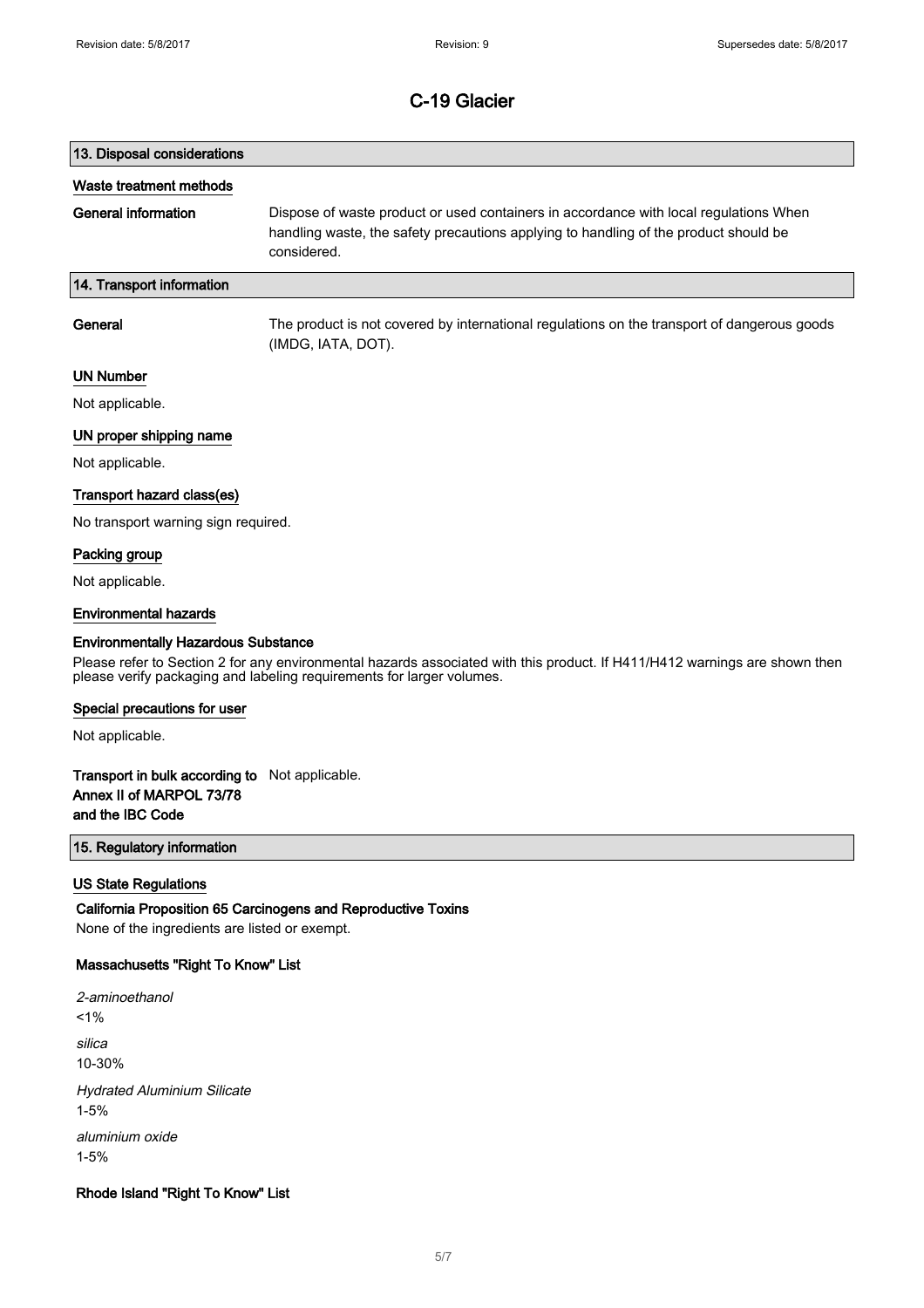# C-19 Glacier

## 13. Disposal considerations

### Waste treatment methods

**General information** Dispose of waste product or used containers in accordance with local regulations When handling waste, the safety precautions applying to handling of the product should be considered.

## 14. Transport information

**General** The product is not covered by international regulations on the transport of dangerous goods (IMDG, IATA, DOT).

### UN Number

Not applicable.

### UN proper shipping name

Not applicable.

### Transport hazard class(es)

No transport warning sign required.

### Packing group

Not applicable.

### Environmental hazards

**Environmentally Hazardous Substance**

Please refer to Section 2 for any environmental hazards associated with this product. If H411/H412 warnings are shown then please verify packaging and labeling requirements for larger volumes.

### Special precautions for user

Not applicable.

**Transport in bulk according to Annex II of MARPOL 73/78 and the IBC Code** Not applicable.

## 15. Regulatory information

### US State Regulations

**California Proposition 65 Carcinogens and Reproductive Toxins**

None of the ingredients are listed or exempt.

**Massachusetts "Right To Know" List**

*2-aminoethanol*
<1%

*silica*
10-30%

*Hydrated Aluminium Silicate*
1-5%

*aluminium oxide*
1-5%

**Rhode Island "Right To Know" List**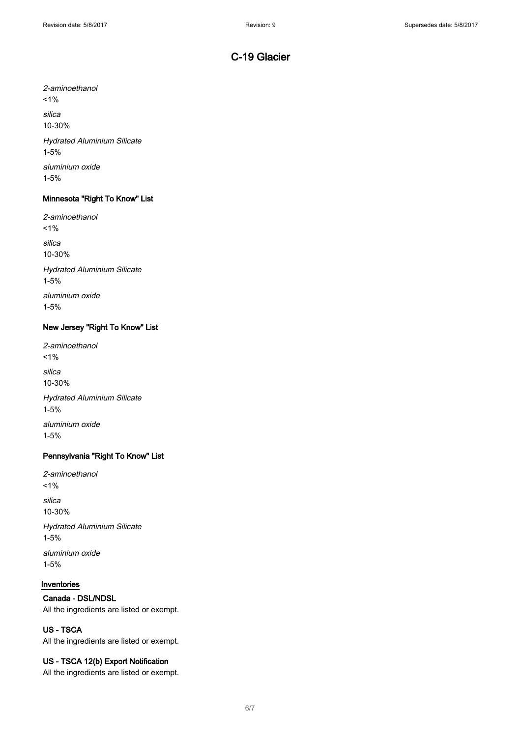# C-19 Glacier

*2-aminoethanol*
<1%

*silica*
10-30%

*Hydrated Aluminium Silicate*
1-5%

*aluminium oxide*
1-5%

### Minnesota "Right To Know" List

*2-aminoethanol*
<1%

*silica*
10-30%

*Hydrated Aluminium Silicate*
1-5%

*aluminium oxide*
1-5%

### New Jersey "Right To Know" List

*2-aminoethanol*
<1%

*silica*
10-30%

*Hydrated Aluminium Silicate*
1-5%

*aluminium oxide*
1-5%

### Pennsylvania "Right To Know" List

*2-aminoethanol*
<1%

*silica*
10-30%

*Hydrated Aluminium Silicate*
1-5%

*aluminium oxide*
1-5%

## Inventories

### Canada - DSL/NDSL

All the ingredients are listed or exempt.

### US - TSCA

All the ingredients are listed or exempt.

### US - TSCA 12(b) Export Notification

All the ingredients are listed or exempt.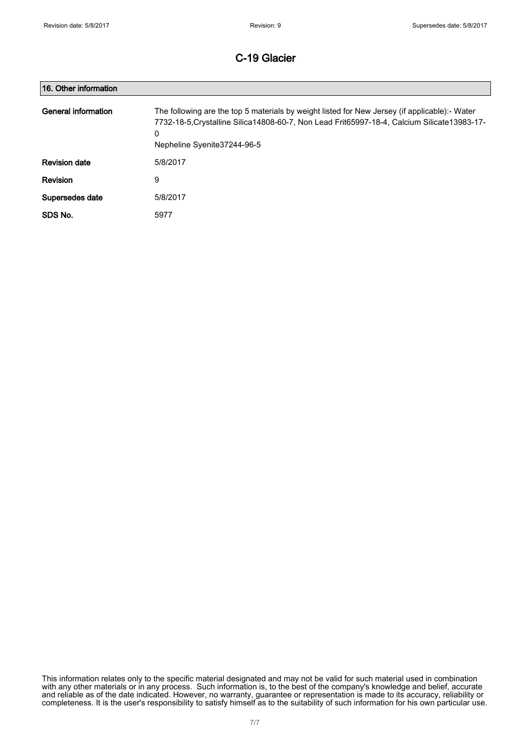# C-19 Glacier

## 16. Other information

| | |
|---|---|
| **General information** | The following are the top 5 materials by weight listed for New Jersey (if applicable):- Water 7732-18-5,Crystalline Silica14808-60-7, Non Lead Frit65997-18-4, Calcium Silicate13983-17-0<br>Nepheline Syenite37244-96-5 |
| **Revision date** | 5/8/2017 |
| **Revision** | 9 |
| **Supersedes date** | 5/8/2017 |
| **SDS No.** | 5977 |

This information relates only to the specific material designated and may not be valid for such material used in combination with any other materials or in any process. Such information is, to the best of the company's knowledge and belief, accurate and reliable as of the date indicated. However, no warranty, guarantee or representation is made to its accuracy, reliability or completeness. It is the user's responsibility to satisfy himself as to the suitability of such information for his own particular use.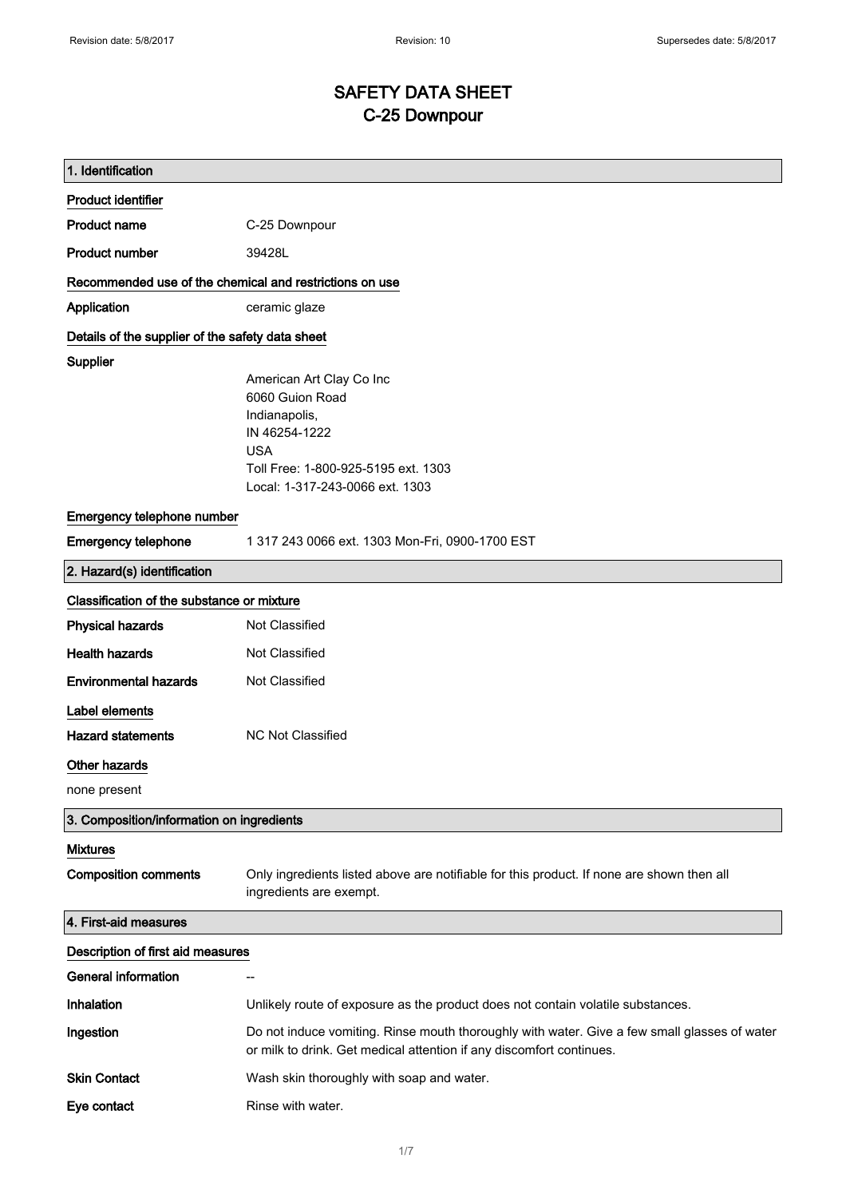# SAFETY DATA SHEET
# C-25 Downpour

## 1. Identification

### Product identifier

| | |
|---|---|
| **Product name** | C-25 Downpour |
| **Product number** | 39428L |

### Recommended use of the chemical and restrictions on use

| | |
|---|---|
| **Application** | ceramic glaze |

### Details of the supplier of the safety data sheet

**Supplier**

American Art Clay Co Inc
6060 Guion Road
Indianapolis,
IN 46254-1222
USA
Toll Free: 1-800-925-5195 ext. 1303
Local: 1-317-243-0066 ext. 1303

### Emergency telephone number

| | |
|---|---|
| **Emergency telephone** | 1 317 243 0066 ext. 1303 Mon-Fri, 0900-1700 EST |

## 2. Hazard(s) identification

### Classification of the substance or mixture

| | |
|---|---|
| **Physical hazards** | Not Classified |
| **Health hazards** | Not Classified |
| **Environmental hazards** | Not Classified |

### Label elements

| | |
|---|---|
| **Hazard statements** | NC Not Classified |

### Other hazards

none present

## 3. Composition/information on ingredients

### Mixtures

| | |
|---|---|
| **Composition comments** | Only ingredients listed above are notifiable for this product. If none are shown then all ingredients are exempt. |

## 4. First-aid measures

### Description of first aid measures

| | |
|---|---|
| **General information** | -- |
| **Inhalation** | Unlikely route of exposure as the product does not contain volatile substances. |
| **Ingestion** | Do not induce vomiting. Rinse mouth thoroughly with water. Give a few small glasses of water or milk to drink. Get medical attention if any discomfort continues. |
| **Skin Contact** | Wash skin thoroughly with soap and water. |
| **Eye contact** | Rinse with water. |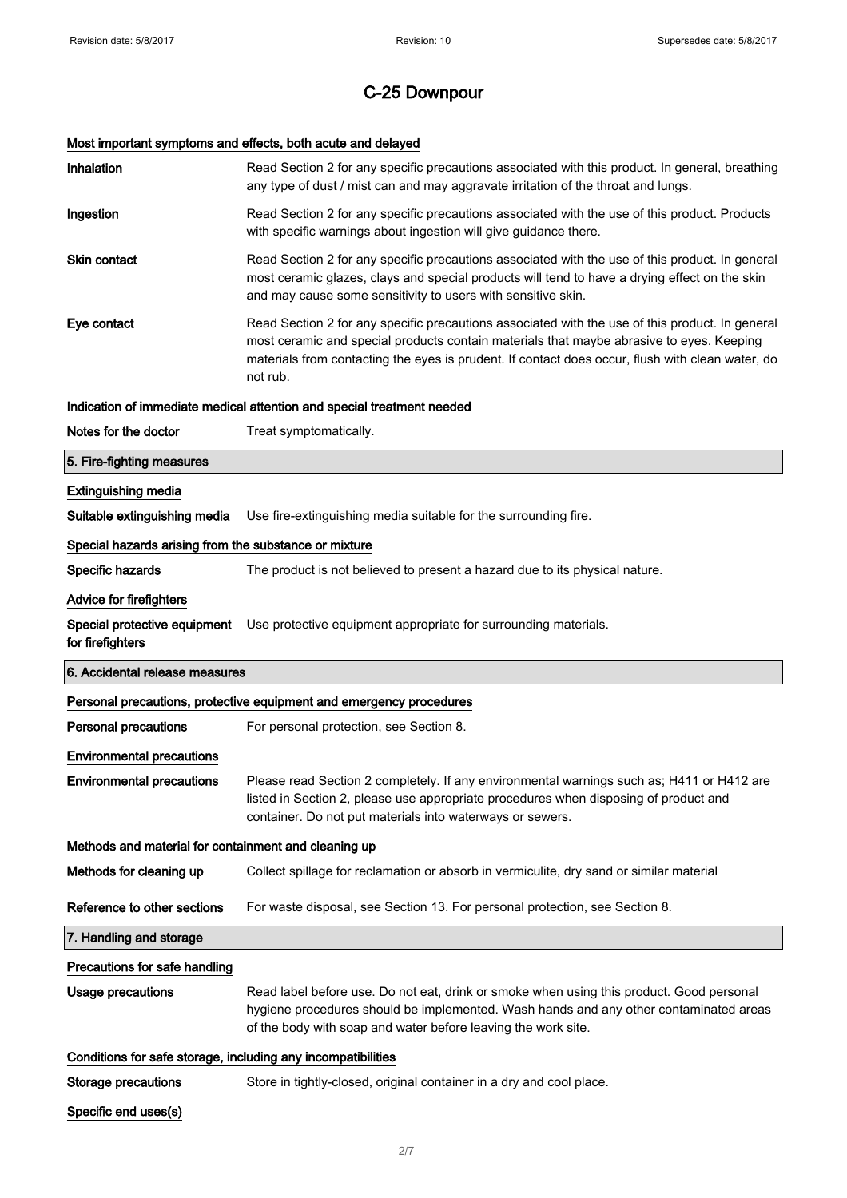# C-25 Downpour

### Most important symptoms and effects, both acute and delayed

**Inhalation** Read Section 2 for any specific precautions associated with this product. In general, breathing any type of dust / mist can and may aggravate irritation of the throat and lungs.

**Ingestion** Read Section 2 for any specific precautions associated with the use of this product. Products with specific warnings about ingestion will give guidance there.

**Skin contact** Read Section 2 for any specific precautions associated with the use of this product. In general most ceramic glazes, clays and special products will tend to have a drying effect on the skin and may cause some sensitivity to users with sensitive skin.

**Eye contact** Read Section 2 for any specific precautions associated with the use of this product. In general most ceramic and special products contain materials that maybe abrasive to eyes. Keeping materials from contacting the eyes is prudent. If contact does occur, flush with clean water, do not rub.

### Indication of immediate medical attention and special treatment needed

**Notes for the doctor** Treat symptomatically.

## 5. Fire-fighting measures

### Extinguishing media

**Suitable extinguishing media** Use fire-extinguishing media suitable for the surrounding fire.

### Special hazards arising from the substance or mixture

**Specific hazards** The product is not believed to present a hazard due to its physical nature.

### Advice for firefighters

**Special protective equipment for firefighters** Use protective equipment appropriate for surrounding materials.

## 6. Accidental release measures

### Personal precautions, protective equipment and emergency procedures

**Personal precautions** For personal protection, see Section 8.

### Environmental precautions

**Environmental precautions** Please read Section 2 completely. If any environmental warnings such as; H411 or H412 are listed in Section 2, please use appropriate procedures when disposing of product and container. Do not put materials into waterways or sewers.

### Methods and material for containment and cleaning up

**Methods for cleaning up** Collect spillage for reclamation or absorb in vermiculite, dry sand or similar material

**Reference to other sections** For waste disposal, see Section 13. For personal protection, see Section 8.

## 7. Handling and storage

### Precautions for safe handling

**Usage precautions** Read label before use. Do not eat, drink or smoke when using this product. Good personal hygiene procedures should be implemented. Wash hands and any other contaminated areas of the body with soap and water before leaving the work site.

### Conditions for safe storage, including any incompatibilities

**Storage precautions** Store in tightly-closed, original container in a dry and cool place.

### Specific end uses(s)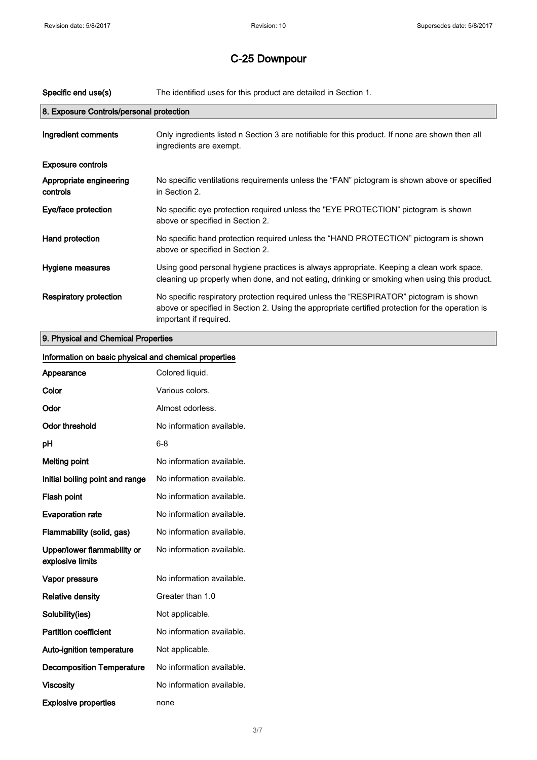# C-25 Downpour

| | |
|---|---|
| **Specific end use(s)** | The identified uses for this product are detailed in Section 1. |

## 8. Exposure Controls/personal protection

| | |
|---|---|
| **Ingredient comments** | Only ingredients listed n Section 3 are notifiable for this product. If none are shown then all ingredients are exempt. |

**Exposure controls**

| | |
|---|---|
| **Appropriate engineering controls** | No specific ventilations requirements unless the "FAN" pictogram is shown above or specified in Section 2. |
| **Eye/face protection** | No specific eye protection required unless the "EYE PROTECTION" pictogram is shown above or specified in Section 2. |
| **Hand protection** | No specific hand protection required unless the "HAND PROTECTION" pictogram is shown above or specified in Section 2. |
| **Hygiene measures** | Using good personal hygiene practices is always appropriate. Keeping a clean work space, cleaning up properly when done, and not eating, drinking or smoking when using this product. |
| **Respiratory protection** | No specific respiratory protection required unless the "RESPIRATOR" pictogram is shown above or specified in Section 2. Using the appropriate certified protection for the operation is important if required. |

## 9. Physical and Chemical Properties

**Information on basic physical and chemical properties**

| | |
|---|---|
| **Appearance** | Colored liquid. |
| **Color** | Various colors. |
| **Odor** | Almost odorless. |
| **Odor threshold** | No information available. |
| **pH** | 6-8 |
| **Melting point** | No information available. |
| **Initial boiling point and range** | No information available. |
| **Flash point** | No information available. |
| **Evaporation rate** | No information available. |
| **Flammability (solid, gas)** | No information available. |
| **Upper/lower flammability or explosive limits** | No information available. |
| **Vapor pressure** | No information available. |
| **Relative density** | Greater than 1.0 |
| **Solubility(ies)** | Not applicable. |
| **Partition coefficient** | No information available. |
| **Auto-ignition temperature** | Not applicable. |
| **Decomposition Temperature** | No information available. |
| **Viscosity** | No information available. |
| **Explosive properties** | none |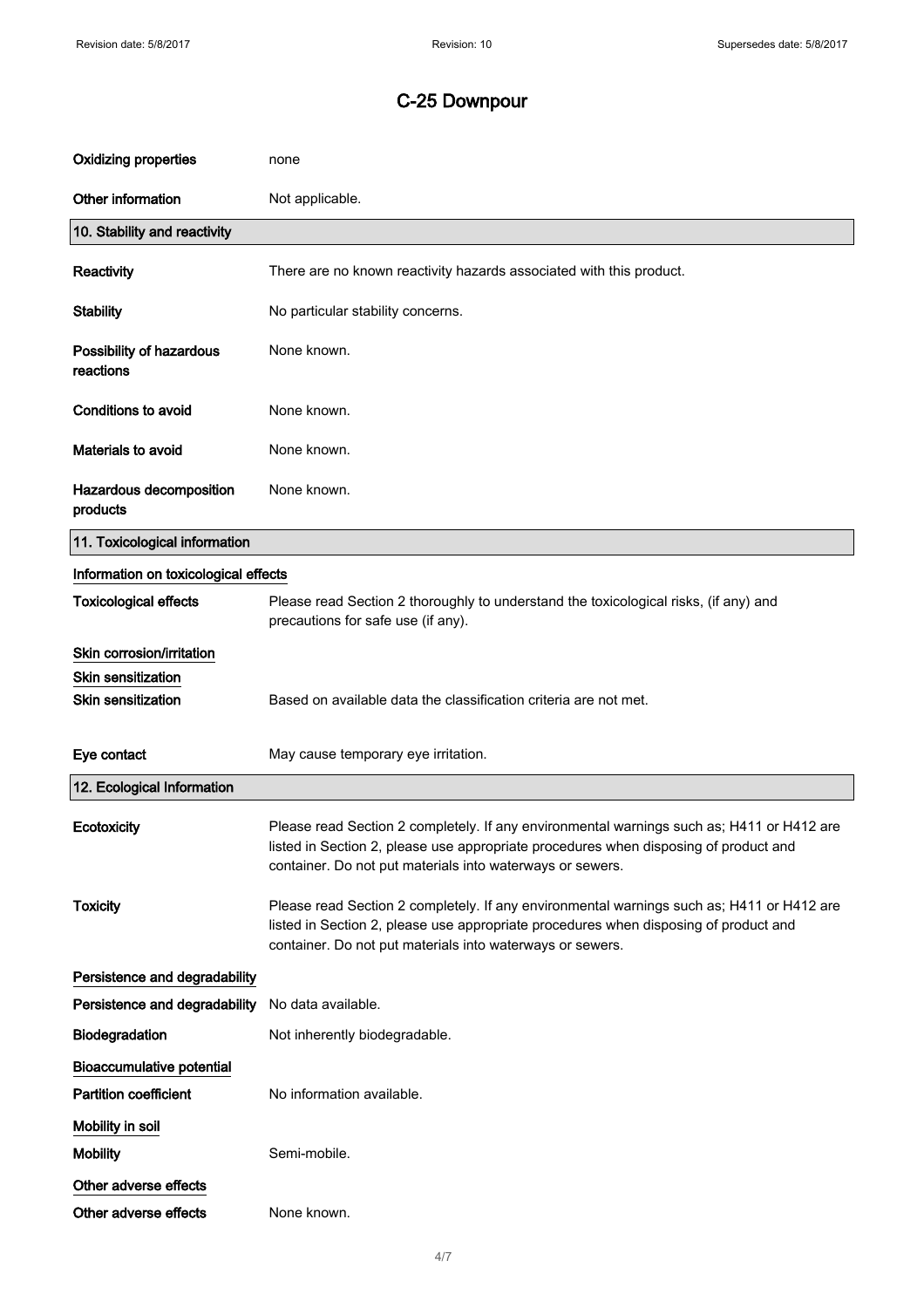# C-25 Downpour

| | |
|---|---|
| **Oxidizing properties** | none |
| **Other information** | Not applicable. |

## 10. Stability and reactivity

| | |
|---|---|
| **Reactivity** | There are no known reactivity hazards associated with this product. |
| **Stability** | No particular stability concerns. |
| **Possibility of hazardous reactions** | None known. |
| **Conditions to avoid** | None known. |
| **Materials to avoid** | None known. |
| **Hazardous decomposition products** | None known. |

## 11. Toxicological information

**Information on toxicological effects**

| | |
|---|---|
| **Toxicological effects** | Please read Section 2 thoroughly to understand the toxicological risks, (if any) and precautions for safe use (if any). |

**Skin corrosion/irritation**

**Skin sensitization**

| | |
|---|---|
| **Skin sensitization** | Based on available data the classification criteria are not met. |
| **Eye contact** | May cause temporary eye irritation. |

## 12. Ecological Information

| | |
|---|---|
| **Ecotoxicity** | Please read Section 2 completely. If any environmental warnings such as; H411 or H412 are listed in Section 2, please use appropriate procedures when disposing of product and container. Do not put materials into waterways or sewers. |
| **Toxicity** | Please read Section 2 completely. If any environmental warnings such as; H411 or H412 are listed in Section 2, please use appropriate procedures when disposing of product and container. Do not put materials into waterways or sewers. |

**Persistence and degradability**

| | |
|---|---|
| **Persistence and degradability** | No data available. |
| **Biodegradation** | Not inherently biodegradable. |

**Bioaccumulative potential**

| | |
|---|---|
| **Partition coefficient** | No information available. |

**Mobility in soil**

| | |
|---|---|
| **Mobility** | Semi-mobile. |

**Other adverse effects**

| | |
|---|---|
| **Other adverse effects** | None known. |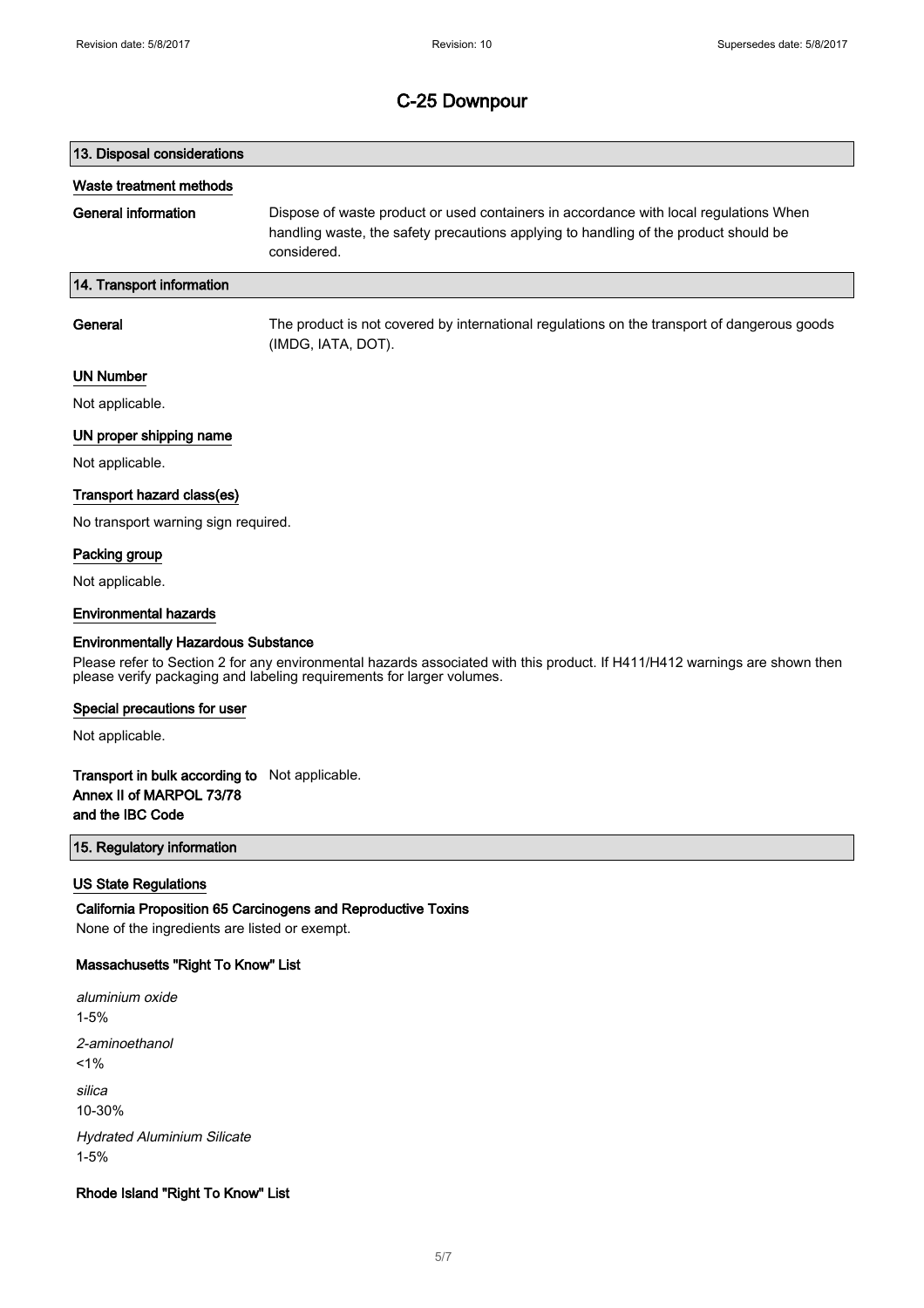# C-25 Downpour

## 13. Disposal considerations

### Waste treatment methods

**General information** Dispose of waste product or used containers in accordance with local regulations When handling waste, the safety precautions applying to handling of the product should be considered.

## 14. Transport information

**General** The product is not covered by international regulations on the transport of dangerous goods (IMDG, IATA, DOT).

### UN Number

Not applicable.

### UN proper shipping name

Not applicable.

### Transport hazard class(es)

No transport warning sign required.

### Packing group

Not applicable.

### Environmental hazards

**Environmentally Hazardous Substance**

Please refer to Section 2 for any environmental hazards associated with this product. If H411/H412 warnings are shown then please verify packaging and labeling requirements for larger volumes.

### Special precautions for user

Not applicable.

**Transport in bulk according to Annex II of MARPOL 73/78 and the IBC Code** Not applicable.

## 15. Regulatory information

### US State Regulations

**California Proposition 65 Carcinogens and Reproductive Toxins**

None of the ingredients are listed or exempt.

**Massachusetts "Right To Know" List**

*aluminium oxide*
1-5%

*2-aminoethanol*
<1%

*silica*
10-30%

*Hydrated Aluminium Silicate*
1-5%

**Rhode Island "Right To Know" List**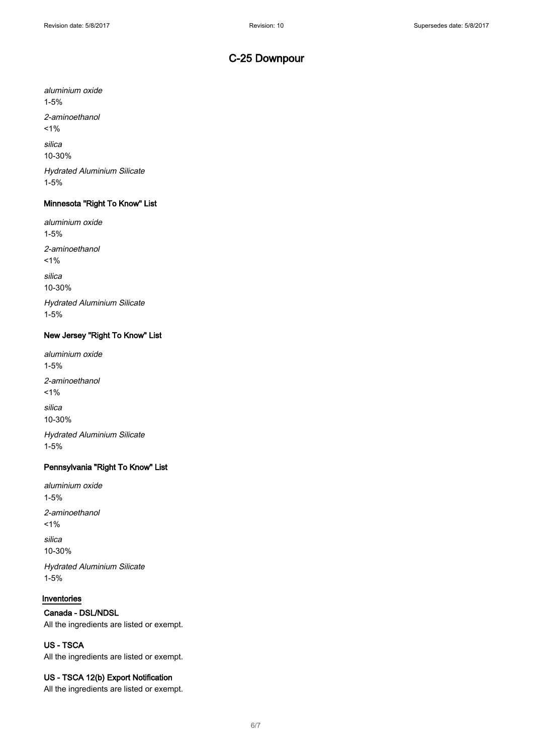*aluminium oxide*

1-5%

*2-aminoethanol*

<1%

*silica*

10-30%

*Hydrated Aluminium Silicate*

1-5%

### Minnesota "Right To Know" List

*aluminium oxide*

1-5%

*2-aminoethanol*

<1%

*silica*

10-30%

*Hydrated Aluminium Silicate*

1-5%

### New Jersey "Right To Know" List

*aluminium oxide*

1-5%

*2-aminoethanol*

<1%

*silica*

10-30%

*Hydrated Aluminium Silicate*

1-5%

### Pennsylvania "Right To Know" List

*aluminium oxide*

1-5%

*2-aminoethanol*

<1%

*silica*

10-30%

*Hydrated Aluminium Silicate*

1-5%

## Inventories

### Canada - DSL/NDSL

All the ingredients are listed or exempt.

### US - TSCA

All the ingredients are listed or exempt.

### US - TSCA 12(b) Export Notification

All the ingredients are listed or exempt.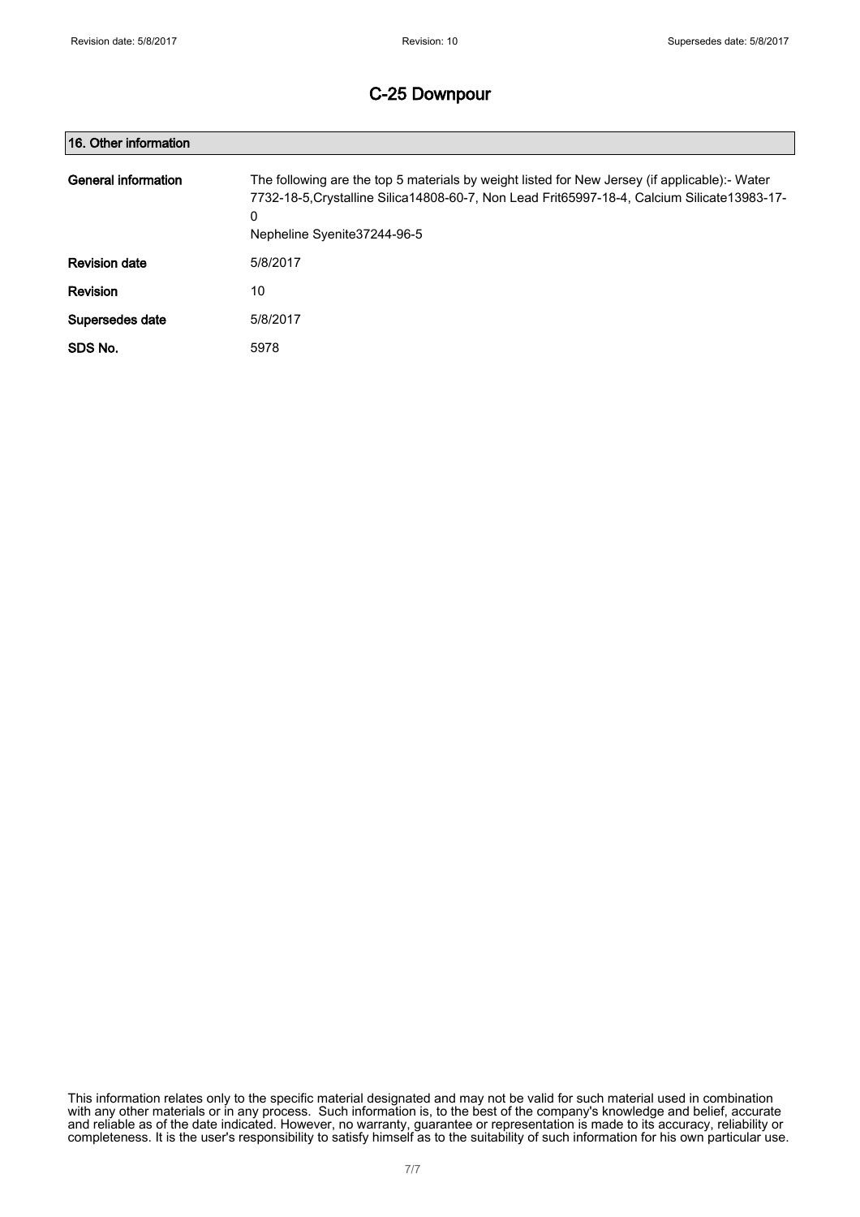# C-25 Downpour

## 16. Other information

| | |
|---|---|
| **General information** | The following are the top 5 materials by weight listed for New Jersey (if applicable):- Water 7732-18-5,Crystalline Silica14808-60-7, Non Lead Frit65997-18-4, Calcium Silicate13983-17-0<br>Nepheline Syenite37244-96-5 |
| **Revision date** | 5/8/2017 |
| **Revision** | 10 |
| **Supersedes date** | 5/8/2017 |
| **SDS No.** | 5978 |

This information relates only to the specific material designated and may not be valid for such material used in combination with any other materials or in any process. Such information is, to the best of the company's knowledge and belief, accurate and reliable as of the date indicated. However, no warranty, guarantee or representation is made to its accuracy, reliability or completeness. It is the user's responsibility to satisfy himself as to the suitability of such information for his own particular use.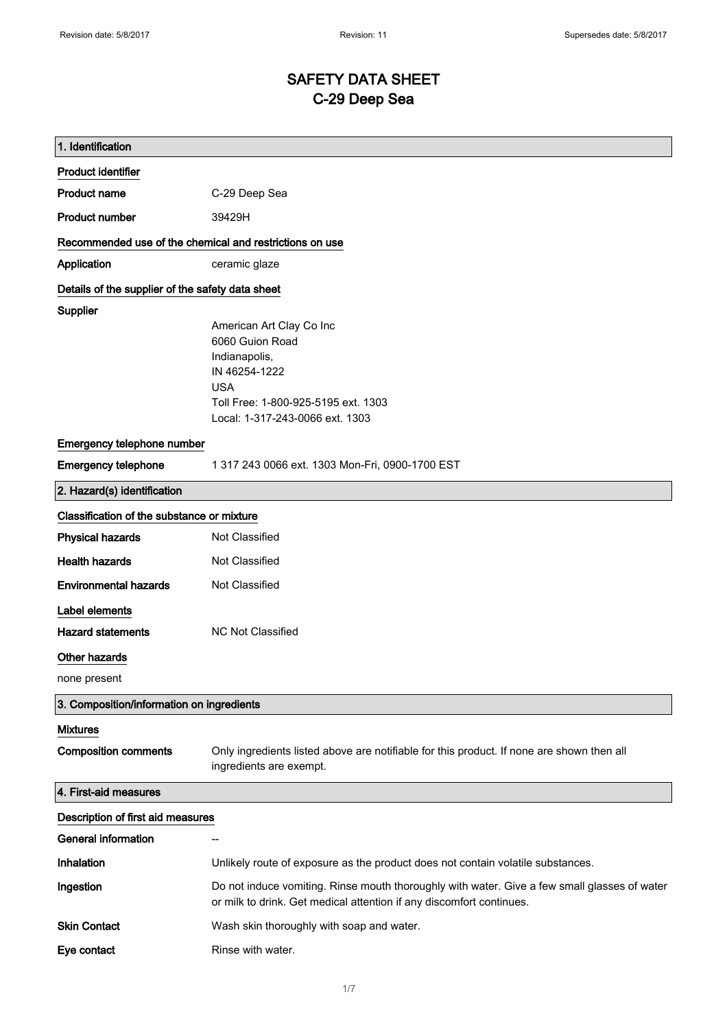# SAFETY DATA SHEET
# C-29 Deep Sea

## 1. Identification

### Product identifier

| | |
|---|---|
| **Product name** | C-29 Deep Sea |
| **Product number** | 39429H |

### Recommended use of the chemical and restrictions on use

| | |
|---|---|
| **Application** | ceramic glaze |

### Details of the supplier of the safety data sheet

**Supplier**

American Art Clay Co Inc
6060 Guion Road
Indianapolis,
IN 46254-1222
USA
Toll Free: 1-800-925-5195 ext. 1303
Local: 1-317-243-0066 ext. 1303

### Emergency telephone number

| | |
|---|---|
| **Emergency telephone** | 1 317 243 0066 ext. 1303 Mon-Fri, 0900-1700 EST |

## 2. Hazard(s) identification

### Classification of the substance or mixture

| | |
|---|---|
| **Physical hazards** | Not Classified |
| **Health hazards** | Not Classified |
| **Environmental hazards** | Not Classified |

### Label elements

| | |
|---|---|
| **Hazard statements** | NC Not Classified |

### Other hazards

none present

## 3. Composition/information on ingredients

### Mixtures

| | |
|---|---|
| **Composition comments** | Only ingredients listed above are notifiable for this product. If none are shown then all ingredients are exempt. |

## 4. First-aid measures

### Description of first aid measures

| | |
|---|---|
| **General information** | -- |
| **Inhalation** | Unlikely route of exposure as the product does not contain volatile substances. |
| **Ingestion** | Do not induce vomiting. Rinse mouth thoroughly with water. Give a few small glasses of water or milk to drink. Get medical attention if any discomfort continues. |
| **Skin Contact** | Wash skin thoroughly with soap and water. |
| **Eye contact** | Rinse with water. |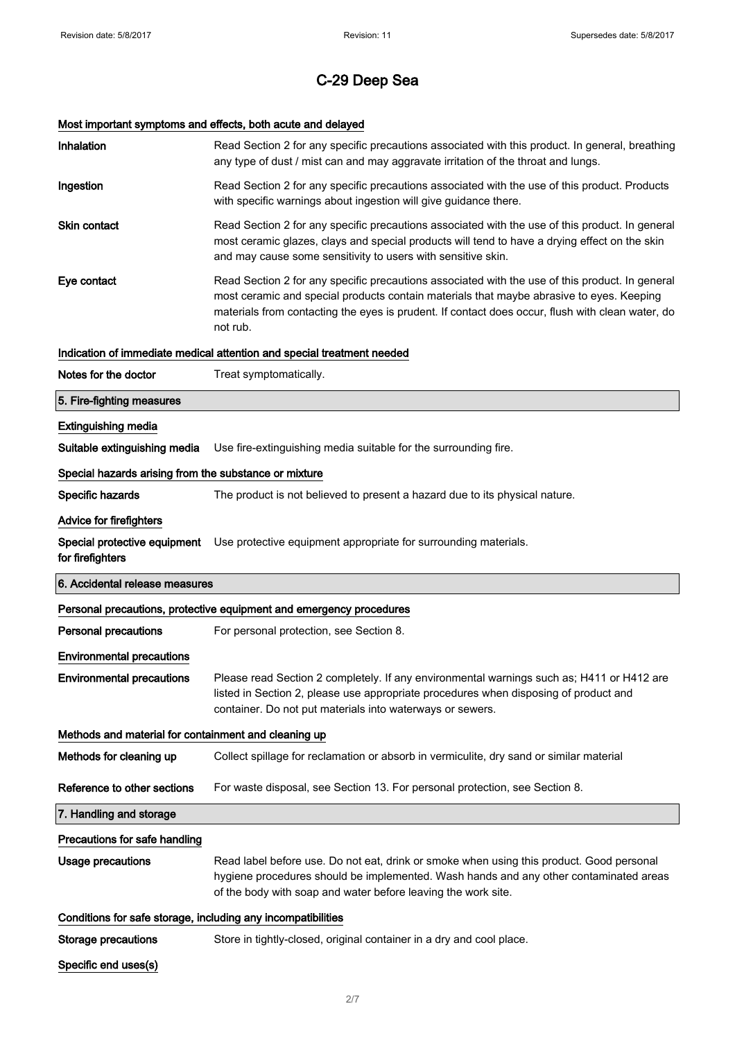# C-29 Deep Sea

### Most important symptoms and effects, both acute and delayed

**Inhalation** Read Section 2 for any specific precautions associated with this product. In general, breathing any type of dust / mist can and may aggravate irritation of the throat and lungs.

**Ingestion** Read Section 2 for any specific precautions associated with the use of this product. Products with specific warnings about ingestion will give guidance there.

**Skin contact** Read Section 2 for any specific precautions associated with the use of this product. In general most ceramic glazes, clays and special products will tend to have a drying effect on the skin and may cause some sensitivity to users with sensitive skin.

**Eye contact** Read Section 2 for any specific precautions associated with the use of this product. In general most ceramic and special products contain materials that maybe abrasive to eyes. Keeping materials from contacting the eyes is prudent. If contact does occur, flush with clean water, do not rub.

### Indication of immediate medical attention and special treatment needed

**Notes for the doctor** Treat symptomatically.

## 5. Fire-fighting measures

### Extinguishing media

**Suitable extinguishing media** Use fire-extinguishing media suitable for the surrounding fire.

### Special hazards arising from the substance or mixture

**Specific hazards** The product is not believed to present a hazard due to its physical nature.

### Advice for firefighters

**Special protective equipment for firefighters** Use protective equipment appropriate for surrounding materials.

## 6. Accidental release measures

### Personal precautions, protective equipment and emergency procedures

**Personal precautions** For personal protection, see Section 8.

### Environmental precautions

**Environmental precautions** Please read Section 2 completely. If any environmental warnings such as; H411 or H412 are listed in Section 2, please use appropriate procedures when disposing of product and container. Do not put materials into waterways or sewers.

### Methods and material for containment and cleaning up

**Methods for cleaning up** Collect spillage for reclamation or absorb in vermiculite, dry sand or similar material

**Reference to other sections** For waste disposal, see Section 13. For personal protection, see Section 8.

## 7. Handling and storage

### Precautions for safe handling

**Usage precautions** Read label before use. Do not eat, drink or smoke when using this product. Good personal hygiene procedures should be implemented. Wash hands and any other contaminated areas of the body with soap and water before leaving the work site.

### Conditions for safe storage, including any incompatibilities

**Storage precautions** Store in tightly-closed, original container in a dry and cool place.

### Specific end uses(s)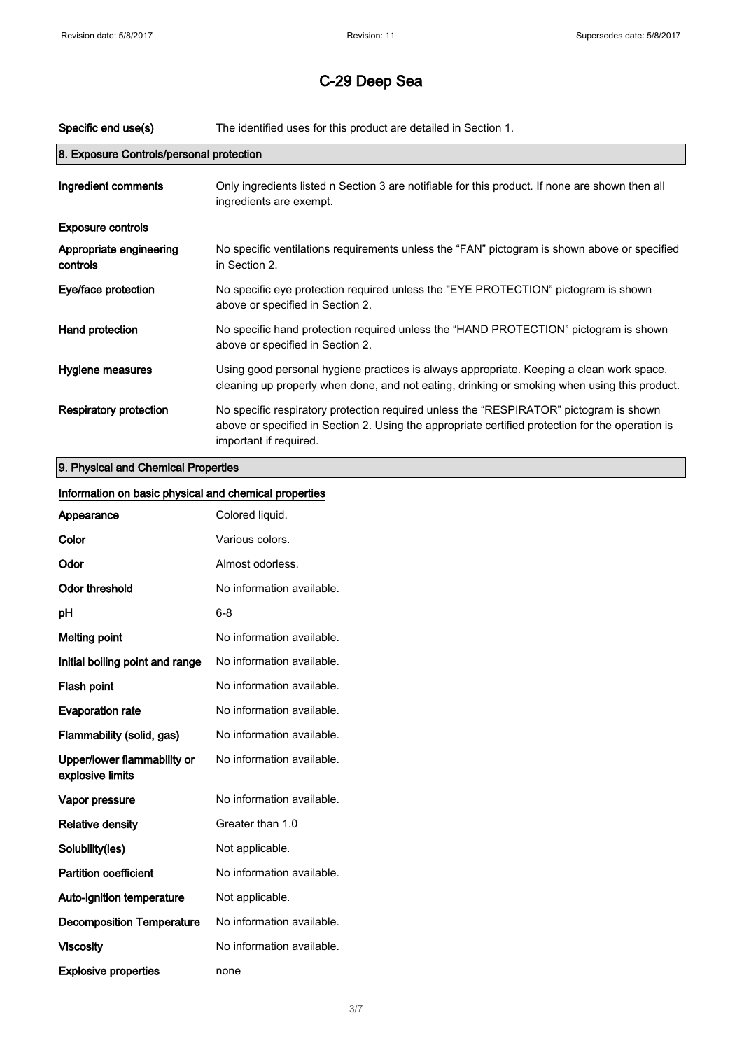# C-29 Deep Sea

| | |
|---|---|
| **Specific end use(s)** | The identified uses for this product are detailed in Section 1. |

## 8. Exposure Controls/personal protection

| | |
|---|---|
| **Ingredient comments** | Only ingredients listed n Section 3 are notifiable for this product. If none are shown then all ingredients are exempt. |

**Exposure controls**

| | |
|---|---|
| **Appropriate engineering controls** | No specific ventilations requirements unless the "FAN" pictogram is shown above or specified in Section 2. |
| **Eye/face protection** | No specific eye protection required unless the "EYE PROTECTION" pictogram is shown above or specified in Section 2. |
| **Hand protection** | No specific hand protection required unless the "HAND PROTECTION" pictogram is shown above or specified in Section 2. |
| **Hygiene measures** | Using good personal hygiene practices is always appropriate. Keeping a clean work space, cleaning up properly when done, and not eating, drinking or smoking when using this product. |
| **Respiratory protection** | No specific respiratory protection required unless the "RESPIRATOR" pictogram is shown above or specified in Section 2. Using the appropriate certified protection for the operation is important if required. |

## 9. Physical and Chemical Properties

**Information on basic physical and chemical properties**

| | |
|---|---|
| **Appearance** | Colored liquid. |
| **Color** | Various colors. |
| **Odor** | Almost odorless. |
| **Odor threshold** | No information available. |
| **pH** | 6-8 |
| **Melting point** | No information available. |
| **Initial boiling point and range** | No information available. |
| **Flash point** | No information available. |
| **Evaporation rate** | No information available. |
| **Flammability (solid, gas)** | No information available. |
| **Upper/lower flammability or explosive limits** | No information available. |
| **Vapor pressure** | No information available. |
| **Relative density** | Greater than 1.0 |
| **Solubility(ies)** | Not applicable. |
| **Partition coefficient** | No information available. |
| **Auto-ignition temperature** | Not applicable. |
| **Decomposition Temperature** | No information available. |
| **Viscosity** | No information available. |
| **Explosive properties** | none |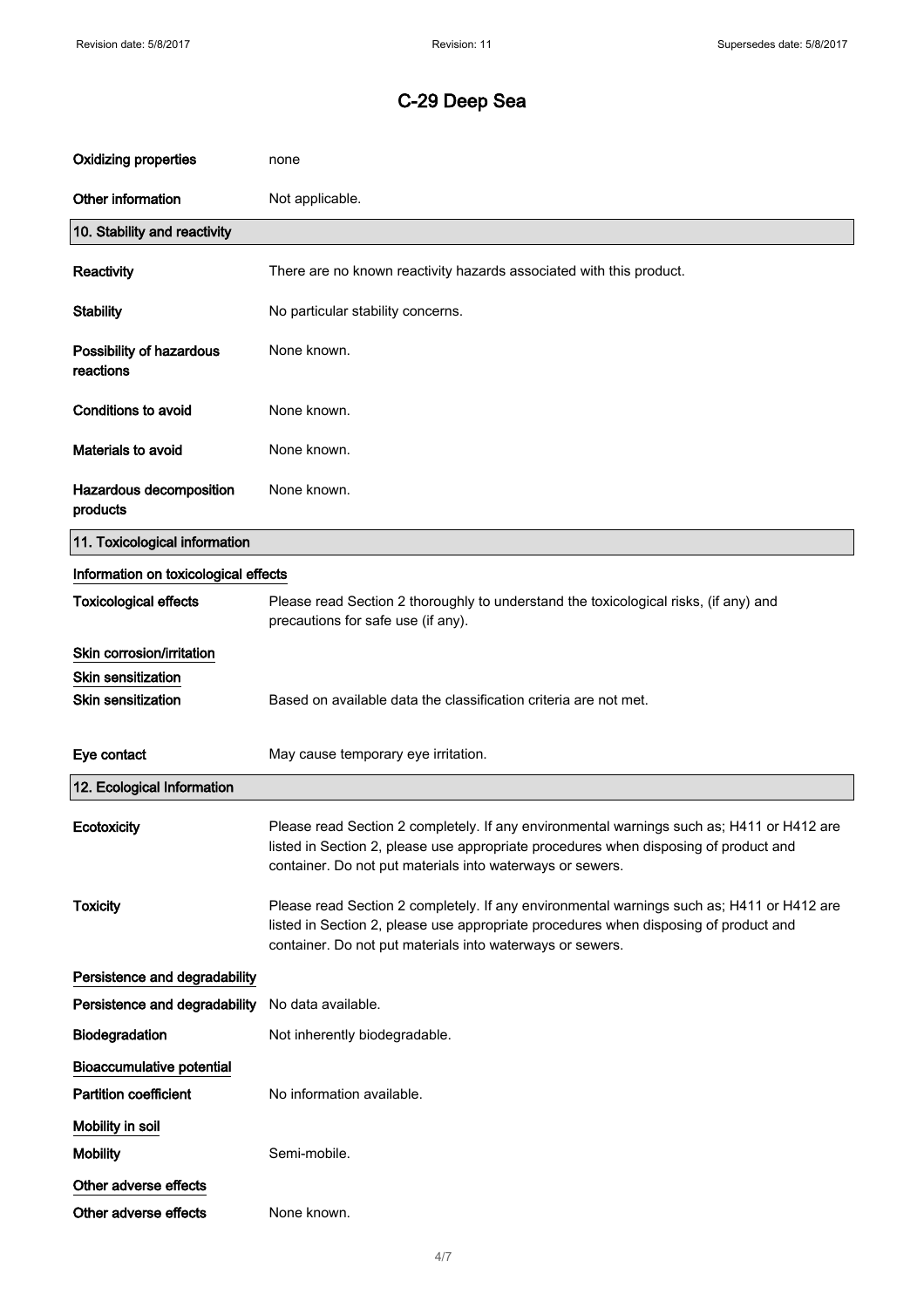# C-29 Deep Sea

| | |
|---|---|
| **Oxidizing properties** | none |
| **Other information** | Not applicable. |

## 10. Stability and reactivity

| | |
|---|---|
| **Reactivity** | There are no known reactivity hazards associated with this product. |
| **Stability** | No particular stability concerns. |
| **Possibility of hazardous reactions** | None known. |
| **Conditions to avoid** | None known. |
| **Materials to avoid** | None known. |
| **Hazardous decomposition products** | None known. |

## 11. Toxicological information

**Information on toxicological effects**

| | |
|---|---|
| **Toxicological effects** | Please read Section 2 thoroughly to understand the toxicological risks, (if any) and precautions for safe use (if any). |

**Skin corrosion/irritation**

**Skin sensitization**

| | |
|---|---|
| **Skin sensitization** | Based on available data the classification criteria are not met. |
| **Eye contact** | May cause temporary eye irritation. |

## 12. Ecological Information

| | |
|---|---|
| **Ecotoxicity** | Please read Section 2 completely. If any environmental warnings such as; H411 or H412 are listed in Section 2, please use appropriate procedures when disposing of product and container. Do not put materials into waterways or sewers. |
| **Toxicity** | Please read Section 2 completely. If any environmental warnings such as; H411 or H412 are listed in Section 2, please use appropriate procedures when disposing of product and container. Do not put materials into waterways or sewers. |

**Persistence and degradability**

| | |
|---|---|
| **Persistence and degradability** | No data available. |
| **Biodegradation** | Not inherently biodegradable. |

**Bioaccumulative potential**

| | |
|---|---|
| **Partition coefficient** | No information available. |

**Mobility in soil**

| | |
|---|---|
| **Mobility** | Semi-mobile. |

**Other adverse effects**

| | |
|---|---|
| **Other adverse effects** | None known. |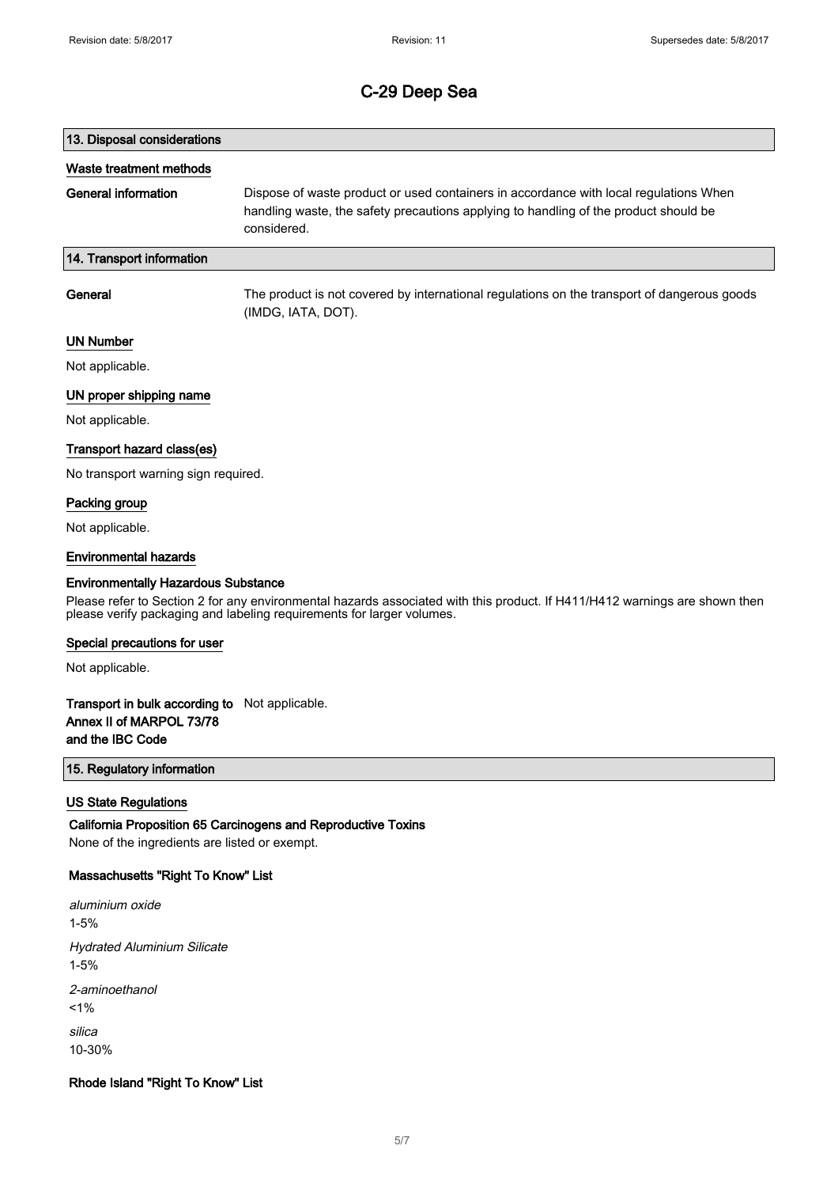# C-29 Deep Sea

## 13. Disposal considerations

### Waste treatment methods

**General information** Dispose of waste product or used containers in accordance with local regulations When handling waste, the safety precautions applying to handling of the product should be considered.

## 14. Transport information

**General** The product is not covered by international regulations on the transport of dangerous goods (IMDG, IATA, DOT).

### UN Number

Not applicable.

### UN proper shipping name

Not applicable.

### Transport hazard class(es)

No transport warning sign required.

### Packing group

Not applicable.

### Environmental hazards

**Environmentally Hazardous Substance**

Please refer to Section 2 for any environmental hazards associated with this product. If H411/H412 warnings are shown then please verify packaging and labeling requirements for larger volumes.

### Special precautions for user

Not applicable.

**Transport in bulk according to Annex II of MARPOL 73/78 and the IBC Code** Not applicable.

## 15. Regulatory information

### US State Regulations

**California Proposition 65 Carcinogens and Reproductive Toxins**

None of the ingredients are listed or exempt.

**Massachusetts "Right To Know" List**

*aluminium oxide*
1-5%

*Hydrated Aluminium Silicate*
1-5%

*2-aminoethanol*
<1%

*silica*
10-30%

**Rhode Island "Right To Know" List**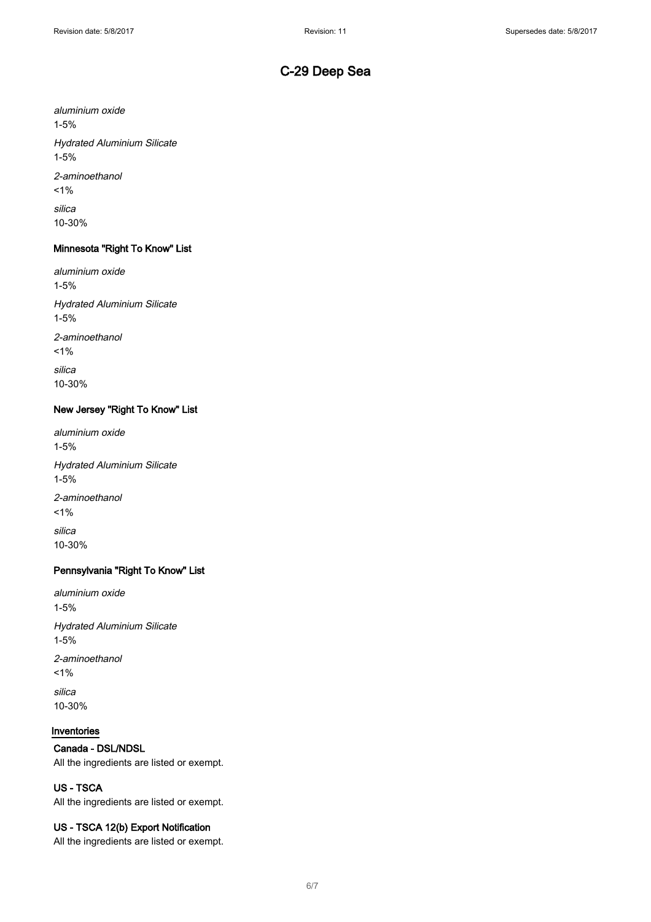# C-29 Deep Sea

*aluminium oxide*

1-5%

*Hydrated Aluminium Silicate*

1-5%

*2-aminoethanol*

<1%

*silica*

10-30%

### Minnesota "Right To Know" List

*aluminium oxide*

1-5%

*Hydrated Aluminium Silicate*

1-5%

*2-aminoethanol*

<1%

*silica*

10-30%

### New Jersey "Right To Know" List

*aluminium oxide*

1-5%

*Hydrated Aluminium Silicate*

1-5%

*2-aminoethanol*

<1%

*silica*

10-30%

### Pennsylvania "Right To Know" List

*aluminium oxide*

1-5%

*Hydrated Aluminium Silicate*

1-5%

*2-aminoethanol*

<1%

*silica*

10-30%

## Inventories

### Canada - DSL/NDSL

All the ingredients are listed or exempt.

### US - TSCA

All the ingredients are listed or exempt.

### US - TSCA 12(b) Export Notification

All the ingredients are listed or exempt.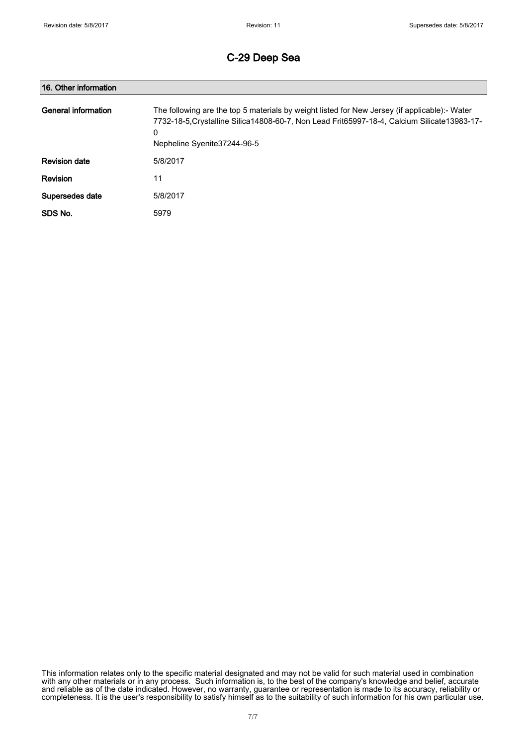# C-29 Deep Sea

## 16. Other information

| | |
|---|---|
| **General information** | The following are the top 5 materials by weight listed for New Jersey (if applicable):- Water 7732-18-5,Crystalline Silica14808-60-7, Non Lead Frit65997-18-4, Calcium Silicate13983-17-0<br>Nepheline Syenite37244-96-5 |
| **Revision date** | 5/8/2017 |
| **Revision** | 11 |
| **Supersedes date** | 5/8/2017 |
| **SDS No.** | 5979 |

This information relates only to the specific material designated and may not be valid for such material used in combination with any other materials or in any process. Such information is, to the best of the company's knowledge and belief, accurate and reliable as of the date indicated. However, no warranty, guarantee or representation is made to its accuracy, reliability or completeness. It is the user's responsibility to satisfy himself as to the suitability of such information for his own particular use.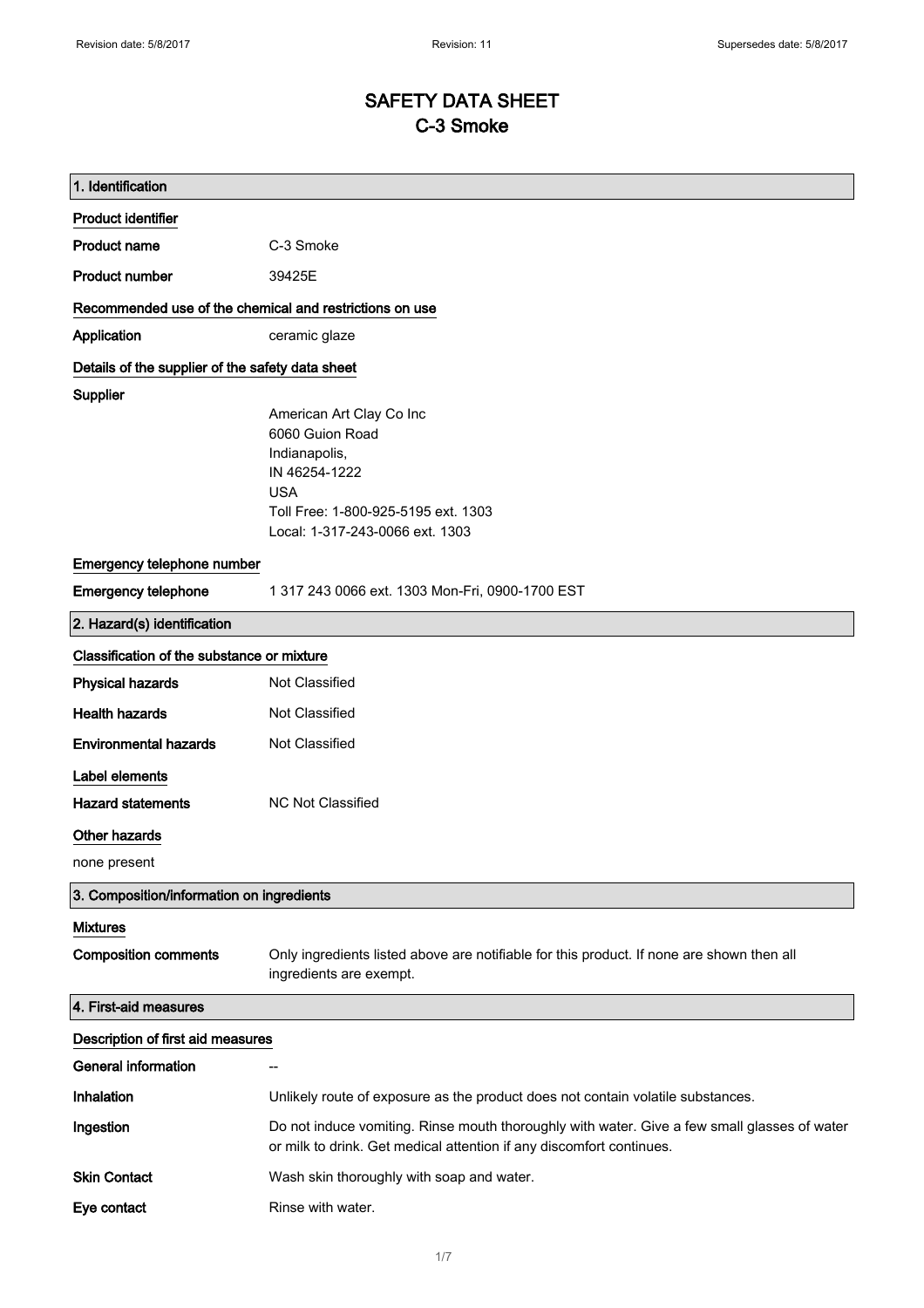# SAFETY DATA SHEET
## C-3 Smoke

### 1. Identification

**Product identifier**

| | |
|---|---|
| **Product name** | C-3 Smoke |
| **Product number** | 39425E |

**Recommended use of the chemical and restrictions on use**

| | |
|---|---|
| **Application** | ceramic glaze |

**Details of the supplier of the safety data sheet**

**Supplier**

American Art Clay Co Inc
6060 Guion Road
Indianapolis,
IN 46254-1222
USA
Toll Free: 1-800-925-5195 ext. 1303
Local: 1-317-243-0066 ext. 1303

**Emergency telephone number**

| | |
|---|---|
| **Emergency telephone** | 1 317 243 0066 ext. 1303 Mon-Fri, 0900-1700 EST |

### 2. Hazard(s) identification

**Classification of the substance or mixture**

| | |
|---|---|
| **Physical hazards** | Not Classified |
| **Health hazards** | Not Classified |
| **Environmental hazards** | Not Classified |

**Label elements**

| | |
|---|---|
| **Hazard statements** | NC Not Classified |

**Other hazards**

none present

### 3. Composition/information on ingredients

**Mixtures**

| | |
|---|---|
| **Composition comments** | Only ingredients listed above are notifiable for this product. If none are shown then all ingredients are exempt. |

### 4. First-aid measures

**Description of first aid measures**

| | |
|---|---|
| **General information** | -- |
| **Inhalation** | Unlikely route of exposure as the product does not contain volatile substances. |
| **Ingestion** | Do not induce vomiting. Rinse mouth thoroughly with water. Give a few small glasses of water or milk to drink. Get medical attention if any discomfort continues. |
| **Skin Contact** | Wash skin thoroughly with soap and water. |
| **Eye contact** | Rinse with water. |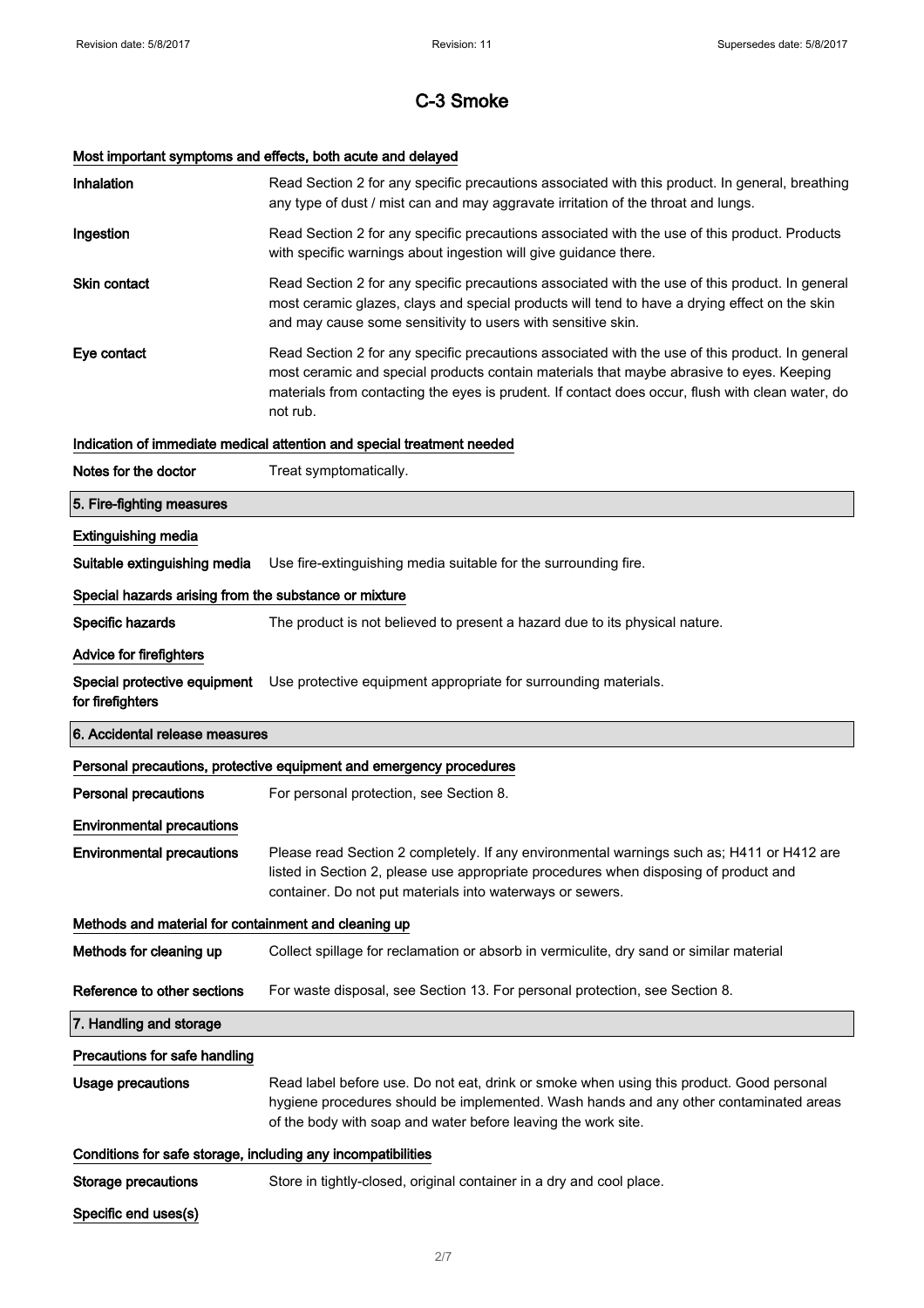# C-3 Smoke

### Most important symptoms and effects, both acute and delayed

**Inhalation**
Read Section 2 for any specific precautions associated with this product. In general, breathing any type of dust / mist can and may aggravate irritation of the throat and lungs.

**Ingestion**
Read Section 2 for any specific precautions associated with the use of this product. Products with specific warnings about ingestion will give guidance there.

**Skin contact**
Read Section 2 for any specific precautions associated with the use of this product. In general most ceramic glazes, clays and special products will tend to have a drying effect on the skin and may cause some sensitivity to users with sensitive skin.

**Eye contact**
Read Section 2 for any specific precautions associated with the use of this product. In general most ceramic and special products contain materials that maybe abrasive to eyes. Keeping materials from contacting the eyes is prudent. If contact does occur, flush with clean water, do not rub.

### Indication of immediate medical attention and special treatment needed

**Notes for the doctor**
Treat symptomatically.

## 5. Fire-fighting measures

### Extinguishing media

**Suitable extinguishing media**
Use fire-extinguishing media suitable for the surrounding fire.

### Special hazards arising from the substance or mixture

**Specific hazards**
The product is not believed to present a hazard due to its physical nature.

### Advice for firefighters

**Special protective equipment for firefighters**
Use protective equipment appropriate for surrounding materials.

## 6. Accidental release measures

### Personal precautions, protective equipment and emergency procedures

**Personal precautions**
For personal protection, see Section 8.

### Environmental precautions

**Environmental precautions**
Please read Section 2 completely. If any environmental warnings such as; H411 or H412 are listed in Section 2, please use appropriate procedures when disposing of product and container. Do not put materials into waterways or sewers.

### Methods and material for containment and cleaning up

**Methods for cleaning up**
Collect spillage for reclamation or absorb in vermiculite, dry sand or similar material

**Reference to other sections**
For waste disposal, see Section 13. For personal protection, see Section 8.

## 7. Handling and storage

### Precautions for safe handling

**Usage precautions**
Read label before use. Do not eat, drink or smoke when using this product. Good personal hygiene procedures should be implemented. Wash hands and any other contaminated areas of the body with soap and water before leaving the work site.

### Conditions for safe storage, including any incompatibilities

**Storage precautions**
Store in tightly-closed, original container in a dry and cool place.

### Specific end uses(s)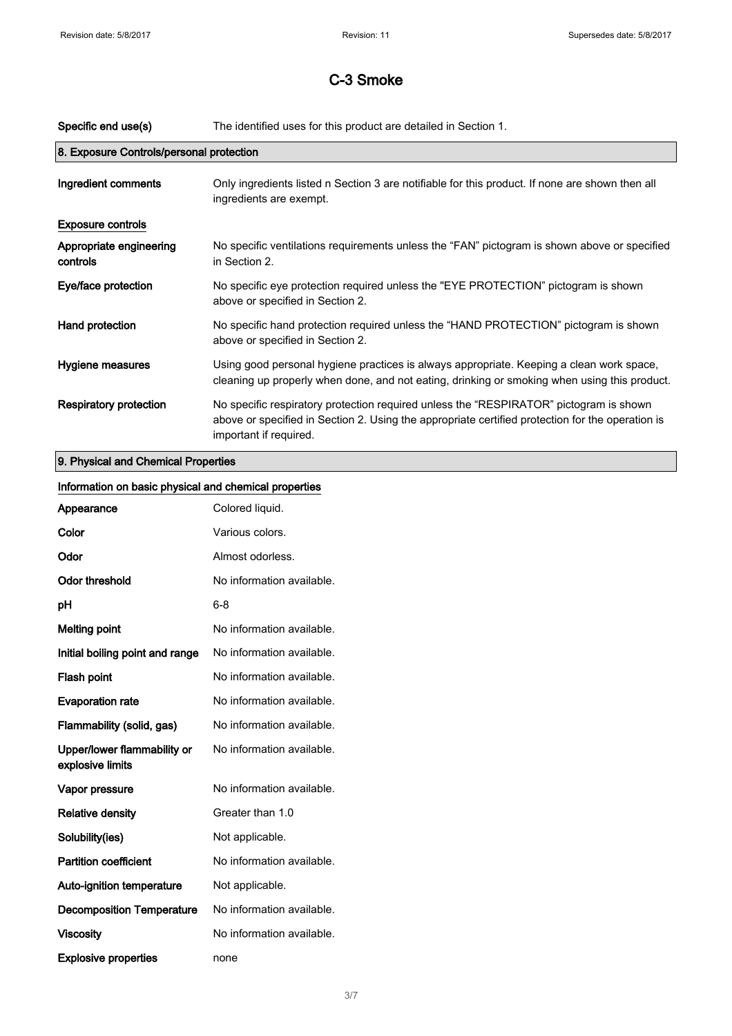# C-3 Smoke

| | |
|---|---|
| **Specific end use(s)** | The identified uses for this product are detailed in Section 1. |

## 8. Exposure Controls/personal protection

| | |
|---|---|
| **Ingredient comments** | Only ingredients listed n Section 3 are notifiable for this product. If none are shown then all ingredients are exempt. |

**Exposure controls**

| | |
|---|---|
| **Appropriate engineering controls** | No specific ventilations requirements unless the “FAN” pictogram is shown above or specified in Section 2. |
| **Eye/face protection** | No specific eye protection required unless the "EYE PROTECTION" pictogram is shown above or specified in Section 2. |
| **Hand protection** | No specific hand protection required unless the “HAND PROTECTION” pictogram is shown above or specified in Section 2. |
| **Hygiene measures** | Using good personal hygiene practices is always appropriate. Keeping a clean work space, cleaning up properly when done, and not eating, drinking or smoking when using this product. |
| **Respiratory protection** | No specific respiratory protection required unless the “RESPIRATOR” pictogram is shown above or specified in Section 2. Using the appropriate certified protection for the operation is important if required. |

## 9. Physical and Chemical Properties

**Information on basic physical and chemical properties**

| | |
|---|---|
| **Appearance** | Colored liquid. |
| **Color** | Various colors. |
| **Odor** | Almost odorless. |
| **Odor threshold** | No information available. |
| **pH** | 6-8 |
| **Melting point** | No information available. |
| **Initial boiling point and range** | No information available. |
| **Flash point** | No information available. |
| **Evaporation rate** | No information available. |
| **Flammability (solid, gas)** | No information available. |
| **Upper/lower flammability or explosive limits** | No information available. |
| **Vapor pressure** | No information available. |
| **Relative density** | Greater than 1.0 |
| **Solubility(ies)** | Not applicable. |
| **Partition coefficient** | No information available. |
| **Auto-ignition temperature** | Not applicable. |
| **Decomposition Temperature** | No information available. |
| **Viscosity** | No information available. |
| **Explosive properties** | none |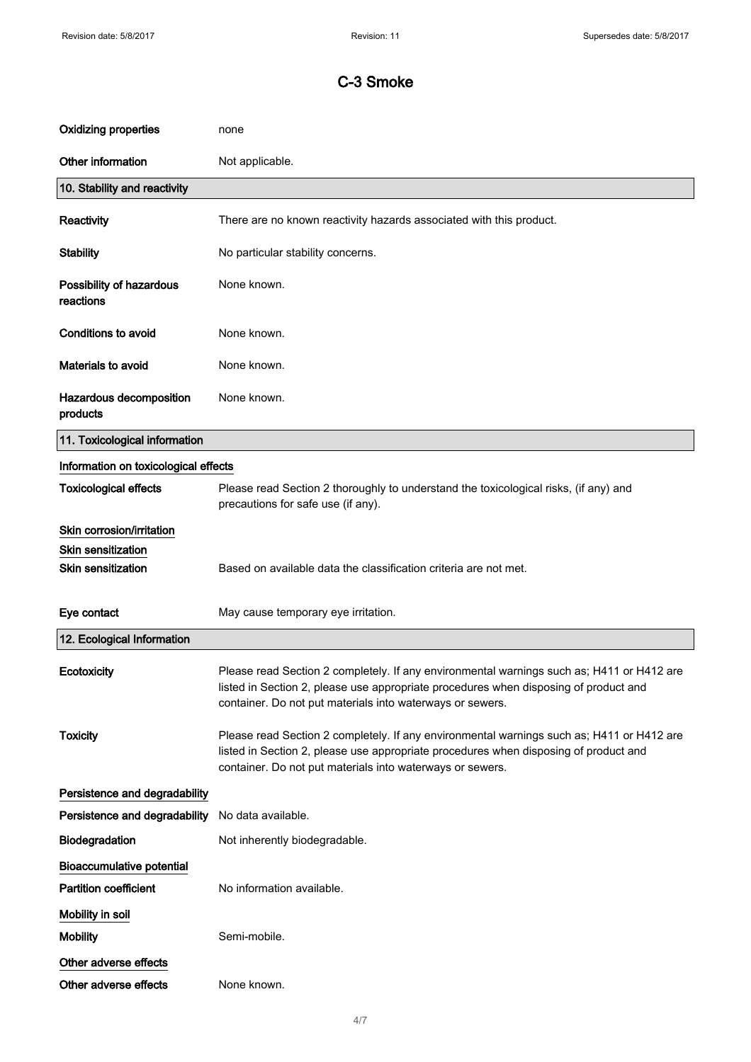# C-3 Smoke

| | |
|---|---|
| **Oxidizing properties** | none |
| **Other information** | Not applicable. |

## 10. Stability and reactivity

| | |
|---|---|
| **Reactivity** | There are no known reactivity hazards associated with this product. |
| **Stability** | No particular stability concerns. |
| **Possibility of hazardous reactions** | None known. |
| **Conditions to avoid** | None known. |
| **Materials to avoid** | None known. |
| **Hazardous decomposition products** | None known. |

## 11. Toxicological information

**Information on toxicological effects**

| | |
|---|---|
| **Toxicological effects** | Please read Section 2 thoroughly to understand the toxicological risks, (if any) and precautions for safe use (if any). |

**Skin corrosion/irritation**

**Skin sensitization**

| | |
|---|---|
| **Skin sensitization** | Based on available data the classification criteria are not met. |
| **Eye contact** | May cause temporary eye irritation. |

## 12. Ecological Information

| | |
|---|---|
| **Ecotoxicity** | Please read Section 2 completely. If any environmental warnings such as; H411 or H412 are listed in Section 2, please use appropriate procedures when disposing of product and container. Do not put materials into waterways or sewers. |
| **Toxicity** | Please read Section 2 completely. If any environmental warnings such as; H411 or H412 are listed in Section 2, please use appropriate procedures when disposing of product and container. Do not put materials into waterways or sewers. |

**Persistence and degradability**

| | |
|---|---|
| **Persistence and degradability** | No data available. |
| **Biodegradation** | Not inherently biodegradable. |

**Bioaccumulative potential**

| | |
|---|---|
| **Partition coefficient** | No information available. |

**Mobility in soil**

| | |
|---|---|
| **Mobility** | Semi-mobile. |

**Other adverse effects**

| | |
|---|---|
| **Other adverse effects** | None known. |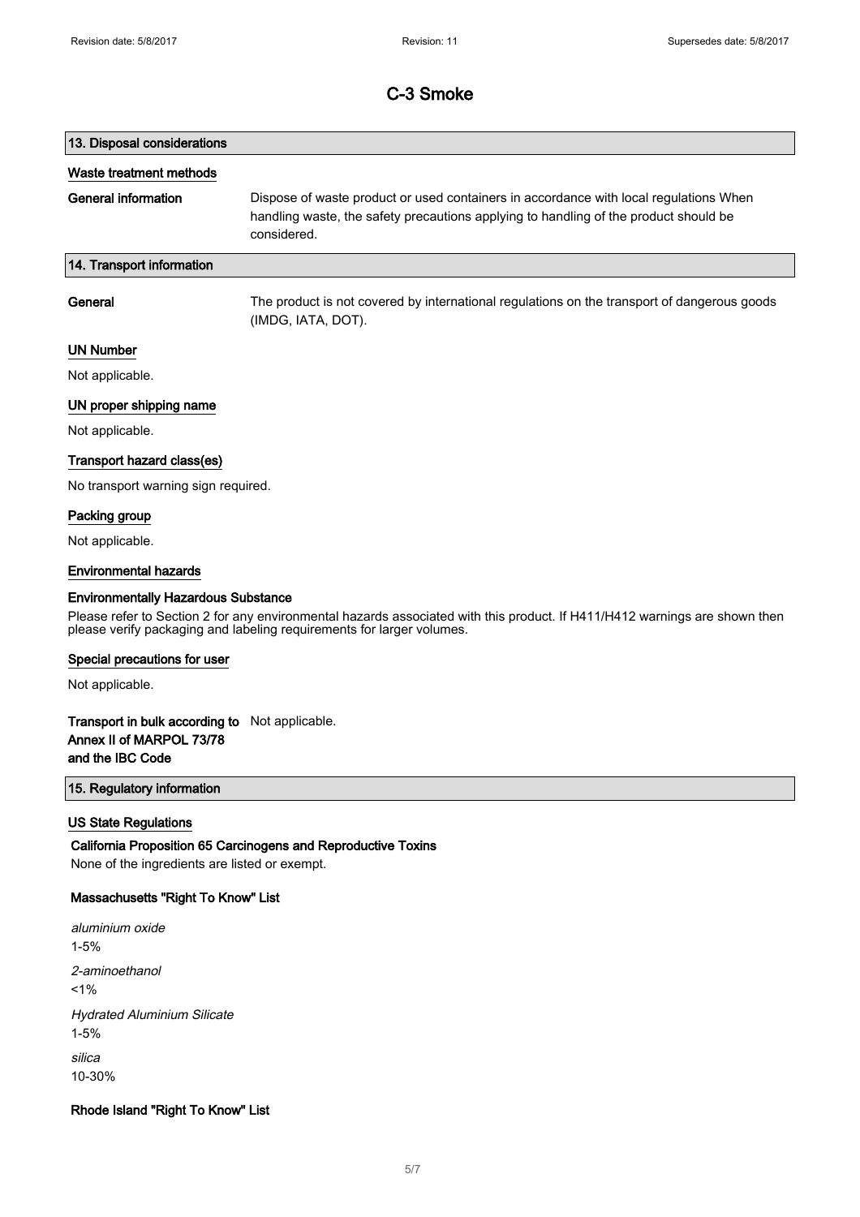# C-3 Smoke

## 13. Disposal considerations

### Waste treatment methods

**General information** Dispose of waste product or used containers in accordance with local regulations When handling waste, the safety precautions applying to handling of the product should be considered.

## 14. Transport information

**General** The product is not covered by international regulations on the transport of dangerous goods (IMDG, IATA, DOT).

### UN Number

Not applicable.

### UN proper shipping name

Not applicable.

### Transport hazard class(es)

No transport warning sign required.

### Packing group

Not applicable.

### Environmental hazards

**Environmentally Hazardous Substance**

Please refer to Section 2 for any environmental hazards associated with this product. If H411/H412 warnings are shown then please verify packaging and labeling requirements for larger volumes.

### Special precautions for user

Not applicable.

**Transport in bulk according to Annex II of MARPOL 73/78 and the IBC Code** Not applicable.

## 15. Regulatory information

### US State Regulations

**California Proposition 65 Carcinogens and Reproductive Toxins**

None of the ingredients are listed or exempt.

**Massachusetts "Right To Know" List**

*aluminium oxide*
1-5%

*2-aminoethanol*
<1%

*Hydrated Aluminium Silicate*
1-5%

*silica*
10-30%

**Rhode Island "Right To Know" List**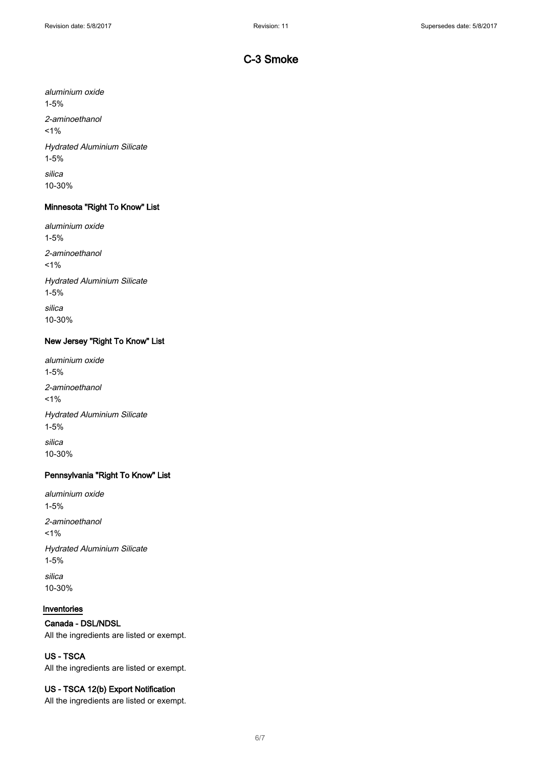*aluminium oxide*

1-5%

*2-aminoethanol*

<1%

*Hydrated Aluminium Silicate*

1-5%

*silica*

10-30%

#### Minnesota "Right To Know" List

*aluminium oxide*

1-5%

*2-aminoethanol*

<1%

*Hydrated Aluminium Silicate*

1-5%

*silica*

10-30%

#### New Jersey "Right To Know" List

*aluminium oxide*

1-5%

*2-aminoethanol*

<1%

*Hydrated Aluminium Silicate*

1-5%

*silica*

10-30%

#### Pennsylvania "Right To Know" List

*aluminium oxide*

1-5%

*2-aminoethanol*

<1%

*Hydrated Aluminium Silicate*

1-5%

*silica*

10-30%

### Inventories

#### Canada - DSL/NDSL

All the ingredients are listed or exempt.

#### US - TSCA

All the ingredients are listed or exempt.

#### US - TSCA 12(b) Export Notification

All the ingredients are listed or exempt.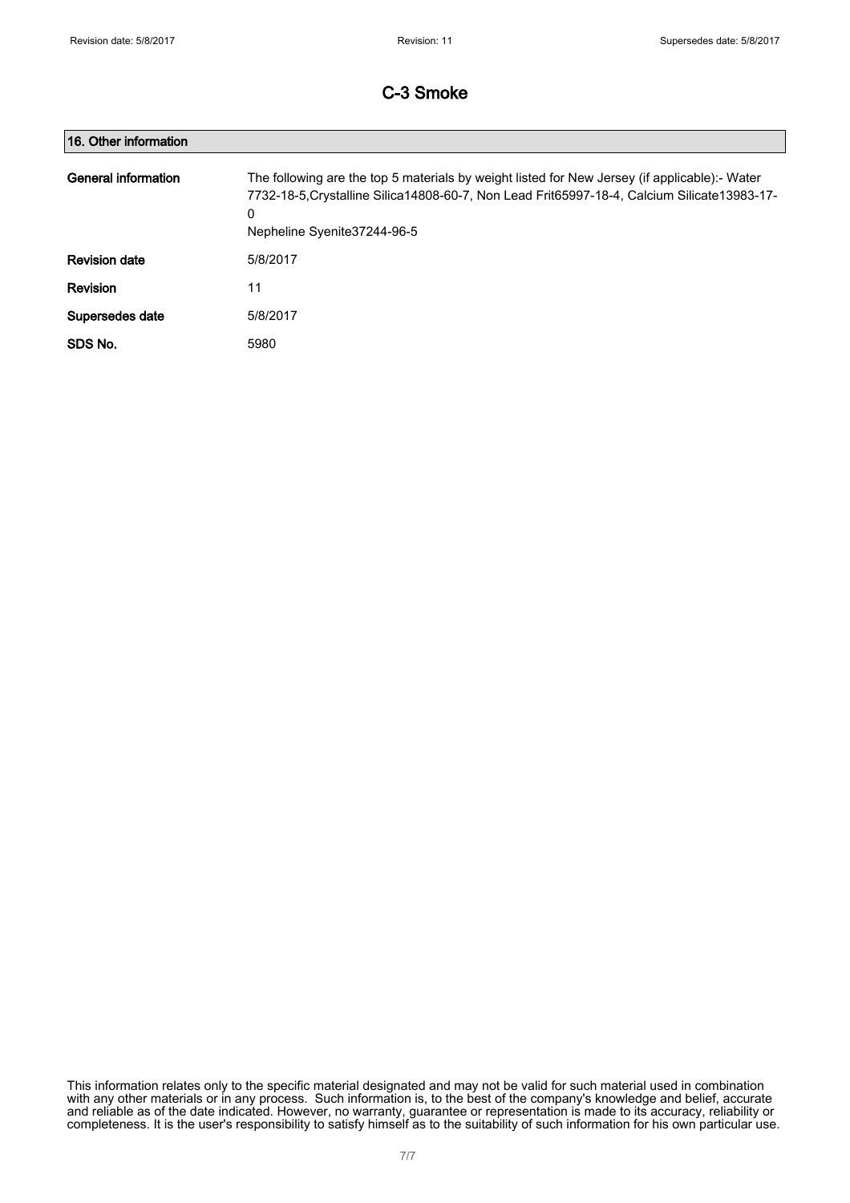# C-3 Smoke

## 16. Other information

| | |
|---|---|
| **General information** | The following are the top 5 materials by weight listed for New Jersey (if applicable):- Water 7732-18-5,Crystalline Silica14808-60-7, Non Lead Frit65997-18-4, Calcium Silicate13983-17-0<br>Nepheline Syenite37244-96-5 |
| **Revision date** | 5/8/2017 |
| **Revision** | 11 |
| **Supersedes date** | 5/8/2017 |
| **SDS No.** | 5980 |

This information relates only to the specific material designated and may not be valid for such material used in combination with any other materials or in any process. Such information is, to the best of the company's knowledge and belief, accurate and reliable as of the date indicated. However, no warranty, guarantee or representation is made to its accuracy, reliability or completeness. It is the user's responsibility to satisfy himself as to the suitability of such information for his own particular use.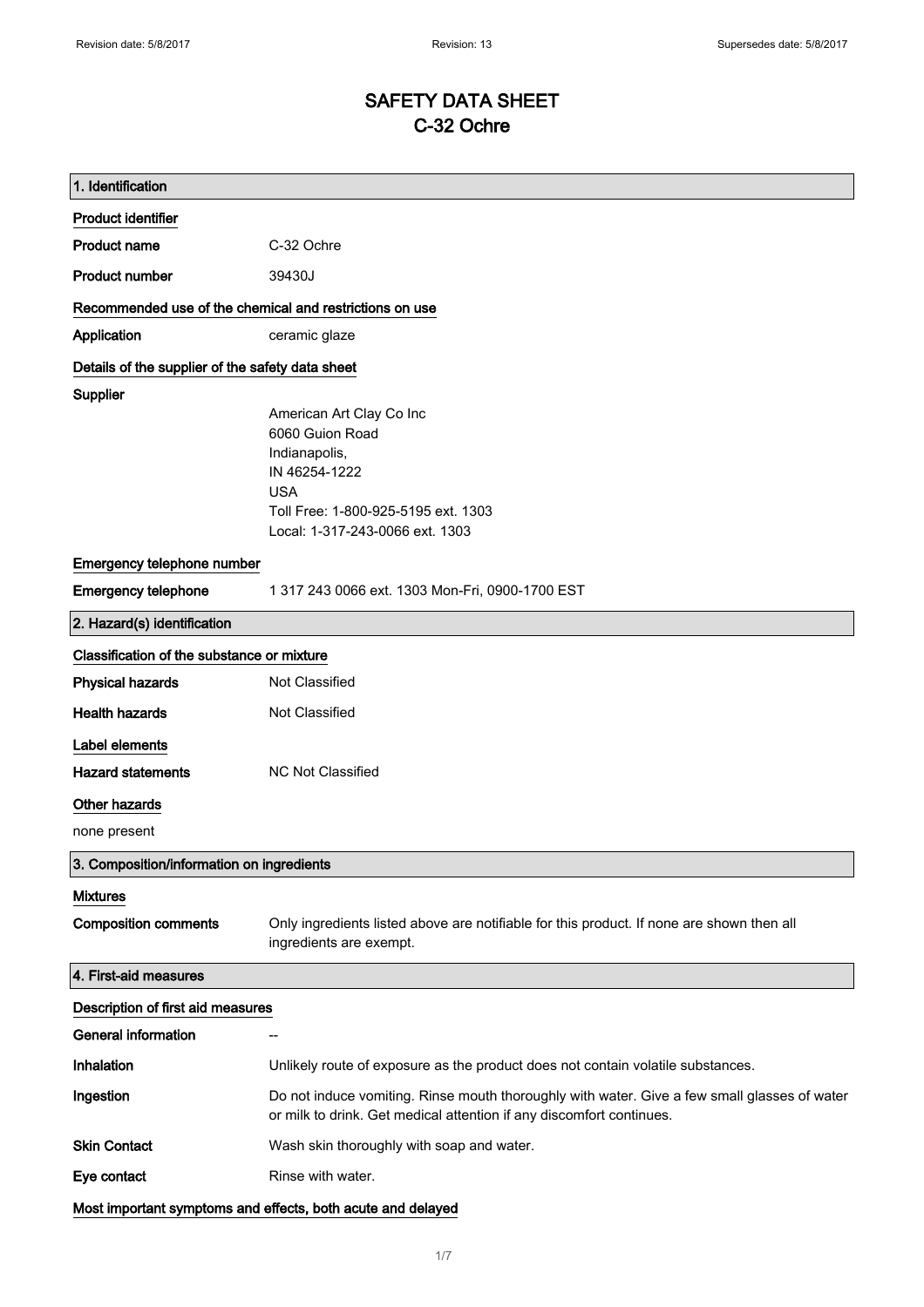# SAFETY DATA SHEET
# C-32 Ochre

## 1. Identification

**Product identifier**

| | |
|---|---|
| **Product name** | C-32 Ochre |
| **Product number** | 39430J |

**Recommended use of the chemical and restrictions on use**

| | |
|---|---|
| **Application** | ceramic glaze |

**Details of the supplier of the safety data sheet**

**Supplier**

American Art Clay Co Inc
6060 Guion Road
Indianapolis,
IN 46254-1222
USA
Toll Free: 1-800-925-5195 ext. 1303
Local: 1-317-243-0066 ext. 1303

**Emergency telephone number**

| | |
|---|---|
| **Emergency telephone** | 1 317 243 0066 ext. 1303 Mon-Fri, 0900-1700 EST |

## 2. Hazard(s) identification

**Classification of the substance or mixture**

| | |
|---|---|
| **Physical hazards** | Not Classified |
| **Health hazards** | Not Classified |

**Label elements**

| | |
|---|---|
| **Hazard statements** | NC Not Classified |

**Other hazards**

none present

## 3. Composition/information on ingredients

**Mixtures**

| | |
|---|---|
| **Composition comments** | Only ingredients listed above are notifiable for this product. If none are shown then all ingredients are exempt. |

## 4. First-aid measures

**Description of first aid measures**

| | |
|---|---|
| **General information** | -- |
| **Inhalation** | Unlikely route of exposure as the product does not contain volatile substances. |
| **Ingestion** | Do not induce vomiting. Rinse mouth thoroughly with water. Give a few small glasses of water or milk to drink. Get medical attention if any discomfort continues. |
| **Skin Contact** | Wash skin thoroughly with soap and water. |
| **Eye contact** | Rinse with water. |

**Most important symptoms and effects, both acute and delayed**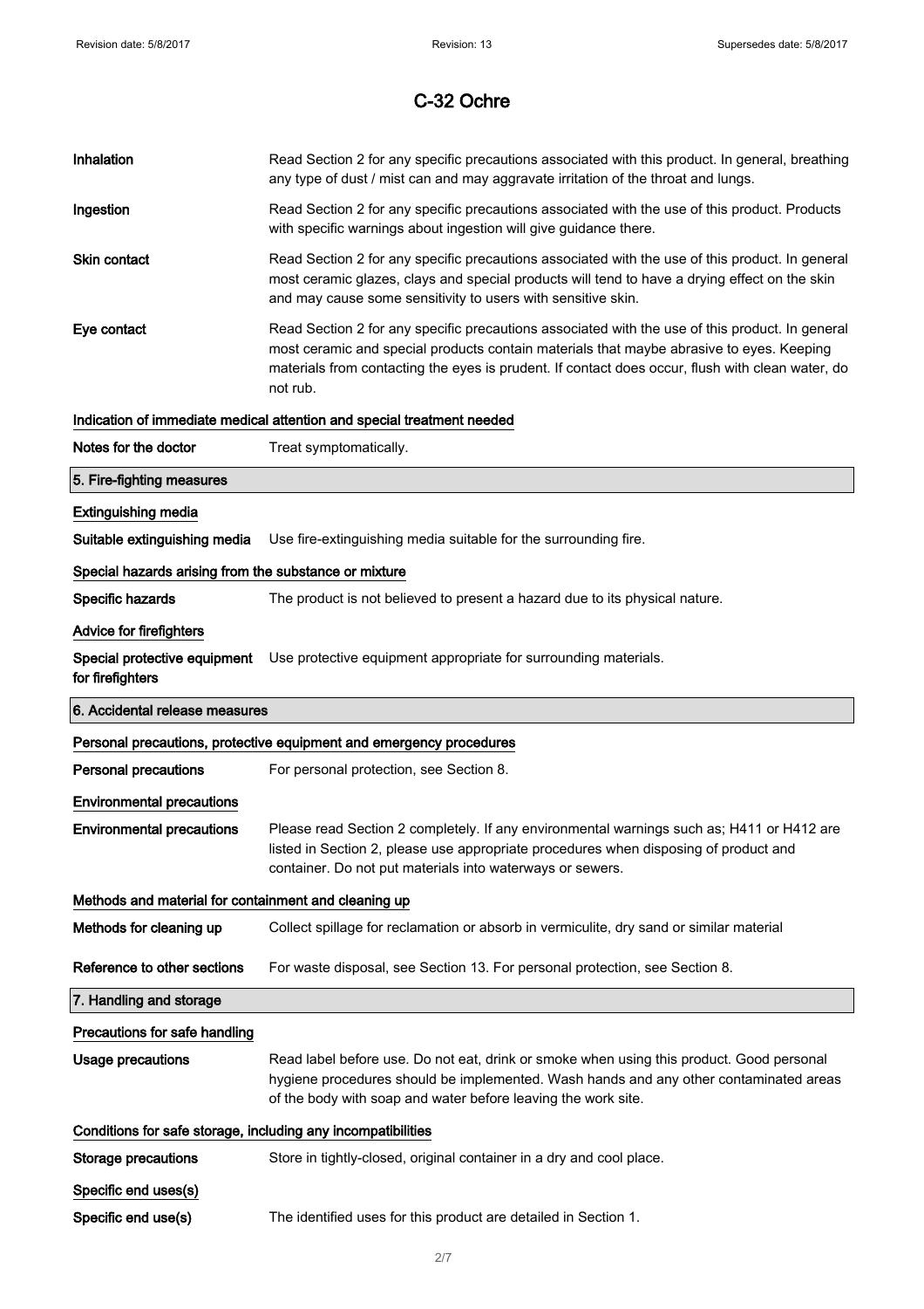# C-32 Ochre

**Inhalation** Read Section 2 for any specific precautions associated with this product. In general, breathing any type of dust / mist can and may aggravate irritation of the throat and lungs.

**Ingestion** Read Section 2 for any specific precautions associated with the use of this product. Products with specific warnings about ingestion will give guidance there.

**Skin contact** Read Section 2 for any specific precautions associated with the use of this product. In general most ceramic glazes, clays and special products will tend to have a drying effect on the skin and may cause some sensitivity to users with sensitive skin.

**Eye contact** Read Section 2 for any specific precautions associated with the use of this product. In general most ceramic and special products contain materials that maybe abrasive to eyes. Keeping materials from contacting the eyes is prudent. If contact does occur, flush with clean water, do not rub.

### Indication of immediate medical attention and special treatment needed

**Notes for the doctor** Treat symptomatically.

## 5. Fire-fighting measures

### Extinguishing media

**Suitable extinguishing media** Use fire-extinguishing media suitable for the surrounding fire.

### Special hazards arising from the substance or mixture

**Specific hazards** The product is not believed to present a hazard due to its physical nature.

### Advice for firefighters

**Special protective equipment for firefighters** Use protective equipment appropriate for surrounding materials.

## 6. Accidental release measures

### Personal precautions, protective equipment and emergency procedures

**Personal precautions** For personal protection, see Section 8.

### Environmental precautions

**Environmental precautions** Please read Section 2 completely. If any environmental warnings such as; H411 or H412 are listed in Section 2, please use appropriate procedures when disposing of product and container. Do not put materials into waterways or sewers.

### Methods and material for containment and cleaning up

**Methods for cleaning up** Collect spillage for reclamation or absorb in vermiculite, dry sand or similar material

**Reference to other sections** For waste disposal, see Section 13. For personal protection, see Section 8.

## 7. Handling and storage

### Precautions for safe handling

**Usage precautions** Read label before use. Do not eat, drink or smoke when using this product. Good personal hygiene procedures should be implemented. Wash hands and any other contaminated areas of the body with soap and water before leaving the work site.

### Conditions for safe storage, including any incompatibilities

**Storage precautions** Store in tightly-closed, original container in a dry and cool place.

### Specific end uses(s)

**Specific end use(s)** The identified uses for this product are detailed in Section 1.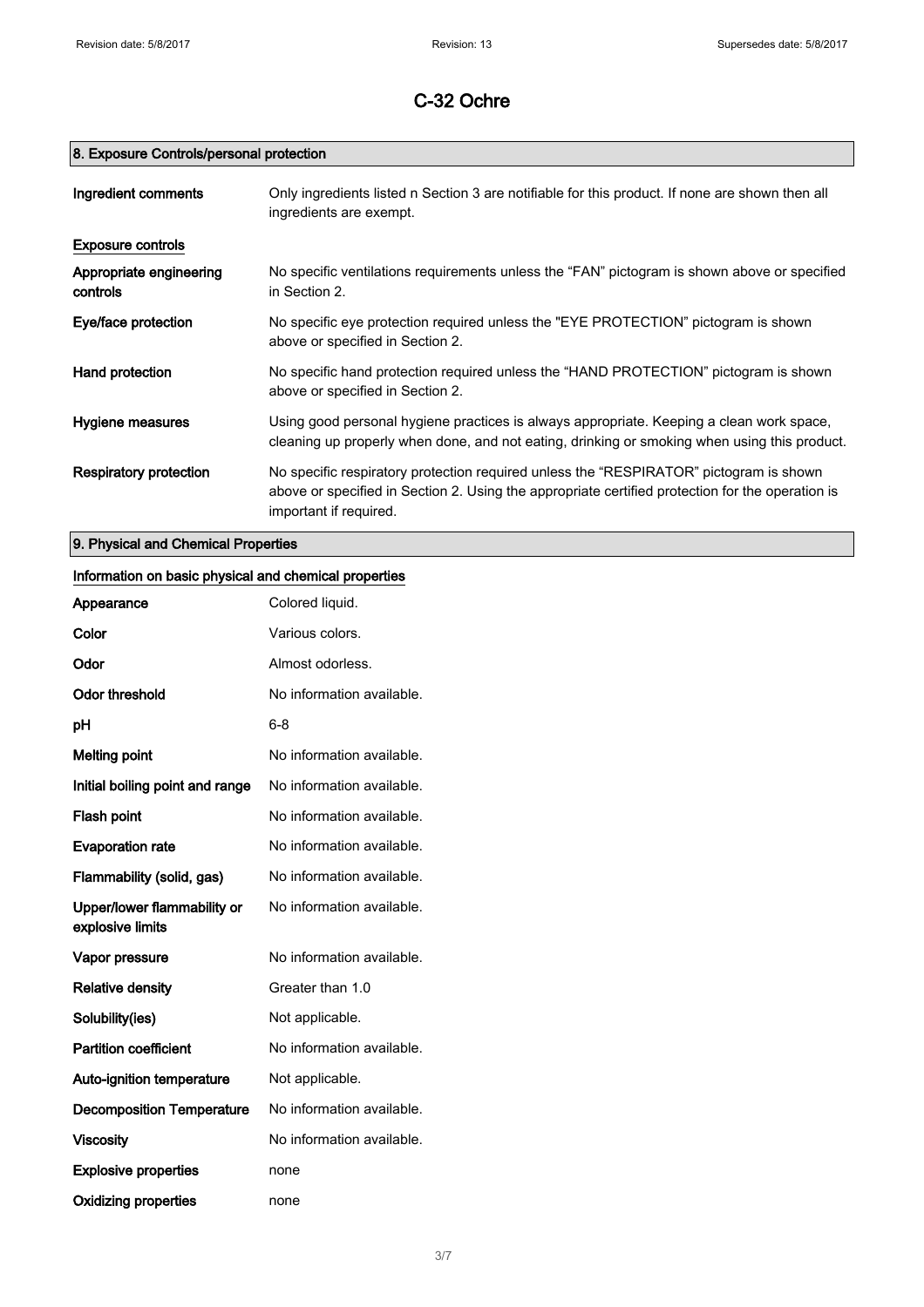# C-32 Ochre

## 8. Exposure Controls/personal protection

| | |
|---|---|
| **Ingredient comments** | Only ingredients listed n Section 3 are notifiable for this product. If none are shown then all ingredients are exempt. |
| **Exposure controls** | |
| **Appropriate engineering controls** | No specific ventilations requirements unless the “FAN” pictogram is shown above or specified in Section 2. |
| **Eye/face protection** | No specific eye protection required unless the "EYE PROTECTION” pictogram is shown above or specified in Section 2. |
| **Hand protection** | No specific hand protection required unless the “HAND PROTECTION” pictogram is shown above or specified in Section 2. |
| **Hygiene measures** | Using good personal hygiene practices is always appropriate. Keeping a clean work space, cleaning up properly when done, and not eating, drinking or smoking when using this product. |
| **Respiratory protection** | No specific respiratory protection required unless the “RESPIRATOR” pictogram is shown above or specified in Section 2. Using the appropriate certified protection for the operation is important if required. |

## 9. Physical and Chemical Properties

### Information on basic physical and chemical properties

| | |
|---|---|
| **Appearance** | Colored liquid. |
| **Color** | Various colors. |
| **Odor** | Almost odorless. |
| **Odor threshold** | No information available. |
| **pH** | 6-8 |
| **Melting point** | No information available. |
| **Initial boiling point and range** | No information available. |
| **Flash point** | No information available. |
| **Evaporation rate** | No information available. |
| **Flammability (solid, gas)** | No information available. |
| **Upper/lower flammability or explosive limits** | No information available. |
| **Vapor pressure** | No information available. |
| **Relative density** | Greater than 1.0 |
| **Solubility(ies)** | Not applicable. |
| **Partition coefficient** | No information available. |
| **Auto-ignition temperature** | Not applicable. |
| **Decomposition Temperature** | No information available. |
| **Viscosity** | No information available. |
| **Explosive properties** | none |
| **Oxidizing properties** | none |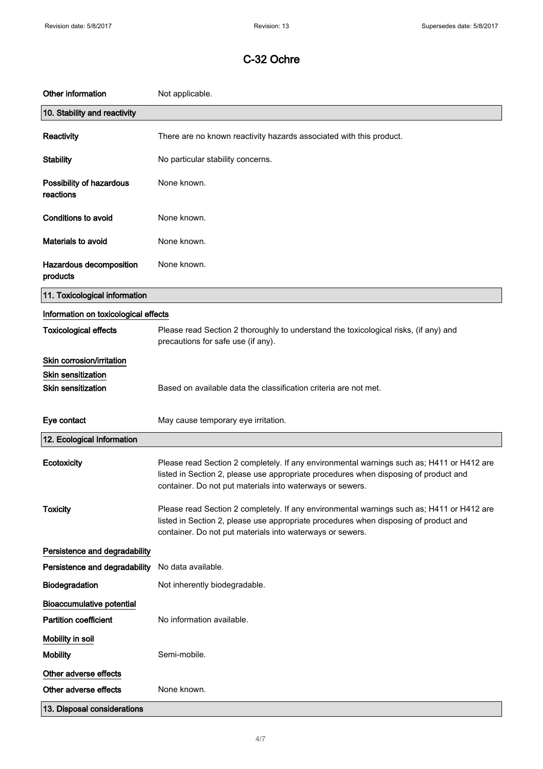# C-32 Ochre

| | |
|---|---|
| **Other information** | Not applicable. |

## 10. Stability and reactivity

| | |
|---|---|
| **Reactivity** | There are no known reactivity hazards associated with this product. |
| **Stability** | No particular stability concerns. |
| **Possibility of hazardous reactions** | None known. |
| **Conditions to avoid** | None known. |
| **Materials to avoid** | None known. |
| **Hazardous decomposition products** | None known. |

## 11. Toxicological information

**Information on toxicological effects**

| | |
|---|---|
| **Toxicological effects** | Please read Section 2 thoroughly to understand the toxicological risks, (if any) and precautions for safe use (if any). |

**Skin corrosion/irritation**

**Skin sensitization**

| | |
|---|---|
| **Skin sensitization** | Based on available data the classification criteria are not met. |
| **Eye contact** | May cause temporary eye irritation. |

## 12. Ecological Information

| | |
|---|---|
| **Ecotoxicity** | Please read Section 2 completely. If any environmental warnings such as; H411 or H412 are listed in Section 2, please use appropriate procedures when disposing of product and container. Do not put materials into waterways or sewers. |
| **Toxicity** | Please read Section 2 completely. If any environmental warnings such as; H411 or H412 are listed in Section 2, please use appropriate procedures when disposing of product and container. Do not put materials into waterways or sewers. |

**Persistence and degradability**

| | |
|---|---|
| **Persistence and degradability** | No data available. |
| **Biodegradation** | Not inherently biodegradable. |

**Bioaccumulative potential**

| | |
|---|---|
| **Partition coefficient** | No information available. |

**Mobility in soil**

| | |
|---|---|
| **Mobility** | Semi-mobile. |

**Other adverse effects**

| | |
|---|---|
| **Other adverse effects** | None known. |

## 13. Disposal considerations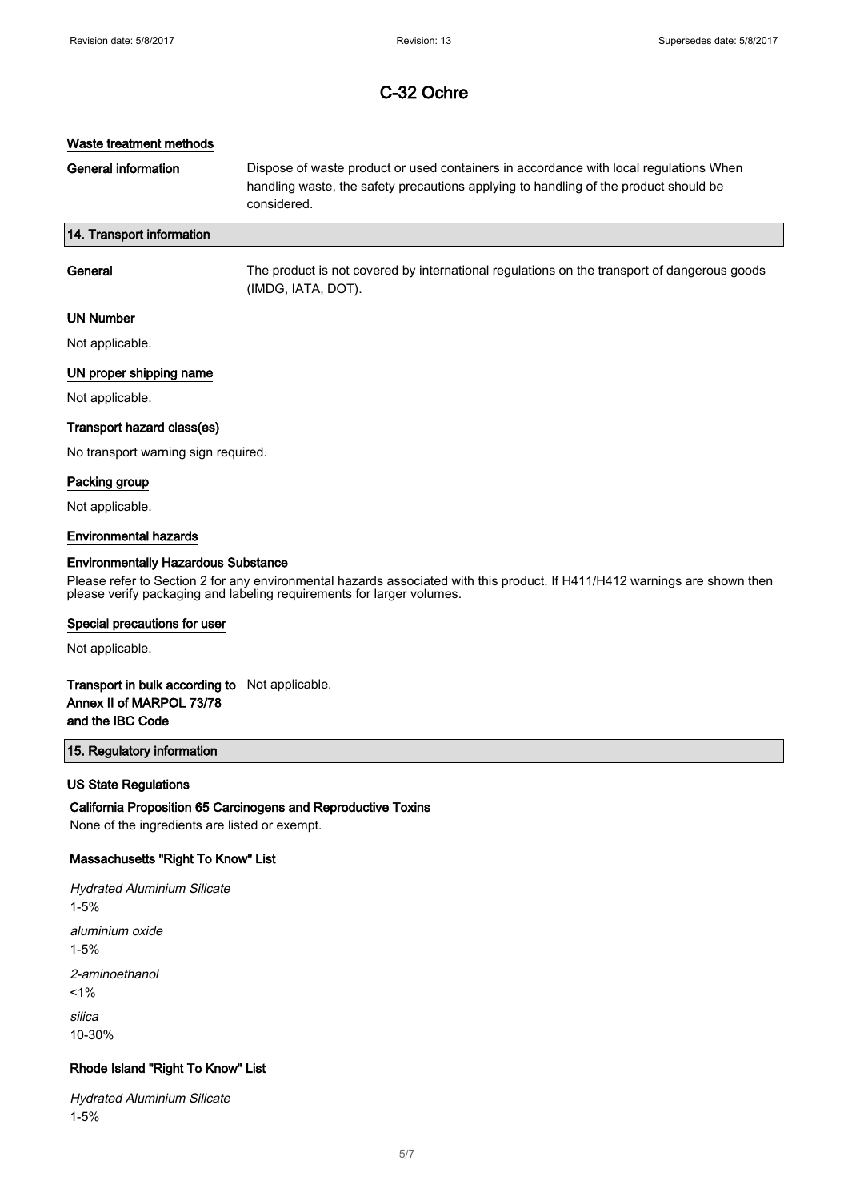### Waste treatment methods

**General information** Dispose of waste product or used containers in accordance with local regulations When handling waste, the safety precautions applying to handling of the product should be considered.

## 14. Transport information

**General** The product is not covered by international regulations on the transport of dangerous goods (IMDG, IATA, DOT).

### UN Number

Not applicable.

### UN proper shipping name

Not applicable.

### Transport hazard class(es)

No transport warning sign required.

### Packing group

Not applicable.

### Environmental hazards

**Environmentally Hazardous Substance**

Please refer to Section 2 for any environmental hazards associated with this product. If H411/H412 warnings are shown then please verify packaging and labeling requirements for larger volumes.

### Special precautions for user

Not applicable.

**Transport in bulk according to Annex II of MARPOL 73/78 and the IBC Code** Not applicable.

## 15. Regulatory information

### US State Regulations

**California Proposition 65 Carcinogens and Reproductive Toxins**

None of the ingredients are listed or exempt.

**Massachusetts "Right To Know" List**

*Hydrated Aluminium Silicate*
1-5%

*aluminium oxide*
1-5%

*2-aminoethanol*
<1%

*silica*
10-30%

**Rhode Island "Right To Know" List**

*Hydrated Aluminium Silicate*
1-5%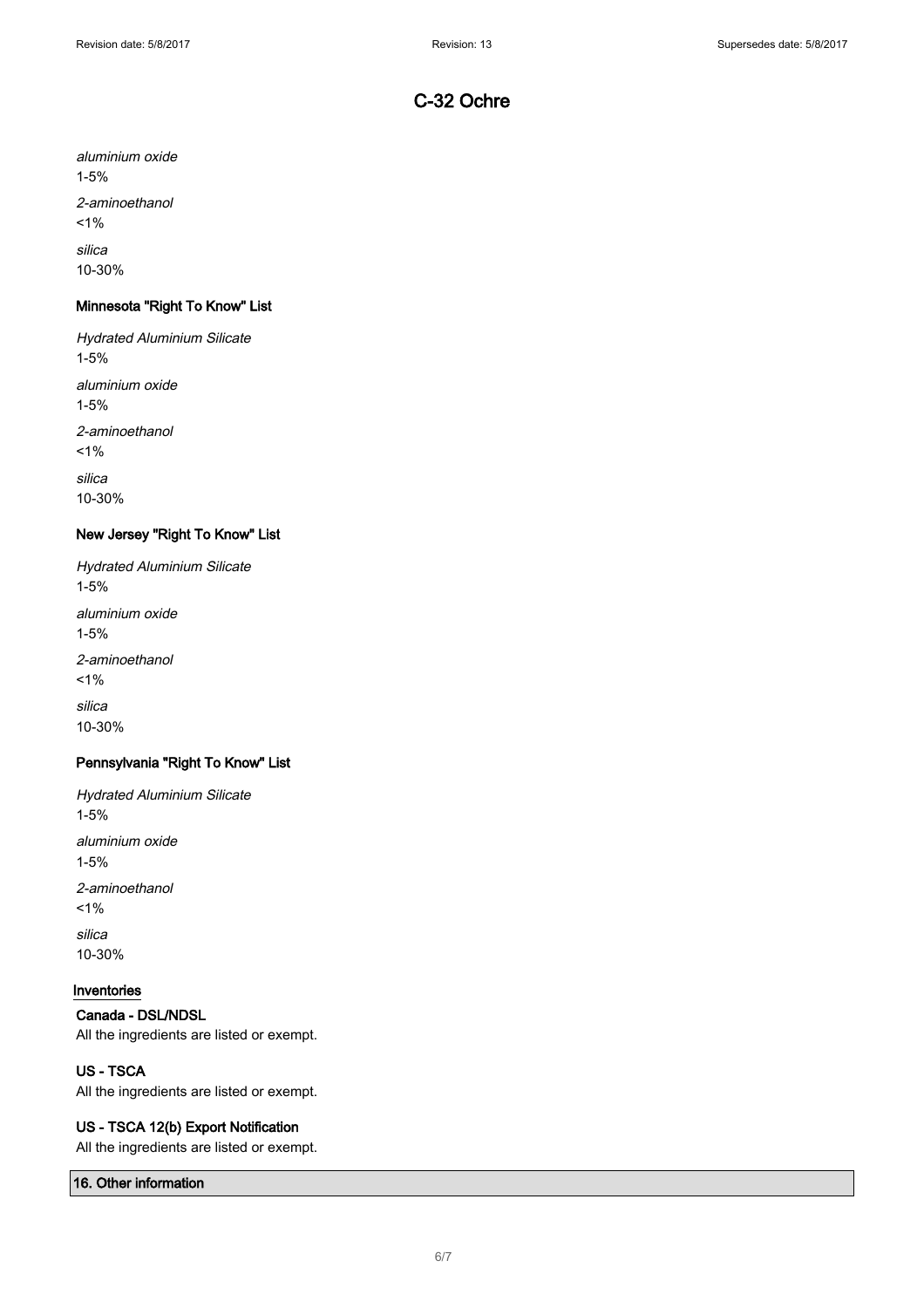*aluminium oxide*
1-5%

*2-aminoethanol*
<1%

*silica*
10-30%

### Minnesota "Right To Know" List

*Hydrated Aluminium Silicate*
1-5%

*aluminium oxide*
1-5%

*2-aminoethanol*
<1%

*silica*
10-30%

### New Jersey "Right To Know" List

*Hydrated Aluminium Silicate*
1-5%

*aluminium oxide*
1-5%

*2-aminoethanol*
<1%

*silica*
10-30%

### Pennsylvania "Right To Know" List

*Hydrated Aluminium Silicate*
1-5%

*aluminium oxide*
1-5%

*2-aminoethanol*
<1%

*silica*
10-30%

### Inventories

**Canada - DSL/NDSL**
All the ingredients are listed or exempt.

**US - TSCA**
All the ingredients are listed or exempt.

**US - TSCA 12(b) Export Notification**
All the ingredients are listed or exempt.

## 16. Other information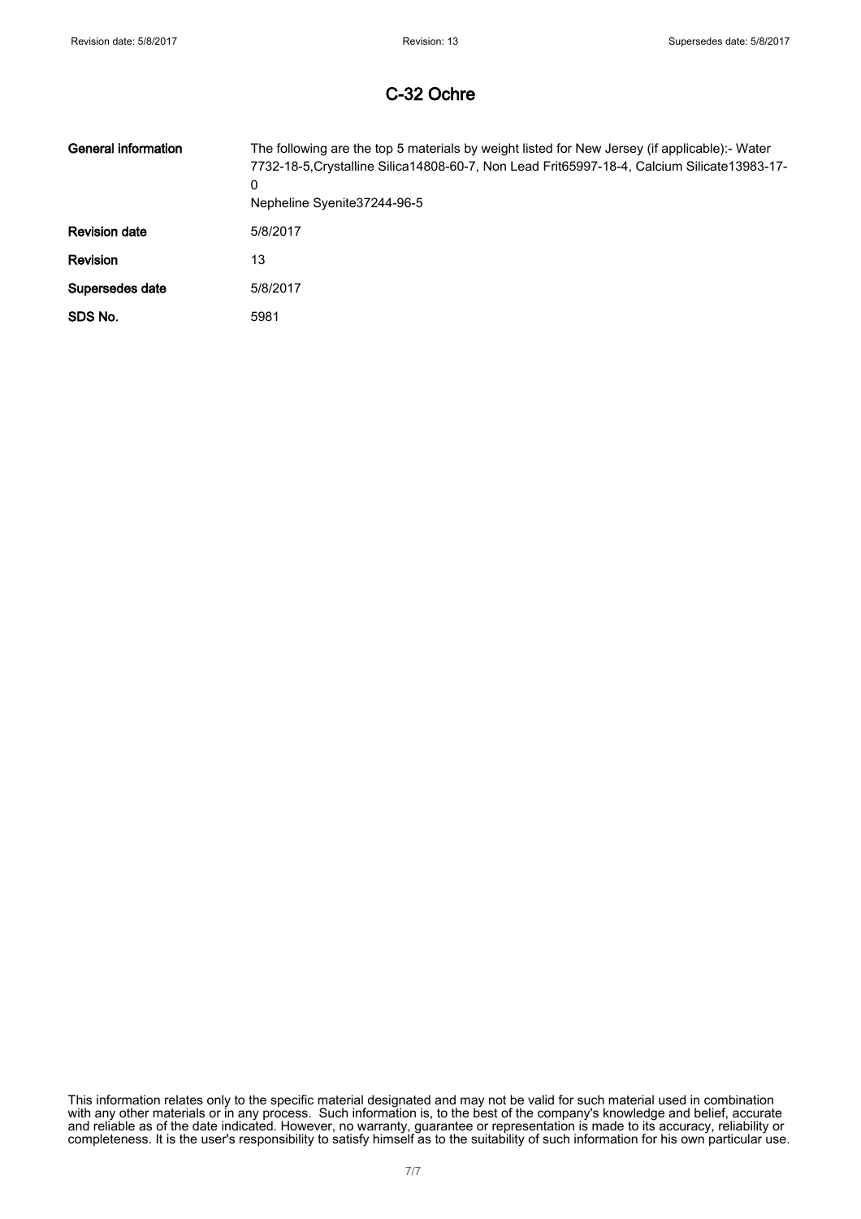# C-32 Ochre

| | |
|---|---|
| **General information** | The following are the top 5 materials by weight listed for New Jersey (if applicable):- Water 7732-18-5,Crystalline Silica14808-60-7, Non Lead Frit65997-18-4, Calcium Silicate13983-17-0<br>Nepheline Syenite37244-96-5 |
| **Revision date** | 5/8/2017 |
| **Revision** | 13 |
| **Supersedes date** | 5/8/2017 |
| **SDS No.** | 5981 |

This information relates only to the specific material designated and may not be valid for such material used in combination with any other materials or in any process. Such information is, to the best of the company's knowledge and belief, accurate and reliable as of the date indicated. However, no warranty, guarantee or representation is made to its accuracy, reliability or completeness. It is the user's responsibility to satisfy himself as to the suitability of such information for his own particular use.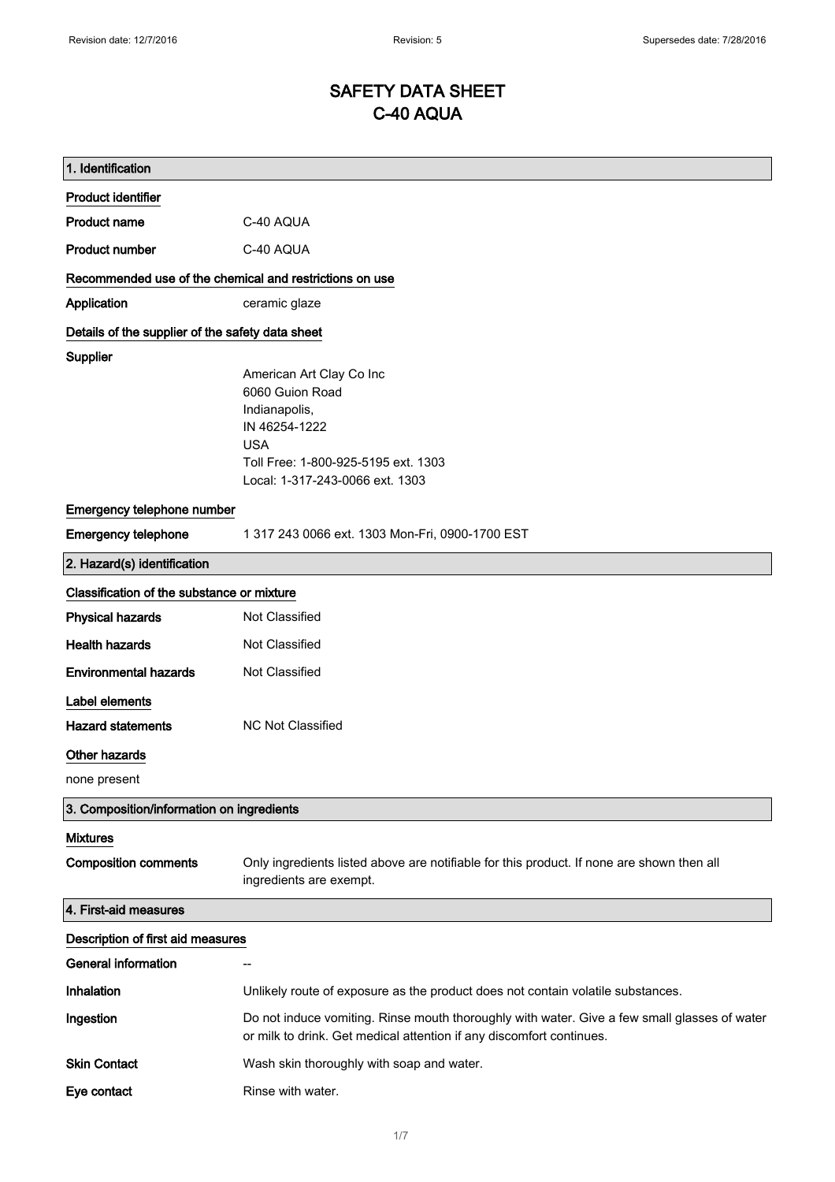# SAFETY DATA SHEET
# C-40 AQUA

## 1. Identification

### Product identifier

| | |
|---|---|
| **Product name** | C-40 AQUA |
| **Product number** | C-40 AQUA |

### Recommended use of the chemical and restrictions on use

| | |
|---|---|
| **Application** | ceramic glaze |

### Details of the supplier of the safety data sheet

**Supplier**

American Art Clay Co Inc
6060 Guion Road
Indianapolis,
IN 46254-1222
USA
Toll Free: 1-800-925-5195 ext. 1303
Local: 1-317-243-0066 ext. 1303

### Emergency telephone number

| | |
|---|---|
| **Emergency telephone** | 1 317 243 0066 ext. 1303 Mon-Fri, 0900-1700 EST |

## 2. Hazard(s) identification

### Classification of the substance or mixture

| | |
|---|---|
| **Physical hazards** | Not Classified |
| **Health hazards** | Not Classified |
| **Environmental hazards** | Not Classified |

### Label elements

| | |
|---|---|
| **Hazard statements** | NC Not Classified |

### Other hazards

none present

## 3. Composition/information on ingredients

### Mixtures

| | |
|---|---|
| **Composition comments** | Only ingredients listed above are notifiable for this product. If none are shown then all ingredients are exempt. |

## 4. First-aid measures

### Description of first aid measures

| | |
|---|---|
| **General information** | -- |
| **Inhalation** | Unlikely route of exposure as the product does not contain volatile substances. |
| **Ingestion** | Do not induce vomiting. Rinse mouth thoroughly with water. Give a few small glasses of water or milk to drink. Get medical attention if any discomfort continues. |
| **Skin Contact** | Wash skin thoroughly with soap and water. |
| **Eye contact** | Rinse with water. |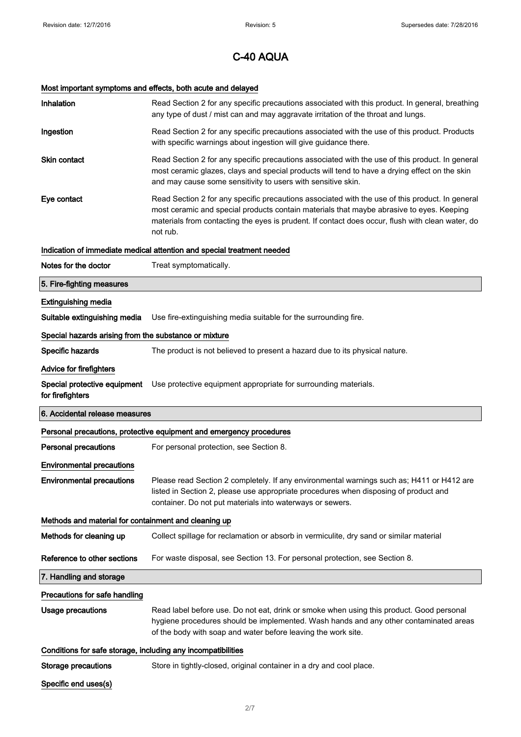# C-40 AQUA

### Most important symptoms and effects, both acute and delayed

**Inhalation** Read Section 2 for any specific precautions associated with this product. In general, breathing any type of dust / mist can and may aggravate irritation of the throat and lungs.

**Ingestion** Read Section 2 for any specific precautions associated with the use of this product. Products with specific warnings about ingestion will give guidance there.

**Skin contact** Read Section 2 for any specific precautions associated with the use of this product. In general most ceramic glazes, clays and special products will tend to have a drying effect on the skin and may cause some sensitivity to users with sensitive skin.

**Eye contact** Read Section 2 for any specific precautions associated with the use of this product. In general most ceramic and special products contain materials that maybe abrasive to eyes. Keeping materials from contacting the eyes is prudent. If contact does occur, flush with clean water, do not rub.

### Indication of immediate medical attention and special treatment needed

**Notes for the doctor** Treat symptomatically.

## 5. Fire-fighting measures

### Extinguishing media

**Suitable extinguishing media** Use fire-extinguishing media suitable for the surrounding fire.

### Special hazards arising from the substance or mixture

**Specific hazards** The product is not believed to present a hazard due to its physical nature.

### Advice for firefighters

**Special protective equipment for firefighters** Use protective equipment appropriate for surrounding materials.

## 6. Accidental release measures

### Personal precautions, protective equipment and emergency procedures

**Personal precautions** For personal protection, see Section 8.

### Environmental precautions

**Environmental precautions** Please read Section 2 completely. If any environmental warnings such as; H411 or H412 are listed in Section 2, please use appropriate procedures when disposing of product and container. Do not put materials into waterways or sewers.

### Methods and material for containment and cleaning up

**Methods for cleaning up** Collect spillage for reclamation or absorb in vermiculite, dry sand or similar material

**Reference to other sections** For waste disposal, see Section 13. For personal protection, see Section 8.

## 7. Handling and storage

### Precautions for safe handling

**Usage precautions** Read label before use. Do not eat, drink or smoke when using this product. Good personal hygiene procedures should be implemented. Wash hands and any other contaminated areas of the body with soap and water before leaving the work site.

### Conditions for safe storage, including any incompatibilities

**Storage precautions** Store in tightly-closed, original container in a dry and cool place.

### Specific end uses(s)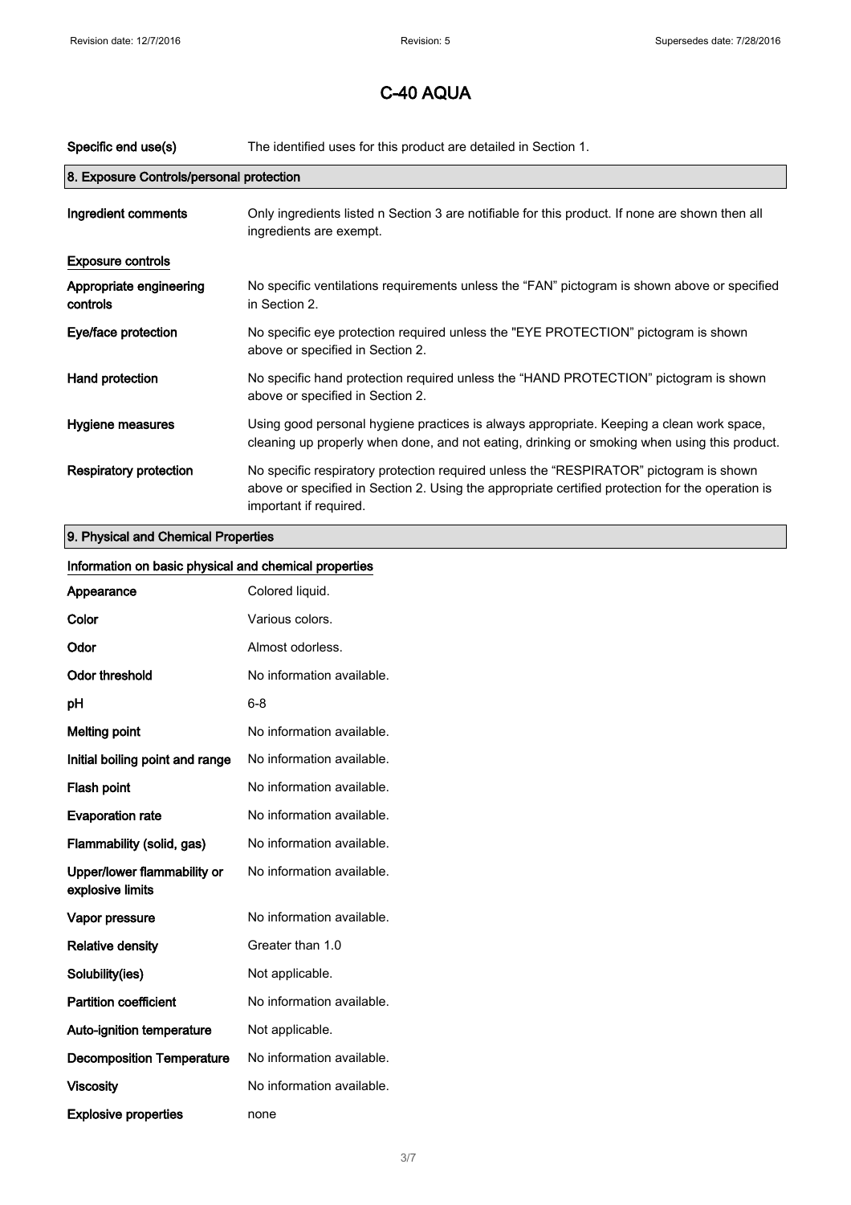# C-40 AQUA

| | |
|---|---|
| **Specific end use(s)** | The identified uses for this product are detailed in Section 1. |

## 8. Exposure Controls/personal protection

| | |
|---|---|
| **Ingredient comments** | Only ingredients listed n Section 3 are notifiable for this product. If none are shown then all ingredients are exempt. |

**Exposure controls**

| | |
|---|---|
| **Appropriate engineering controls** | No specific ventilations requirements unless the "FAN" pictogram is shown above or specified in Section 2. |
| **Eye/face protection** | No specific eye protection required unless the "EYE PROTECTION" pictogram is shown above or specified in Section 2. |
| **Hand protection** | No specific hand protection required unless the "HAND PROTECTION" pictogram is shown above or specified in Section 2. |
| **Hygiene measures** | Using good personal hygiene practices is always appropriate. Keeping a clean work space, cleaning up properly when done, and not eating, drinking or smoking when using this product. |
| **Respiratory protection** | No specific respiratory protection required unless the "RESPIRATOR" pictogram is shown above or specified in Section 2. Using the appropriate certified protection for the operation is important if required. |

## 9. Physical and Chemical Properties

**Information on basic physical and chemical properties**

| | |
|---|---|
| **Appearance** | Colored liquid. |
| **Color** | Various colors. |
| **Odor** | Almost odorless. |
| **Odor threshold** | No information available. |
| **pH** | 6-8 |
| **Melting point** | No information available. |
| **Initial boiling point and range** | No information available. |
| **Flash point** | No information available. |
| **Evaporation rate** | No information available. |
| **Flammability (solid, gas)** | No information available. |
| **Upper/lower flammability or explosive limits** | No information available. |
| **Vapor pressure** | No information available. |
| **Relative density** | Greater than 1.0 |
| **Solubility(ies)** | Not applicable. |
| **Partition coefficient** | No information available. |
| **Auto-ignition temperature** | Not applicable. |
| **Decomposition Temperature** | No information available. |
| **Viscosity** | No information available. |
| **Explosive properties** | none |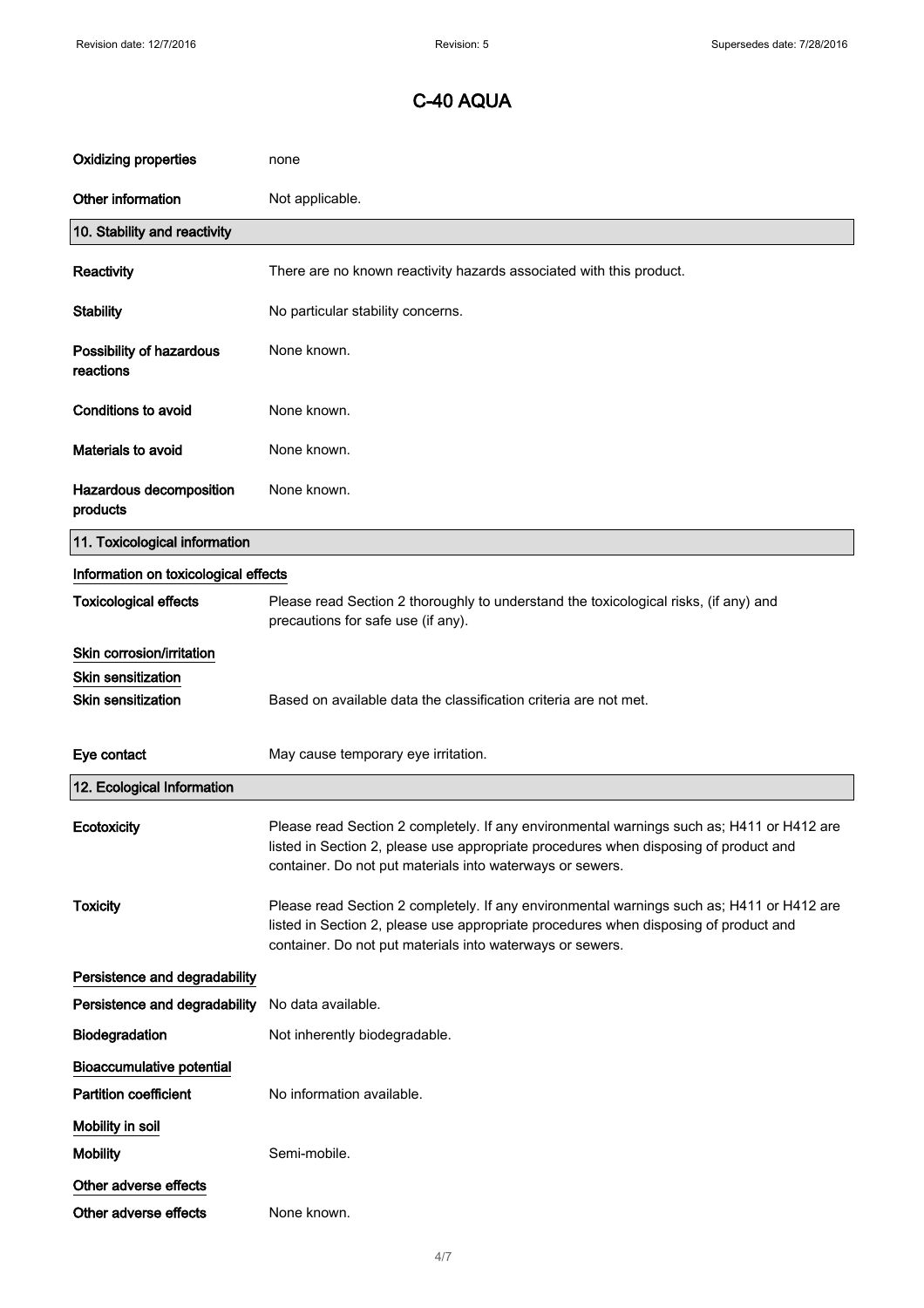# C-40 AQUA

| | |
|---|---|
| **Oxidizing properties** | none |
| **Other information** | Not applicable. |

## 10. Stability and reactivity

| | |
|---|---|
| **Reactivity** | There are no known reactivity hazards associated with this product. |
| **Stability** | No particular stability concerns. |
| **Possibility of hazardous reactions** | None known. |
| **Conditions to avoid** | None known. |
| **Materials to avoid** | None known. |
| **Hazardous decomposition products** | None known. |

## 11. Toxicological information

**Information on toxicological effects**

| | |
|---|---|
| **Toxicological effects** | Please read Section 2 thoroughly to understand the toxicological risks, (if any) and precautions for safe use (if any). |

**Skin corrosion/irritation**

**Skin sensitization**

| | |
|---|---|
| **Skin sensitization** | Based on available data the classification criteria are not met. |
| **Eye contact** | May cause temporary eye irritation. |

## 12. Ecological Information

| | |
|---|---|
| **Ecotoxicity** | Please read Section 2 completely. If any environmental warnings such as; H411 or H412 are listed in Section 2, please use appropriate procedures when disposing of product and container. Do not put materials into waterways or sewers. |
| **Toxicity** | Please read Section 2 completely. If any environmental warnings such as; H411 or H412 are listed in Section 2, please use appropriate procedures when disposing of product and container. Do not put materials into waterways or sewers. |

**Persistence and degradability**

| | |
|---|---|
| **Persistence and degradability** | No data available. |
| **Biodegradation** | Not inherently biodegradable. |

**Bioaccumulative potential**

| | |
|---|---|
| **Partition coefficient** | No information available. |

**Mobility in soil**

| | |
|---|---|
| **Mobility** | Semi-mobile. |

**Other adverse effects**

| | |
|---|---|
| **Other adverse effects** | None known. |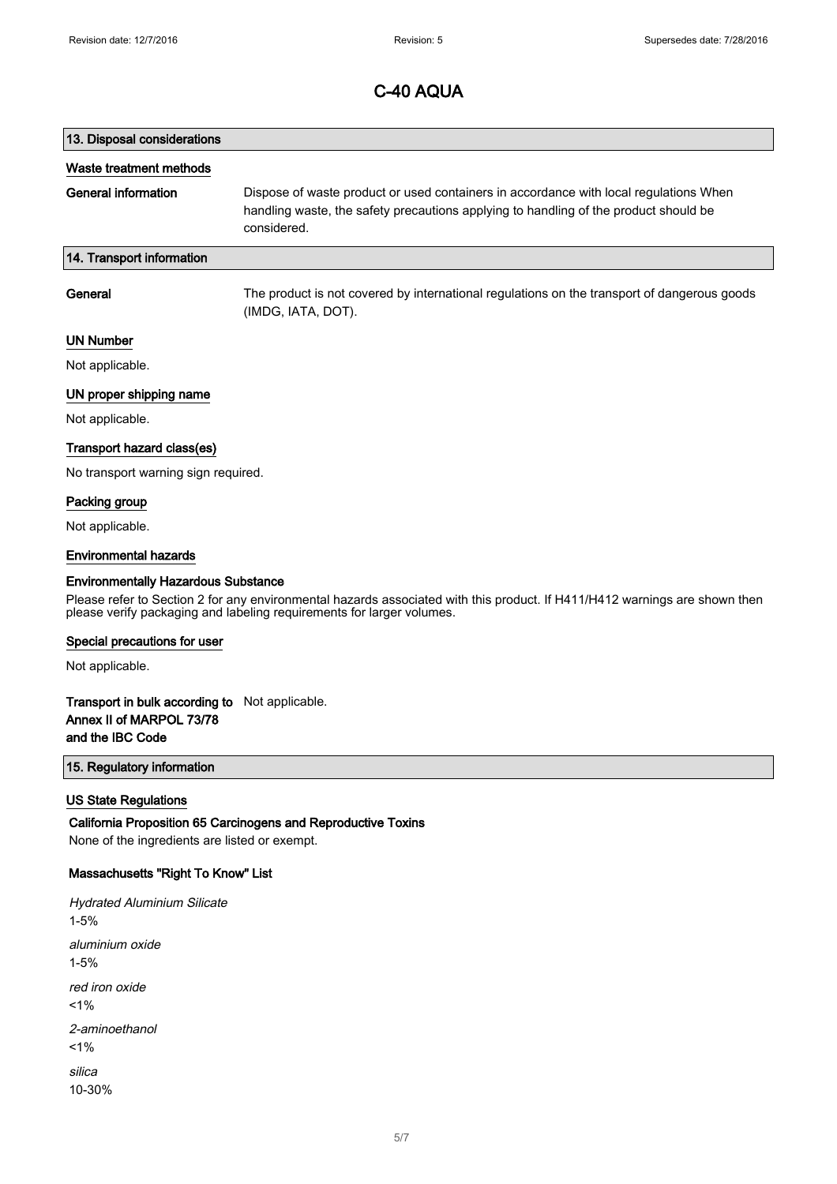# C-40 AQUA

## 13. Disposal considerations

### Waste treatment methods

**General information** Dispose of waste product or used containers in accordance with local regulations When handling waste, the safety precautions applying to handling of the product should be considered.

## 14. Transport information

**General** The product is not covered by international regulations on the transport of dangerous goods (IMDG, IATA, DOT).

### UN Number

Not applicable.

### UN proper shipping name

Not applicable.

### Transport hazard class(es)

No transport warning sign required.

### Packing group

Not applicable.

### Environmental hazards

**Environmentally Hazardous Substance**

Please refer to Section 2 for any environmental hazards associated with this product. If H411/H412 warnings are shown then please verify packaging and labeling requirements for larger volumes.

### Special precautions for user

Not applicable.

**Transport in bulk according to Annex II of MARPOL 73/78 and the IBC Code** Not applicable.

## 15. Regulatory information

### US State Regulations

**California Proposition 65 Carcinogens and Reproductive Toxins**

None of the ingredients are listed or exempt.

**Massachusetts "Right To Know" List**

*Hydrated Aluminium Silicate*
1-5%

*aluminium oxide*
1-5%

*red iron oxide*
<1%

*2-aminoethanol*
<1%

*silica*
10-30%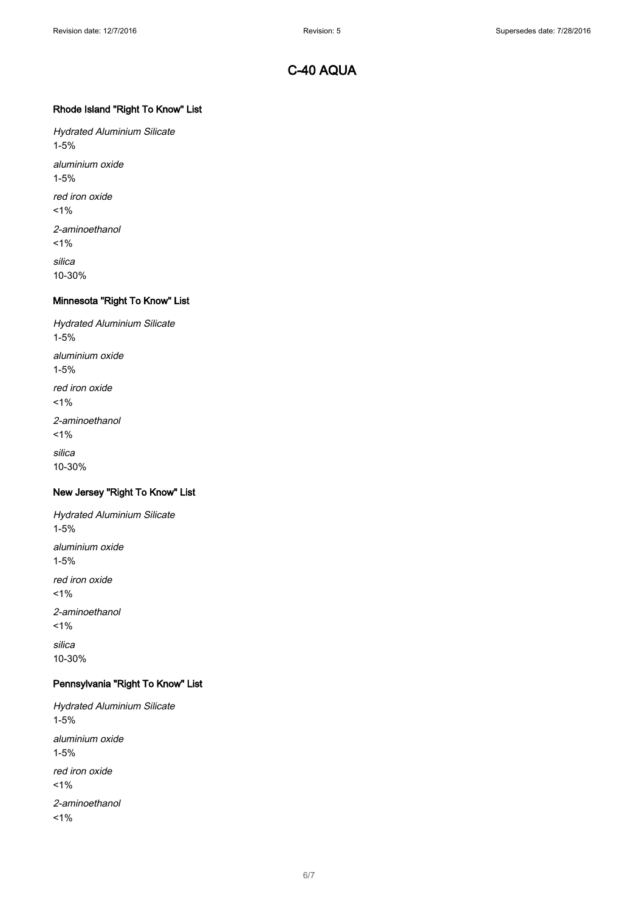# C-40 AQUA

### Rhode Island "Right To Know" List

*Hydrated Aluminium Silicate*
1-5%

*aluminium oxide*
1-5%

*red iron oxide*
<1%

*2-aminoethanol*
<1%

*silica*
10-30%

### Minnesota "Right To Know" List

*Hydrated Aluminium Silicate*
1-5%

*aluminium oxide*
1-5%

*red iron oxide*
<1%

*2-aminoethanol*
<1%

*silica*
10-30%

### New Jersey "Right To Know" List

*Hydrated Aluminium Silicate*
1-5%

*aluminium oxide*
1-5%

*red iron oxide*
<1%

*2-aminoethanol*
<1%

*silica*
10-30%

### Pennsylvania "Right To Know" List

*Hydrated Aluminium Silicate*
1-5%

*aluminium oxide*
1-5%

*red iron oxide*
<1%

*2-aminoethanol*
<1%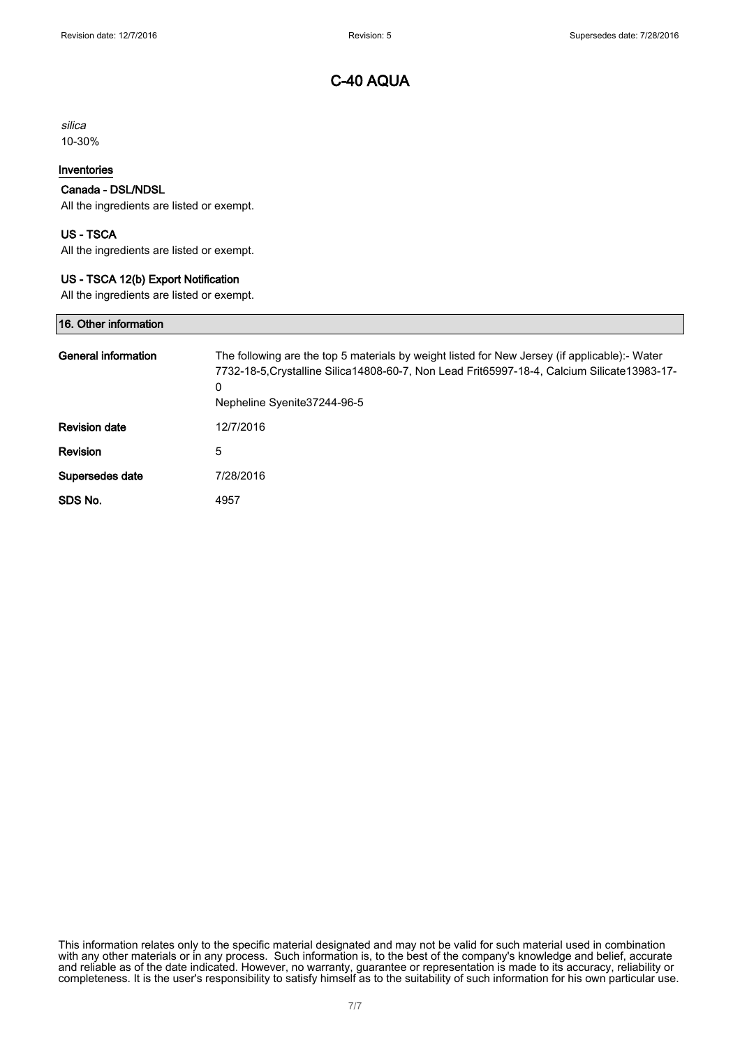# C-40 AQUA

*silica*
10-30%

## Inventories

### Canada - DSL/NDSL

All the ingredients are listed or exempt.

### US - TSCA

All the ingredients are listed or exempt.

### US - TSCA 12(b) Export Notification

All the ingredients are listed or exempt.

## 16. Other information

| | |
|---|---|
| **General information** | The following are the top 5 materials by weight listed for New Jersey (if applicable):- Water 7732-18-5,Crystalline Silica14808-60-7, Non Lead Frit65997-18-4, Calcium Silicate13983-17-0<br>Nepheline Syenite37244-96-5 |
| **Revision date** | 12/7/2016 |
| **Revision** | 5 |
| **Supersedes date** | 7/28/2016 |
| **SDS No.** | 4957 |

This information relates only to the specific material designated and may not be valid for such material used in combination with any other materials or in any process. Such information is, to the best of the company's knowledge and belief, accurate and reliable as of the date indicated. However, no warranty, guarantee or representation is made to its accuracy, reliability or completeness. It is the user's responsibility to satisfy himself as to the suitability of such information for his own particular use.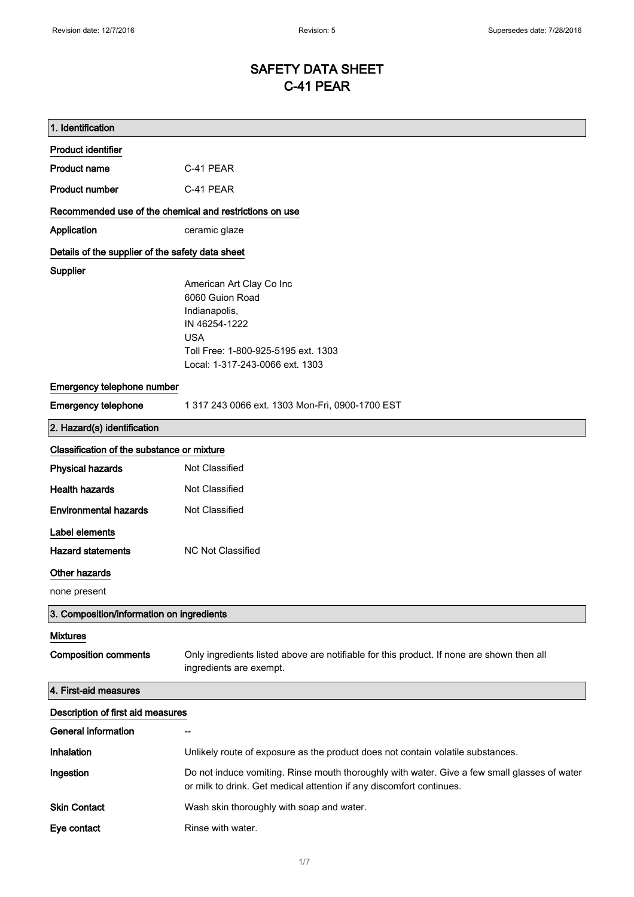# SAFETY DATA SHEET
# C-41 PEAR

## 1. Identification

### Product identifier

| | |
|---|---|
| **Product name** | C-41 PEAR |
| **Product number** | C-41 PEAR |

### Recommended use of the chemical and restrictions on use

| | |
|---|---|
| **Application** | ceramic glaze |

### Details of the supplier of the safety data sheet

**Supplier**

American Art Clay Co Inc
6060 Guion Road
Indianapolis,
IN 46254-1222
USA
Toll Free: 1-800-925-5195 ext. 1303
Local: 1-317-243-0066 ext. 1303

### Emergency telephone number

| | |
|---|---|
| **Emergency telephone** | 1 317 243 0066 ext. 1303 Mon-Fri, 0900-1700 EST |

## 2. Hazard(s) identification

### Classification of the substance or mixture

| | |
|---|---|
| **Physical hazards** | Not Classified |
| **Health hazards** | Not Classified |
| **Environmental hazards** | Not Classified |

### Label elements

| | |
|---|---|
| **Hazard statements** | NC Not Classified |

### Other hazards

none present

## 3. Composition/information on ingredients

### Mixtures

| | |
|---|---|
| **Composition comments** | Only ingredients listed above are notifiable for this product. If none are shown then all ingredients are exempt. |

## 4. First-aid measures

### Description of first aid measures

| | |
|---|---|
| **General information** | -- |
| **Inhalation** | Unlikely route of exposure as the product does not contain volatile substances. |
| **Ingestion** | Do not induce vomiting. Rinse mouth thoroughly with water. Give a few small glasses of water or milk to drink. Get medical attention if any discomfort continues. |
| **Skin Contact** | Wash skin thoroughly with soap and water. |
| **Eye contact** | Rinse with water. |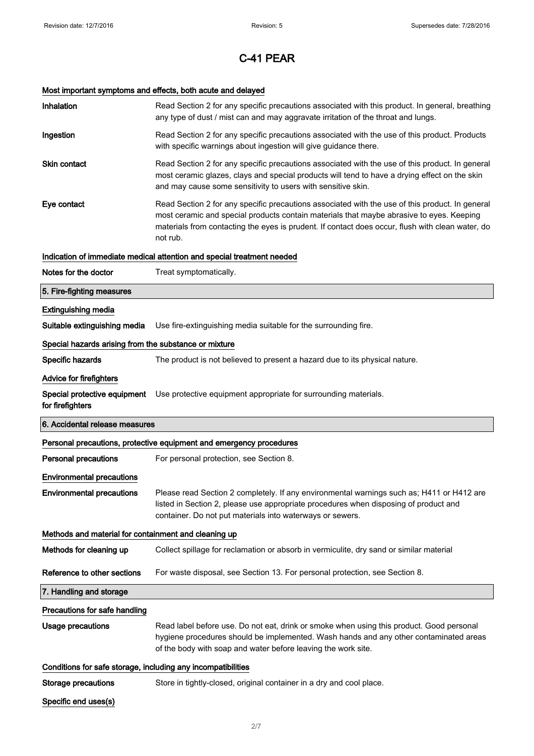# C-41 PEAR

### Most important symptoms and effects, both acute and delayed

**Inhalation**
Read Section 2 for any specific precautions associated with this product. In general, breathing any type of dust / mist can and may aggravate irritation of the throat and lungs.

**Ingestion**
Read Section 2 for any specific precautions associated with the use of this product. Products with specific warnings about ingestion will give guidance there.

**Skin contact**
Read Section 2 for any specific precautions associated with the use of this product. In general most ceramic glazes, clays and special products will tend to have a drying effect on the skin and may cause some sensitivity to users with sensitive skin.

**Eye contact**
Read Section 2 for any specific precautions associated with the use of this product. In general most ceramic and special products contain materials that maybe abrasive to eyes. Keeping materials from contacting the eyes is prudent. If contact does occur, flush with clean water, do not rub.

### Indication of immediate medical attention and special treatment needed

**Notes for the doctor**
Treat symptomatically.

## 5. Fire-fighting measures

### Extinguishing media

**Suitable extinguishing media**
Use fire-extinguishing media suitable for the surrounding fire.

### Special hazards arising from the substance or mixture

**Specific hazards**
The product is not believed to present a hazard due to its physical nature.

### Advice for firefighters

**Special protective equipment for firefighters**
Use protective equipment appropriate for surrounding materials.

## 6. Accidental release measures

### Personal precautions, protective equipment and emergency procedures

**Personal precautions**
For personal protection, see Section 8.

### Environmental precautions

**Environmental precautions**
Please read Section 2 completely. If any environmental warnings such as; H411 or H412 are listed in Section 2, please use appropriate procedures when disposing of product and container. Do not put materials into waterways or sewers.

### Methods and material for containment and cleaning up

**Methods for cleaning up**
Collect spillage for reclamation or absorb in vermiculite, dry sand or similar material

**Reference to other sections**
For waste disposal, see Section 13. For personal protection, see Section 8.

## 7. Handling and storage

### Precautions for safe handling

**Usage precautions**
Read label before use. Do not eat, drink or smoke when using this product. Good personal hygiene procedures should be implemented. Wash hands and any other contaminated areas of the body with soap and water before leaving the work site.

### Conditions for safe storage, including any incompatibilities

**Storage precautions**
Store in tightly-closed, original container in a dry and cool place.

### Specific end uses(s)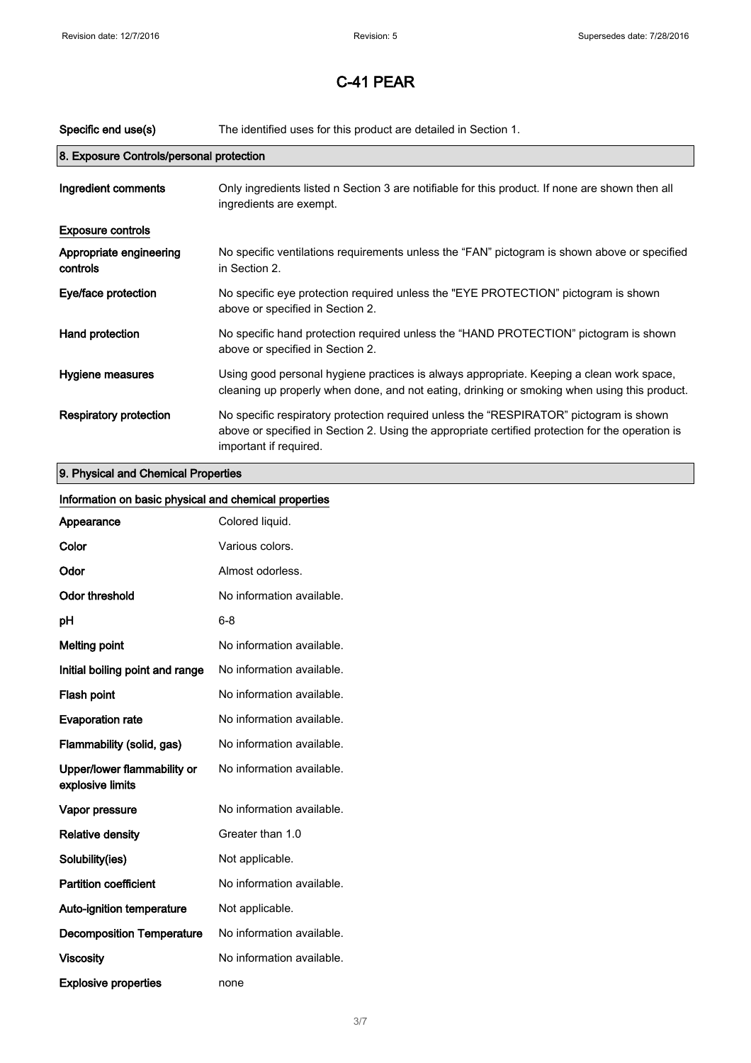# C-41 PEAR

| | |
|---|---|
| **Specific end use(s)** | The identified uses for this product are detailed in Section 1. |

## 8. Exposure Controls/personal protection

| | |
|---|---|
| **Ingredient comments** | Only ingredients listed n Section 3 are notifiable for this product. If none are shown then all ingredients are exempt. |

**Exposure controls**

| | |
|---|---|
| **Appropriate engineering controls** | No specific ventilations requirements unless the "FAN" pictogram is shown above or specified in Section 2. |
| **Eye/face protection** | No specific eye protection required unless the "EYE PROTECTION" pictogram is shown above or specified in Section 2. |
| **Hand protection** | No specific hand protection required unless the "HAND PROTECTION" pictogram is shown above or specified in Section 2. |
| **Hygiene measures** | Using good personal hygiene practices is always appropriate. Keeping a clean work space, cleaning up properly when done, and not eating, drinking or smoking when using this product. |
| **Respiratory protection** | No specific respiratory protection required unless the "RESPIRATOR" pictogram is shown above or specified in Section 2. Using the appropriate certified protection for the operation is important if required. |

## 9. Physical and Chemical Properties

**Information on basic physical and chemical properties**

| | |
|---|---|
| **Appearance** | Colored liquid. |
| **Color** | Various colors. |
| **Odor** | Almost odorless. |
| **Odor threshold** | No information available. |
| **pH** | 6-8 |
| **Melting point** | No information available. |
| **Initial boiling point and range** | No information available. |
| **Flash point** | No information available. |
| **Evaporation rate** | No information available. |
| **Flammability (solid, gas)** | No information available. |
| **Upper/lower flammability or explosive limits** | No information available. |
| **Vapor pressure** | No information available. |
| **Relative density** | Greater than 1.0 |
| **Solubility(ies)** | Not applicable. |
| **Partition coefficient** | No information available. |
| **Auto-ignition temperature** | Not applicable. |
| **Decomposition Temperature** | No information available. |
| **Viscosity** | No information available. |
| **Explosive properties** | none |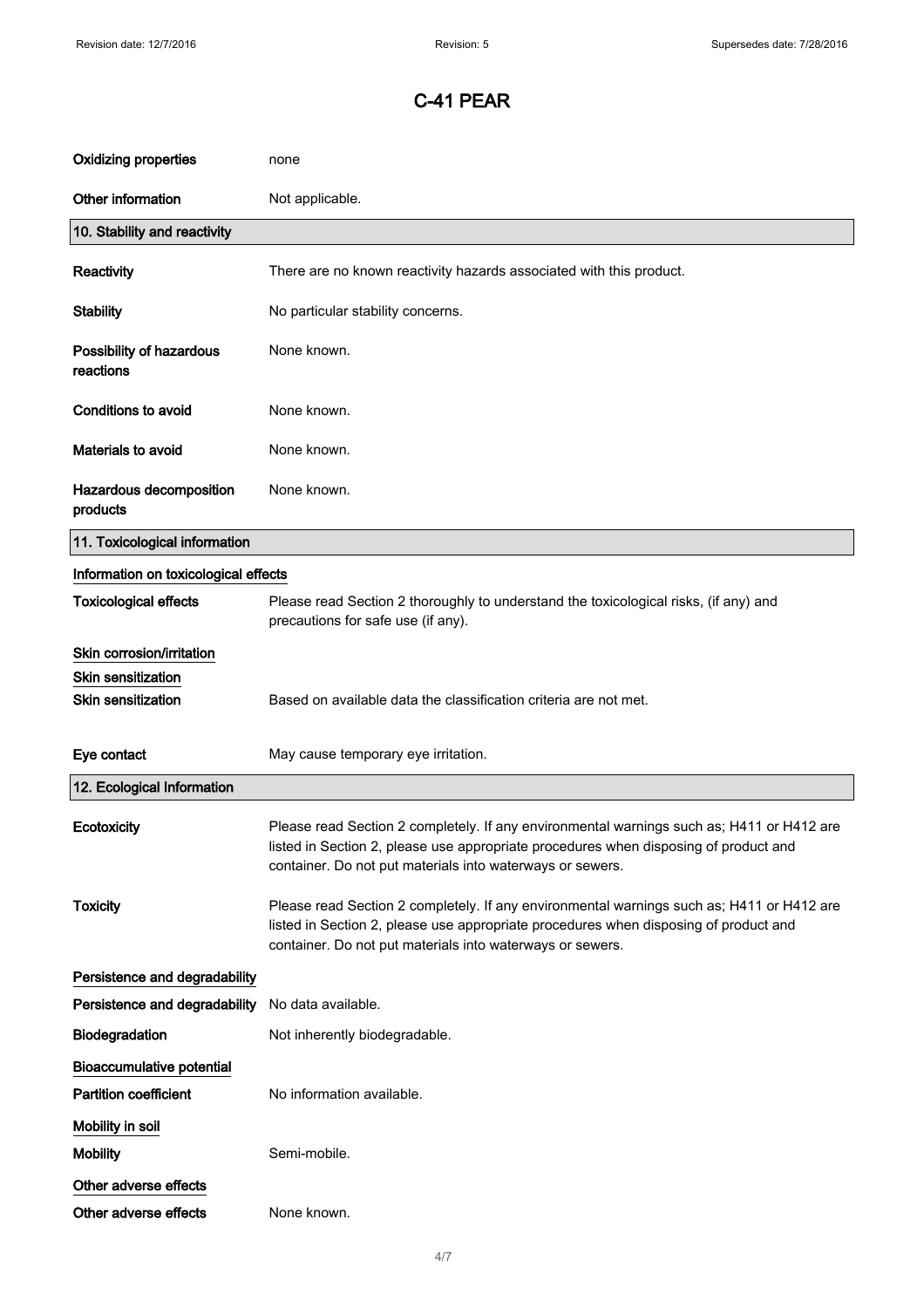# C-41 PEAR

| | |
|---|---|
| **Oxidizing properties** | none |
| **Other information** | Not applicable. |

## 10. Stability and reactivity

| | |
|---|---|
| **Reactivity** | There are no known reactivity hazards associated with this product. |
| **Stability** | No particular stability concerns. |
| **Possibility of hazardous reactions** | None known. |
| **Conditions to avoid** | None known. |
| **Materials to avoid** | None known. |
| **Hazardous decomposition products** | None known. |

## 11. Toxicological information

**Information on toxicological effects**

| | |
|---|---|
| **Toxicological effects** | Please read Section 2 thoroughly to understand the toxicological risks, (if any) and precautions for safe use (if any). |

**Skin corrosion/irritation**

**Skin sensitization**

| | |
|---|---|
| **Skin sensitization** | Based on available data the classification criteria are not met. |
| **Eye contact** | May cause temporary eye irritation. |

## 12. Ecological Information

| | |
|---|---|
| **Ecotoxicity** | Please read Section 2 completely. If any environmental warnings such as; H411 or H412 are listed in Section 2, please use appropriate procedures when disposing of product and container. Do not put materials into waterways or sewers. |
| **Toxicity** | Please read Section 2 completely. If any environmental warnings such as; H411 or H412 are listed in Section 2, please use appropriate procedures when disposing of product and container. Do not put materials into waterways or sewers. |

**Persistence and degradability**

| | |
|---|---|
| **Persistence and degradability** | No data available. |
| **Biodegradation** | Not inherently biodegradable. |

**Bioaccumulative potential**

| | |
|---|---|
| **Partition coefficient** | No information available. |

**Mobility in soil**

| | |
|---|---|
| **Mobility** | Semi-mobile. |

**Other adverse effects**

| | |
|---|---|
| **Other adverse effects** | None known. |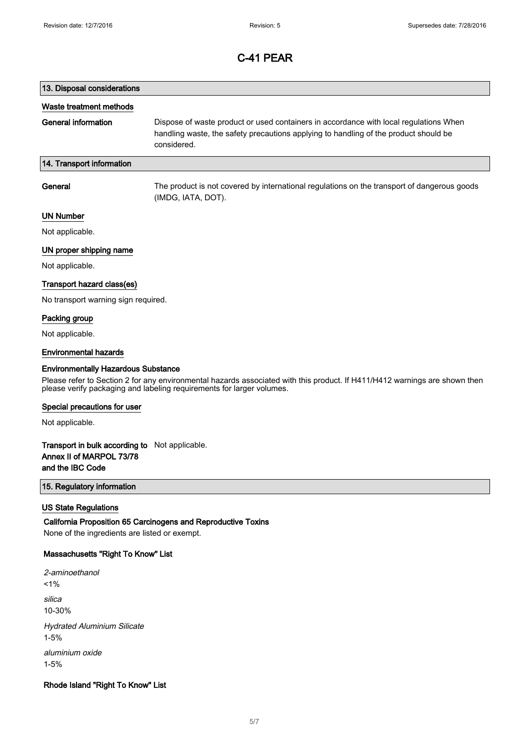# C-41 PEAR

## 13. Disposal considerations

### Waste treatment methods

**General information** Dispose of waste product or used containers in accordance with local regulations When handling waste, the safety precautions applying to handling of the product should be considered.

## 14. Transport information

**General** The product is not covered by international regulations on the transport of dangerous goods (IMDG, IATA, DOT).

### UN Number

Not applicable.

### UN proper shipping name

Not applicable.

### Transport hazard class(es)

No transport warning sign required.

### Packing group

Not applicable.

### Environmental hazards

**Environmentally Hazardous Substance**

Please refer to Section 2 for any environmental hazards associated with this product. If H411/H412 warnings are shown then please verify packaging and labeling requirements for larger volumes.

### Special precautions for user

Not applicable.

**Transport in bulk according to Annex II of MARPOL 73/78 and the IBC Code** Not applicable.

## 15. Regulatory information

### US State Regulations

**California Proposition 65 Carcinogens and Reproductive Toxins**

None of the ingredients are listed or exempt.

**Massachusetts "Right To Know" List**

*2-aminoethanol*
<1%

*silica*
10-30%

*Hydrated Aluminium Silicate*
1-5%

*aluminium oxide*
1-5%

**Rhode Island "Right To Know" List**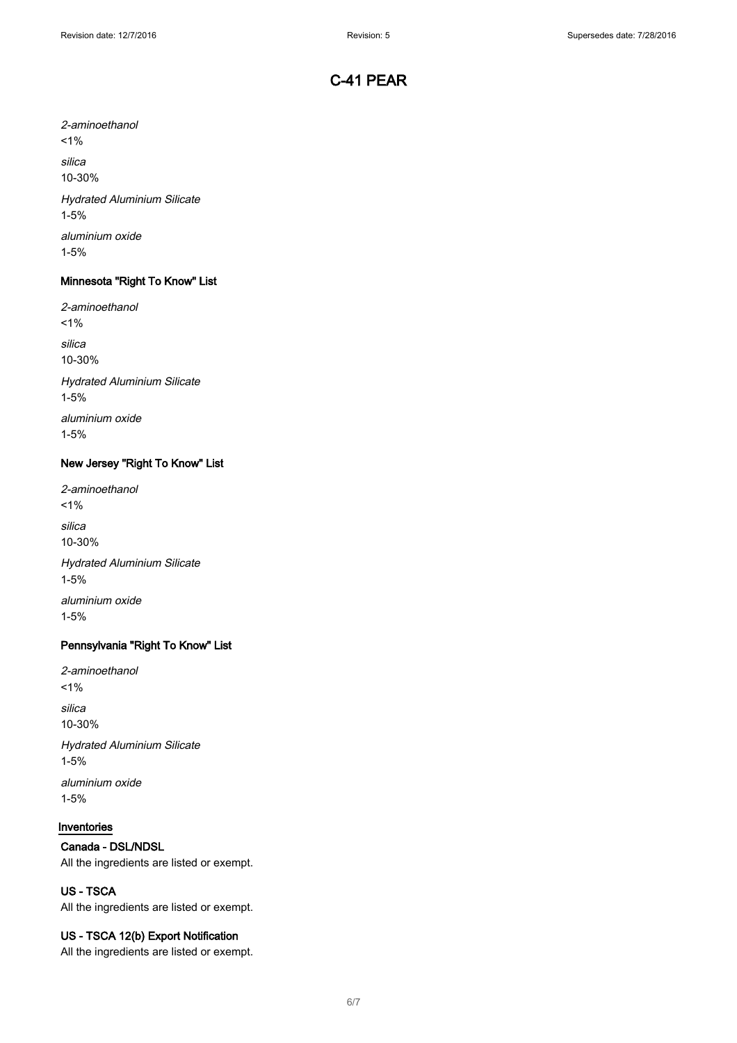*2-aminoethanol*

<1%

*silica*

10-30%

*Hydrated Aluminium Silicate*

1-5%

*aluminium oxide*

1-5%

### Minnesota "Right To Know" List

*2-aminoethanol*

<1%

*silica*

10-30%

*Hydrated Aluminium Silicate*

1-5%

*aluminium oxide*

1-5%

### New Jersey "Right To Know" List

*2-aminoethanol*

<1%

*silica*

10-30%

*Hydrated Aluminium Silicate*

1-5%

*aluminium oxide*

1-5%

### Pennsylvania "Right To Know" List

*2-aminoethanol*

<1%

*silica*

10-30%

*Hydrated Aluminium Silicate*

1-5%

*aluminium oxide*

1-5%

## Inventories

### Canada - DSL/NDSL

All the ingredients are listed or exempt.

### US - TSCA

All the ingredients are listed or exempt.

### US - TSCA 12(b) Export Notification

All the ingredients are listed or exempt.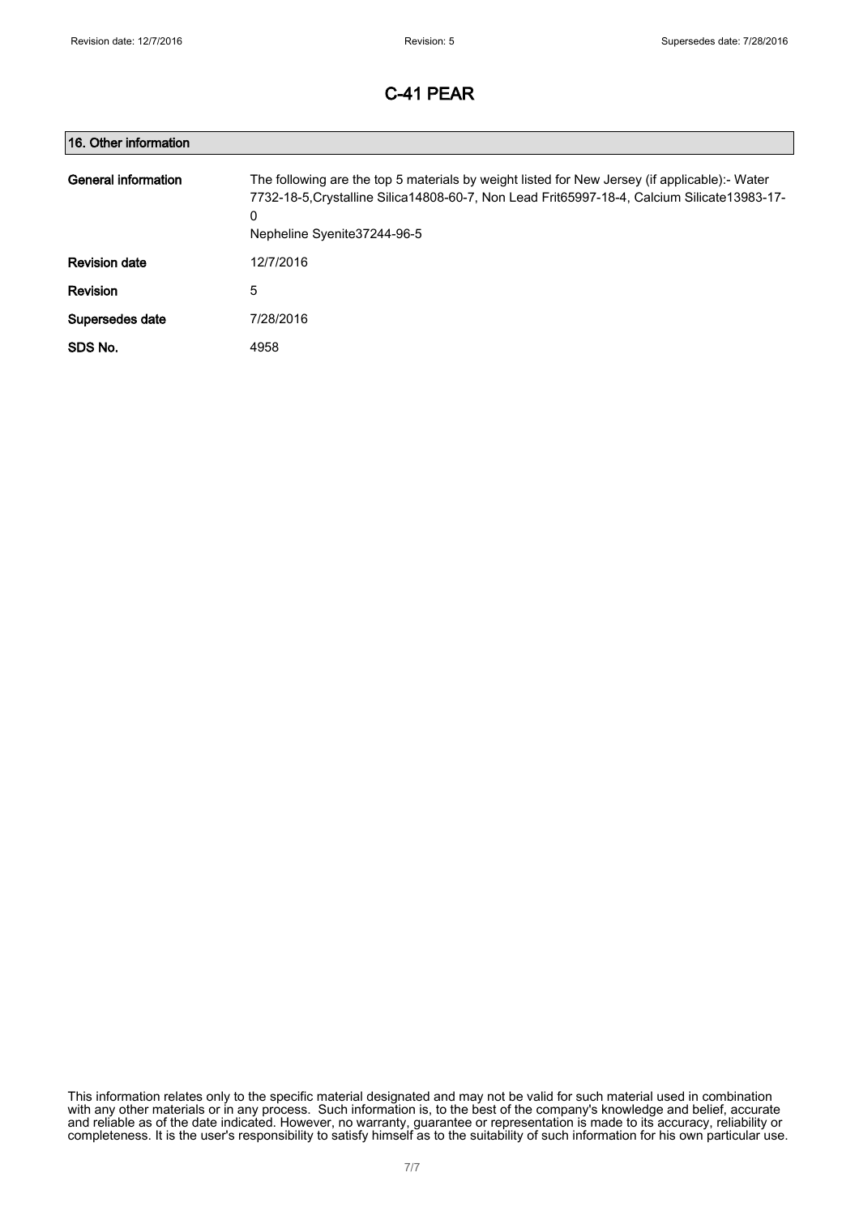# C-41 PEAR

## 16. Other information

| | |
|---|---|
| **General information** | The following are the top 5 materials by weight listed for New Jersey (if applicable):- Water 7732-18-5,Crystalline Silica14808-60-7, Non Lead Frit65997-18-4, Calcium Silicate13983-17-0<br>Nepheline Syenite37244-96-5 |
| **Revision date** | 12/7/2016 |
| **Revision** | 5 |
| **Supersedes date** | 7/28/2016 |
| **SDS No.** | 4958 |

This information relates only to the specific material designated and may not be valid for such material used in combination with any other materials or in any process. Such information is, to the best of the company's knowledge and belief, accurate and reliable as of the date indicated. However, no warranty, guarantee or representation is made to its accuracy, reliability or completeness. It is the user's responsibility to satisfy himself as to the suitability of such information for his own particular use.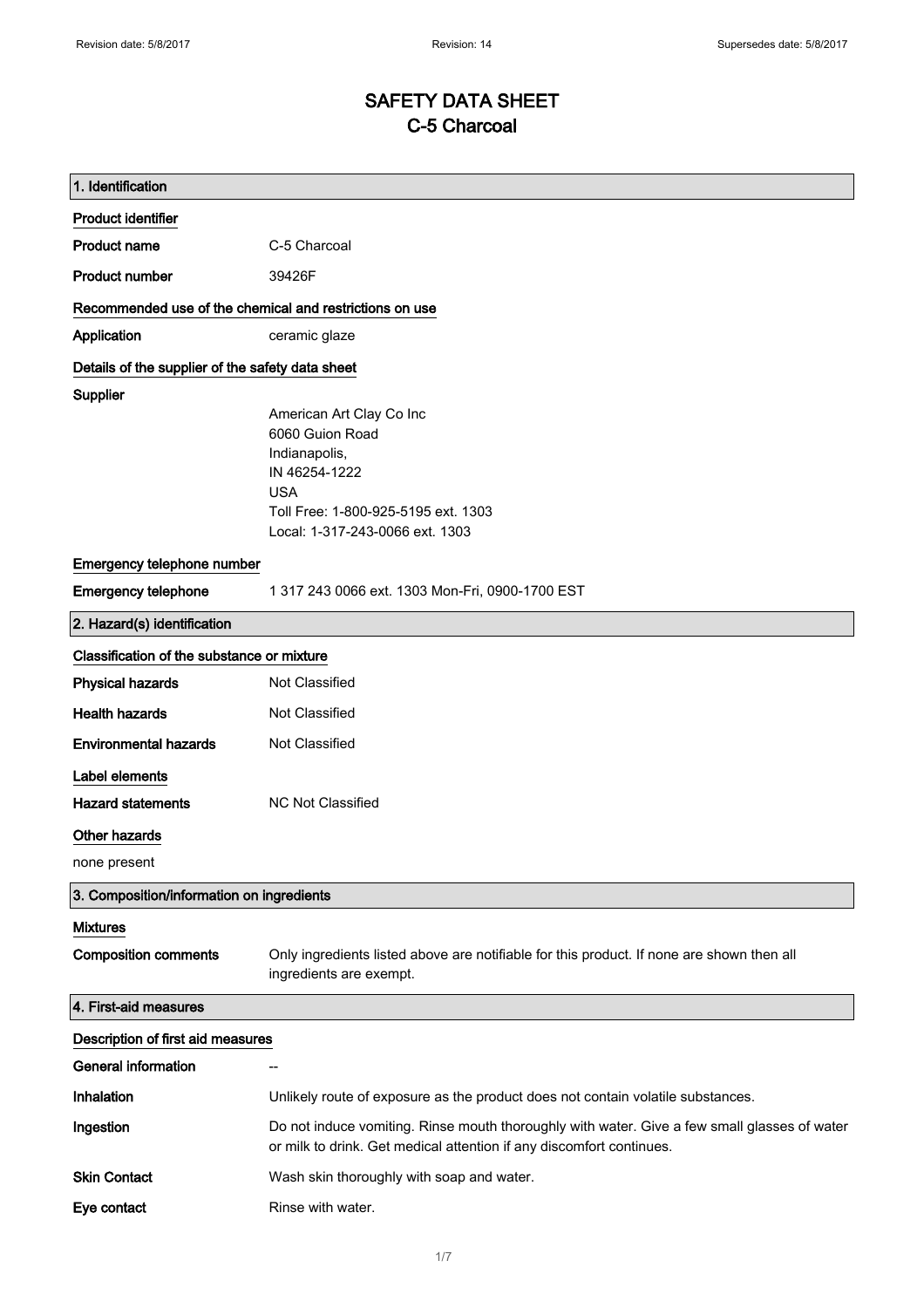# SAFETY DATA SHEET
# C-5 Charcoal

## 1. Identification

### Product identifier

| | |
|---|---|
| **Product name** | C-5 Charcoal |
| **Product number** | 39426F |

### Recommended use of the chemical and restrictions on use

| | |
|---|---|
| **Application** | ceramic glaze |

### Details of the supplier of the safety data sheet

**Supplier**

American Art Clay Co Inc
6060 Guion Road
Indianapolis,
IN 46254-1222
USA
Toll Free: 1-800-925-5195 ext. 1303
Local: 1-317-243-0066 ext. 1303

### Emergency telephone number

| | |
|---|---|
| **Emergency telephone** | 1 317 243 0066 ext. 1303 Mon-Fri, 0900-1700 EST |

## 2. Hazard(s) identification

### Classification of the substance or mixture

| | |
|---|---|
| **Physical hazards** | Not Classified |
| **Health hazards** | Not Classified |
| **Environmental hazards** | Not Classified |

### Label elements

| | |
|---|---|
| **Hazard statements** | NC Not Classified |

### Other hazards

none present

## 3. Composition/information on ingredients

### Mixtures

| | |
|---|---|
| **Composition comments** | Only ingredients listed above are notifiable for this product. If none are shown then all ingredients are exempt. |

## 4. First-aid measures

### Description of first aid measures

| | |
|---|---|
| **General information** | -- |
| **Inhalation** | Unlikely route of exposure as the product does not contain volatile substances. |
| **Ingestion** | Do not induce vomiting. Rinse mouth thoroughly with water. Give a few small glasses of water or milk to drink. Get medical attention if any discomfort continues. |
| **Skin Contact** | Wash skin thoroughly with soap and water. |
| **Eye contact** | Rinse with water. |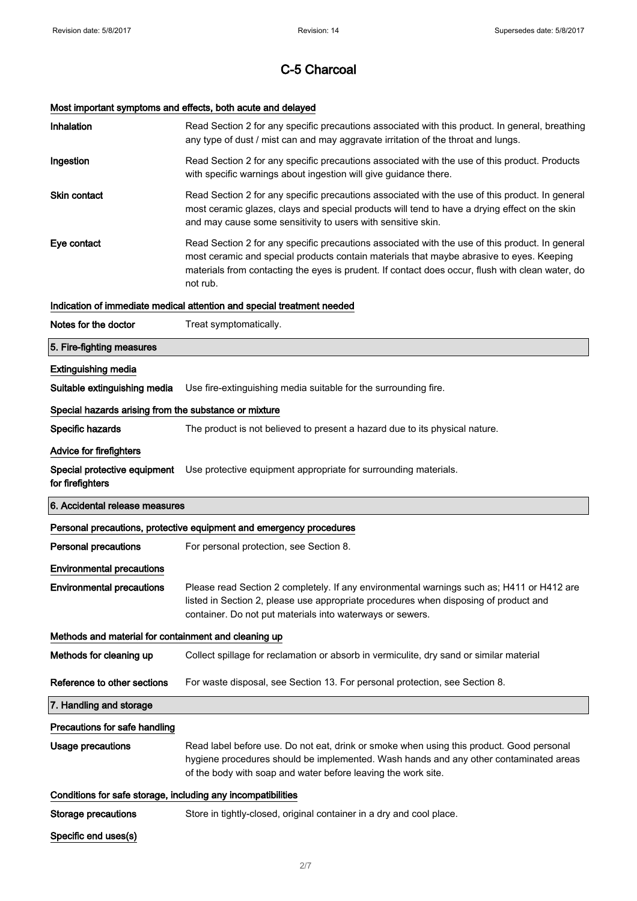# C-5 Charcoal

### Most important symptoms and effects, both acute and delayed

**Inhalation** Read Section 2 for any specific precautions associated with this product. In general, breathing any type of dust / mist can and may aggravate irritation of the throat and lungs.

**Ingestion** Read Section 2 for any specific precautions associated with the use of this product. Products with specific warnings about ingestion will give guidance there.

**Skin contact** Read Section 2 for any specific precautions associated with the use of this product. In general most ceramic glazes, clays and special products will tend to have a drying effect on the skin and may cause some sensitivity to users with sensitive skin.

**Eye contact** Read Section 2 for any specific precautions associated with the use of this product. In general most ceramic and special products contain materials that maybe abrasive to eyes. Keeping materials from contacting the eyes is prudent. If contact does occur, flush with clean water, do not rub.

### Indication of immediate medical attention and special treatment needed

**Notes for the doctor** Treat symptomatically.

## 5. Fire-fighting measures

### Extinguishing media

**Suitable extinguishing media** Use fire-extinguishing media suitable for the surrounding fire.

### Special hazards arising from the substance or mixture

**Specific hazards** The product is not believed to present a hazard due to its physical nature.

### Advice for firefighters

**Special protective equipment for firefighters** Use protective equipment appropriate for surrounding materials.

## 6. Accidental release measures

### Personal precautions, protective equipment and emergency procedures

**Personal precautions** For personal protection, see Section 8.

### Environmental precautions

**Environmental precautions** Please read Section 2 completely. If any environmental warnings such as; H411 or H412 are listed in Section 2, please use appropriate procedures when disposing of product and container. Do not put materials into waterways or sewers.

### Methods and material for containment and cleaning up

**Methods for cleaning up** Collect spillage for reclamation or absorb in vermiculite, dry sand or similar material

**Reference to other sections** For waste disposal, see Section 13. For personal protection, see Section 8.

## 7. Handling and storage

### Precautions for safe handling

**Usage precautions** Read label before use. Do not eat, drink or smoke when using this product. Good personal hygiene procedures should be implemented. Wash hands and any other contaminated areas of the body with soap and water before leaving the work site.

### Conditions for safe storage, including any incompatibilities

**Storage precautions** Store in tightly-closed, original container in a dry and cool place.

### Specific end uses(s)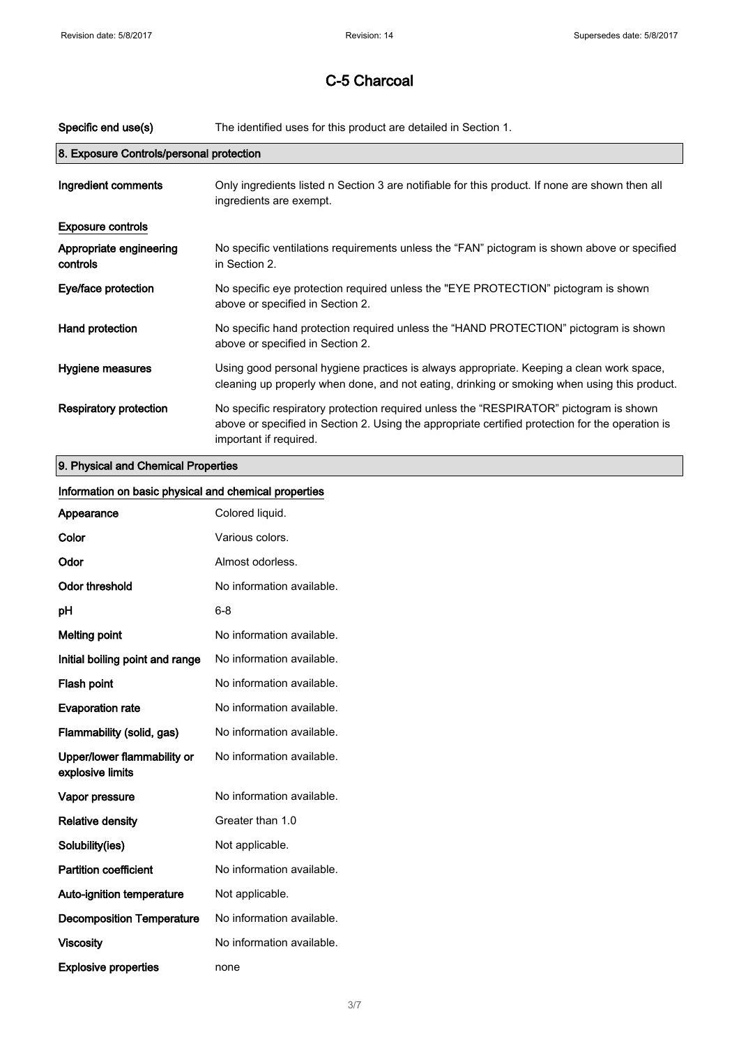# C-5 Charcoal

| | |
|---|---|
| **Specific end use(s)** | The identified uses for this product are detailed in Section 1. |

## 8. Exposure Controls/personal protection

| | |
|---|---|
| **Ingredient comments** | Only ingredients listed n Section 3 are notifiable for this product. If none are shown then all ingredients are exempt. |

**Exposure controls**

| | |
|---|---|
| **Appropriate engineering controls** | No specific ventilations requirements unless the "FAN" pictogram is shown above or specified in Section 2. |
| **Eye/face protection** | No specific eye protection required unless the "EYE PROTECTION" pictogram is shown above or specified in Section 2. |
| **Hand protection** | No specific hand protection required unless the "HAND PROTECTION" pictogram is shown above or specified in Section 2. |
| **Hygiene measures** | Using good personal hygiene practices is always appropriate. Keeping a clean work space, cleaning up properly when done, and not eating, drinking or smoking when using this product. |
| **Respiratory protection** | No specific respiratory protection required unless the "RESPIRATOR" pictogram is shown above or specified in Section 2. Using the appropriate certified protection for the operation is important if required. |

## 9. Physical and Chemical Properties

**Information on basic physical and chemical properties**

| | |
|---|---|
| **Appearance** | Colored liquid. |
| **Color** | Various colors. |
| **Odor** | Almost odorless. |
| **Odor threshold** | No information available. |
| **pH** | 6-8 |
| **Melting point** | No information available. |
| **Initial boiling point and range** | No information available. |
| **Flash point** | No information available. |
| **Evaporation rate** | No information available. |
| **Flammability (solid, gas)** | No information available. |
| **Upper/lower flammability or explosive limits** | No information available. |
| **Vapor pressure** | No information available. |
| **Relative density** | Greater than 1.0 |
| **Solubility(ies)** | Not applicable. |
| **Partition coefficient** | No information available. |
| **Auto-ignition temperature** | Not applicable. |
| **Decomposition Temperature** | No information available. |
| **Viscosity** | No information available. |
| **Explosive properties** | none |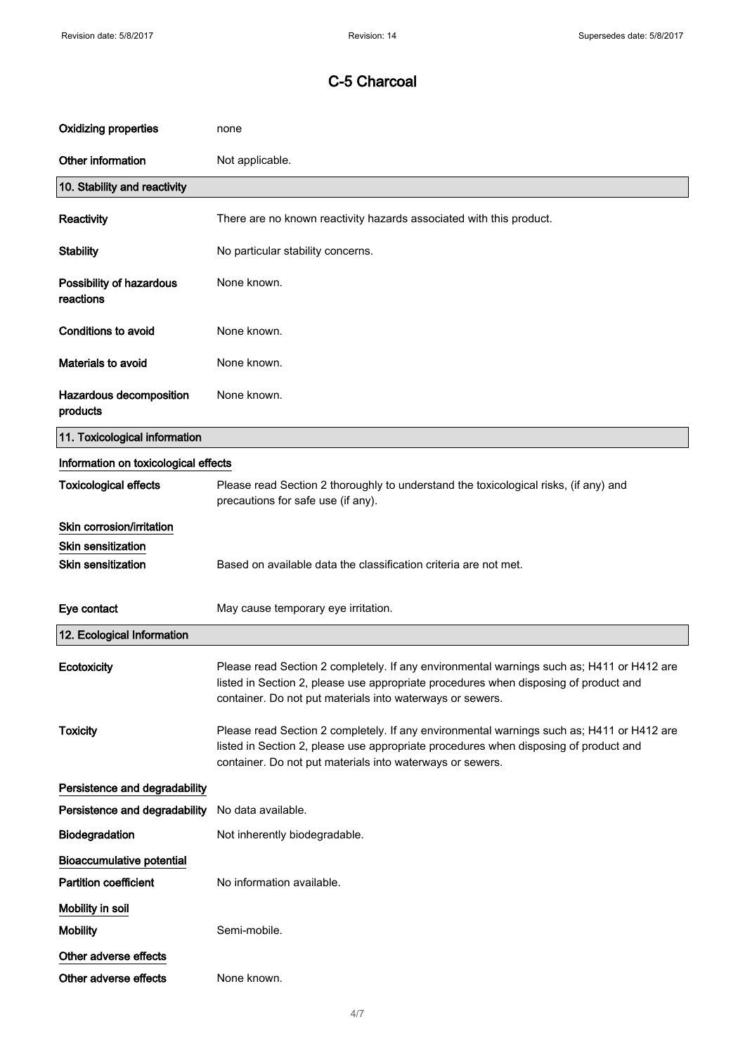# C-5 Charcoal

| | |
|---|---|
| **Oxidizing properties** | none |
| **Other information** | Not applicable. |

## 10. Stability and reactivity

| | |
|---|---|
| **Reactivity** | There are no known reactivity hazards associated with this product. |
| **Stability** | No particular stability concerns. |
| **Possibility of hazardous reactions** | None known. |
| **Conditions to avoid** | None known. |
| **Materials to avoid** | None known. |
| **Hazardous decomposition products** | None known. |

## 11. Toxicological information

**Information on toxicological effects**

| | |
|---|---|
| **Toxicological effects** | Please read Section 2 thoroughly to understand the toxicological risks, (if any) and precautions for safe use (if any). |

**Skin corrosion/irritation**

**Skin sensitization**

| | |
|---|---|
| **Skin sensitization** | Based on available data the classification criteria are not met. |
| **Eye contact** | May cause temporary eye irritation. |

## 12. Ecological Information

| | |
|---|---|
| **Ecotoxicity** | Please read Section 2 completely. If any environmental warnings such as; H411 or H412 are listed in Section 2, please use appropriate procedures when disposing of product and container. Do not put materials into waterways or sewers. |
| **Toxicity** | Please read Section 2 completely. If any environmental warnings such as; H411 or H412 are listed in Section 2, please use appropriate procedures when disposing of product and container. Do not put materials into waterways or sewers. |

**Persistence and degradability**

| | |
|---|---|
| **Persistence and degradability** | No data available. |
| **Biodegradation** | Not inherently biodegradable. |

**Bioaccumulative potential**

| | |
|---|---|
| **Partition coefficient** | No information available. |

**Mobility in soil**

| | |
|---|---|
| **Mobility** | Semi-mobile. |

**Other adverse effects**

| | |
|---|---|
| **Other adverse effects** | None known. |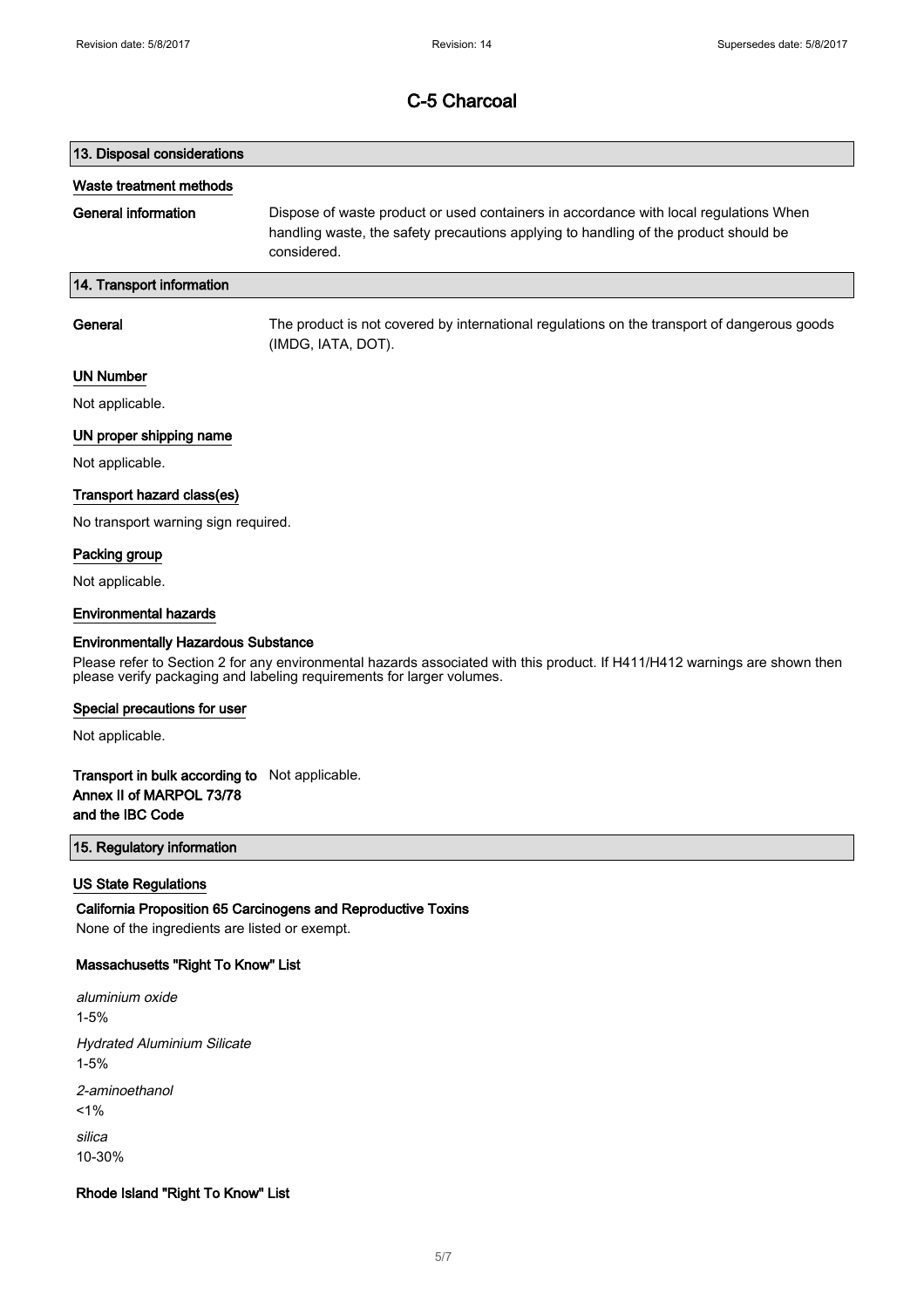# C-5 Charcoal

## 13. Disposal considerations

### Waste treatment methods

**General information** Dispose of waste product or used containers in accordance with local regulations When handling waste, the safety precautions applying to handling of the product should be considered.

## 14. Transport information

**General** The product is not covered by international regulations on the transport of dangerous goods (IMDG, IATA, DOT).

### UN Number

Not applicable.

### UN proper shipping name

Not applicable.

### Transport hazard class(es)

No transport warning sign required.

### Packing group

Not applicable.

### Environmental hazards

**Environmentally Hazardous Substance**

Please refer to Section 2 for any environmental hazards associated with this product. If H411/H412 warnings are shown then please verify packaging and labeling requirements for larger volumes.

### Special precautions for user

Not applicable.

**Transport in bulk according to Annex II of MARPOL 73/78 and the IBC Code** Not applicable.

## 15. Regulatory information

### US State Regulations

**California Proposition 65 Carcinogens and Reproductive Toxins**

None of the ingredients are listed or exempt.

**Massachusetts "Right To Know" List**

*aluminium oxide*
1-5%

*Hydrated Aluminium Silicate*
1-5%

*2-aminoethanol*
<1%

*silica*
10-30%

**Rhode Island "Right To Know" List**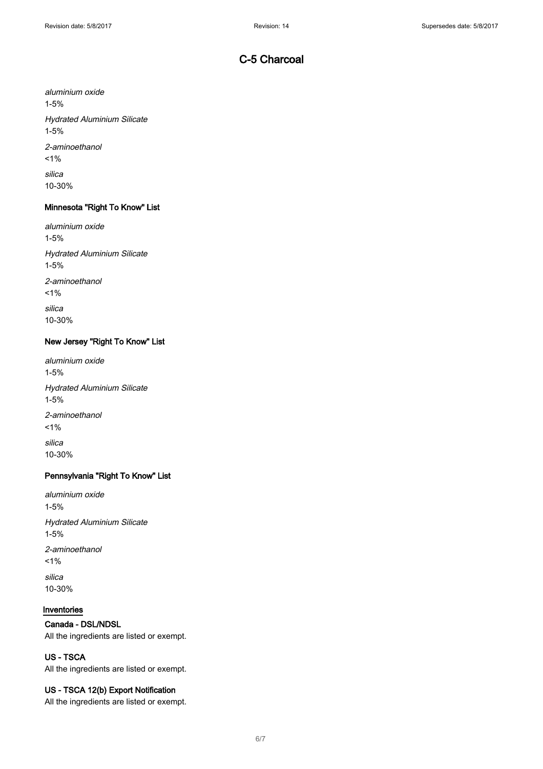*aluminium oxide*
1-5%

*Hydrated Aluminium Silicate*
1-5%

*2-aminoethanol*
<1%

*silica*
10-30%

### Minnesota "Right To Know" List

*aluminium oxide*
1-5%

*Hydrated Aluminium Silicate*
1-5%

*2-aminoethanol*
<1%

*silica*
10-30%

### New Jersey "Right To Know" List

*aluminium oxide*
1-5%

*Hydrated Aluminium Silicate*
1-5%

*2-aminoethanol*
<1%

*silica*
10-30%

### Pennsylvania "Right To Know" List

*aluminium oxide*
1-5%

*Hydrated Aluminium Silicate*
1-5%

*2-aminoethanol*
<1%

*silica*
10-30%

## Inventories

### Canada - DSL/NDSL

All the ingredients are listed or exempt.

### US - TSCA

All the ingredients are listed or exempt.

### US - TSCA 12(b) Export Notification

All the ingredients are listed or exempt.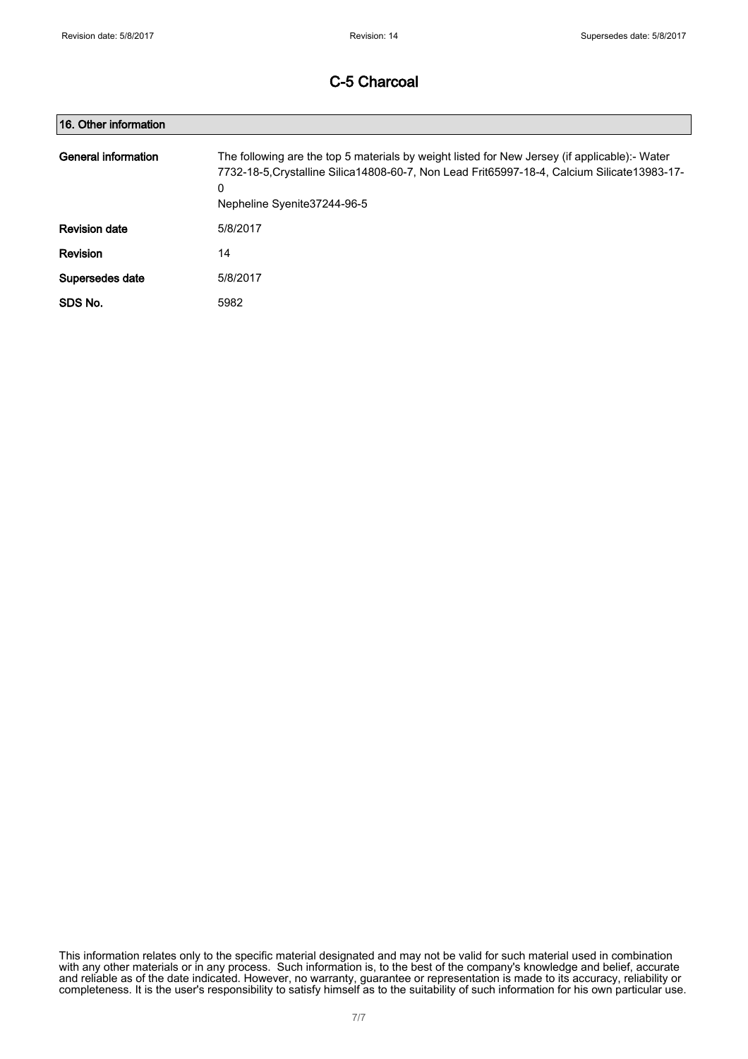# C-5 Charcoal

## 16. Other information

| | |
|---|---|
| **General information** | The following are the top 5 materials by weight listed for New Jersey (if applicable):- Water 7732-18-5,Crystalline Silica14808-60-7, Non Lead Frit65997-18-4, Calcium Silicate13983-17-0<br>Nepheline Syenite37244-96-5 |
| **Revision date** | 5/8/2017 |
| **Revision** | 14 |
| **Supersedes date** | 5/8/2017 |
| **SDS No.** | 5982 |

This information relates only to the specific material designated and may not be valid for such material used in combination with any other materials or in any process. Such information is, to the best of the company's knowledge and belief, accurate and reliable as of the date indicated. However, no warranty, guarantee or representation is made to its accuracy, reliability or completeness. It is the user's responsibility to satisfy himself as to the suitability of such information for his own particular use.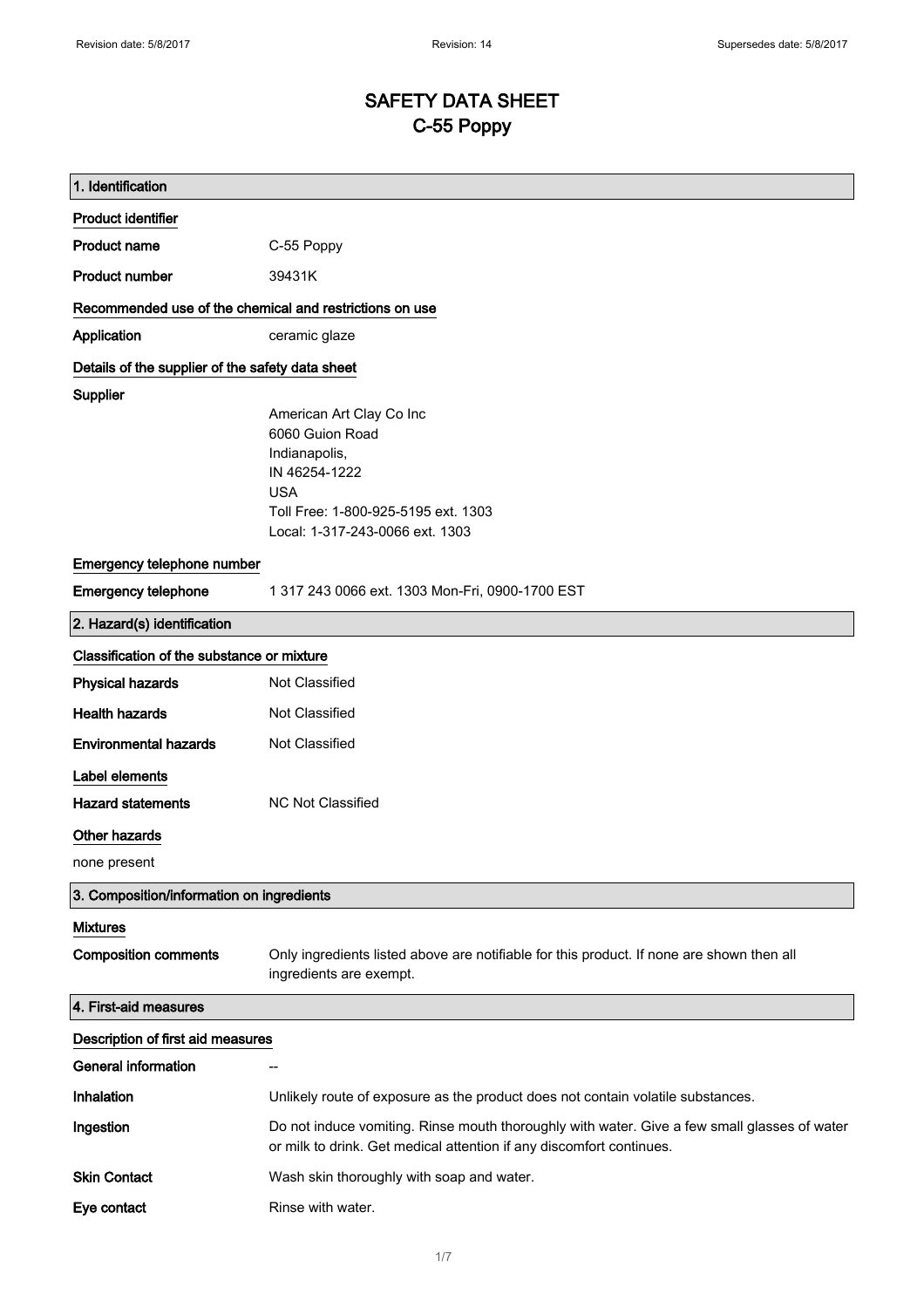# SAFETY DATA SHEET
# C-55 Poppy

## 1. Identification

### Product identifier

| | |
|---|---|
| **Product name** | C-55 Poppy |
| **Product number** | 39431K |

### Recommended use of the chemical and restrictions on use

| | |
|---|---|
| **Application** | ceramic glaze |

### Details of the supplier of the safety data sheet

**Supplier**

American Art Clay Co Inc
6060 Guion Road
Indianapolis,
IN 46254-1222
USA
Toll Free: 1-800-925-5195 ext. 1303
Local: 1-317-243-0066 ext. 1303

### Emergency telephone number

| | |
|---|---|
| **Emergency telephone** | 1 317 243 0066 ext. 1303 Mon-Fri, 0900-1700 EST |

## 2. Hazard(s) identification

### Classification of the substance or mixture

| | |
|---|---|
| **Physical hazards** | Not Classified |
| **Health hazards** | Not Classified |
| **Environmental hazards** | Not Classified |

### Label elements

| | |
|---|---|
| **Hazard statements** | NC Not Classified |

### Other hazards

none present

## 3. Composition/information on ingredients

### Mixtures

| | |
|---|---|
| **Composition comments** | Only ingredients listed above are notifiable for this product. If none are shown then all ingredients are exempt. |

## 4. First-aid measures

### Description of first aid measures

| | |
|---|---|
| **General information** | -- |
| **Inhalation** | Unlikely route of exposure as the product does not contain volatile substances. |
| **Ingestion** | Do not induce vomiting. Rinse mouth thoroughly with water. Give a few small glasses of water or milk to drink. Get medical attention if any discomfort continues. |
| **Skin Contact** | Wash skin thoroughly with soap and water. |
| **Eye contact** | Rinse with water. |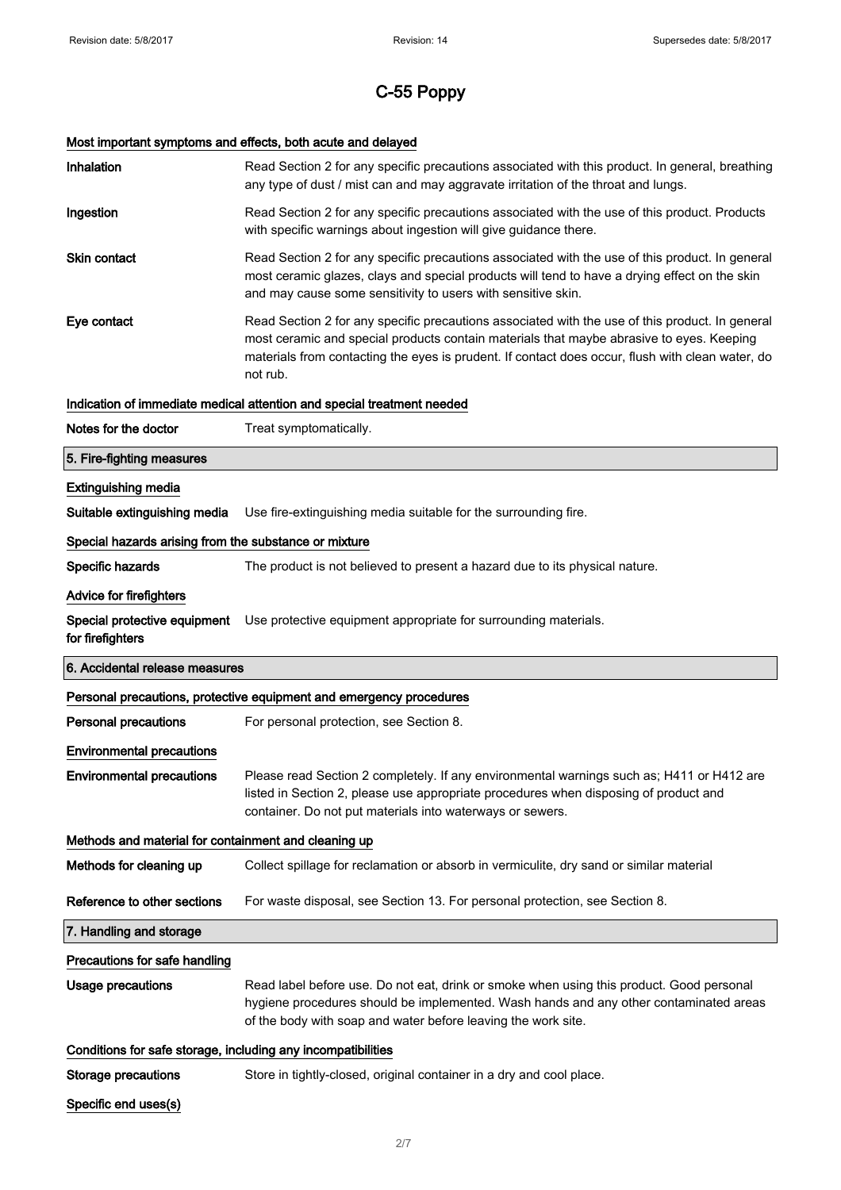# C-55 Poppy

### Most important symptoms and effects, both acute and delayed

**Inhalation** Read Section 2 for any specific precautions associated with this product. In general, breathing any type of dust / mist can and may aggravate irritation of the throat and lungs.

**Ingestion** Read Section 2 for any specific precautions associated with the use of this product. Products with specific warnings about ingestion will give guidance there.

**Skin contact** Read Section 2 for any specific precautions associated with the use of this product. In general most ceramic glazes, clays and special products will tend to have a drying effect on the skin and may cause some sensitivity to users with sensitive skin.

**Eye contact** Read Section 2 for any specific precautions associated with the use of this product. In general most ceramic and special products contain materials that maybe abrasive to eyes. Keeping materials from contacting the eyes is prudent. If contact does occur, flush with clean water, do not rub.

### Indication of immediate medical attention and special treatment needed

**Notes for the doctor** Treat symptomatically.

## 5. Fire-fighting measures

### Extinguishing media

**Suitable extinguishing media** Use fire-extinguishing media suitable for the surrounding fire.

### Special hazards arising from the substance or mixture

**Specific hazards** The product is not believed to present a hazard due to its physical nature.

### Advice for firefighters

**Special protective equipment for firefighters** Use protective equipment appropriate for surrounding materials.

## 6. Accidental release measures

### Personal precautions, protective equipment and emergency procedures

**Personal precautions** For personal protection, see Section 8.

### Environmental precautions

**Environmental precautions** Please read Section 2 completely. If any environmental warnings such as; H411 or H412 are listed in Section 2, please use appropriate procedures when disposing of product and container. Do not put materials into waterways or sewers.

### Methods and material for containment and cleaning up

**Methods for cleaning up** Collect spillage for reclamation or absorb in vermiculite, dry sand or similar material

**Reference to other sections** For waste disposal, see Section 13. For personal protection, see Section 8.

## 7. Handling and storage

### Precautions for safe handling

**Usage precautions** Read label before use. Do not eat, drink or smoke when using this product. Good personal hygiene procedures should be implemented. Wash hands and any other contaminated areas of the body with soap and water before leaving the work site.

### Conditions for safe storage, including any incompatibilities

**Storage precautions** Store in tightly-closed, original container in a dry and cool place.

### Specific end uses(s)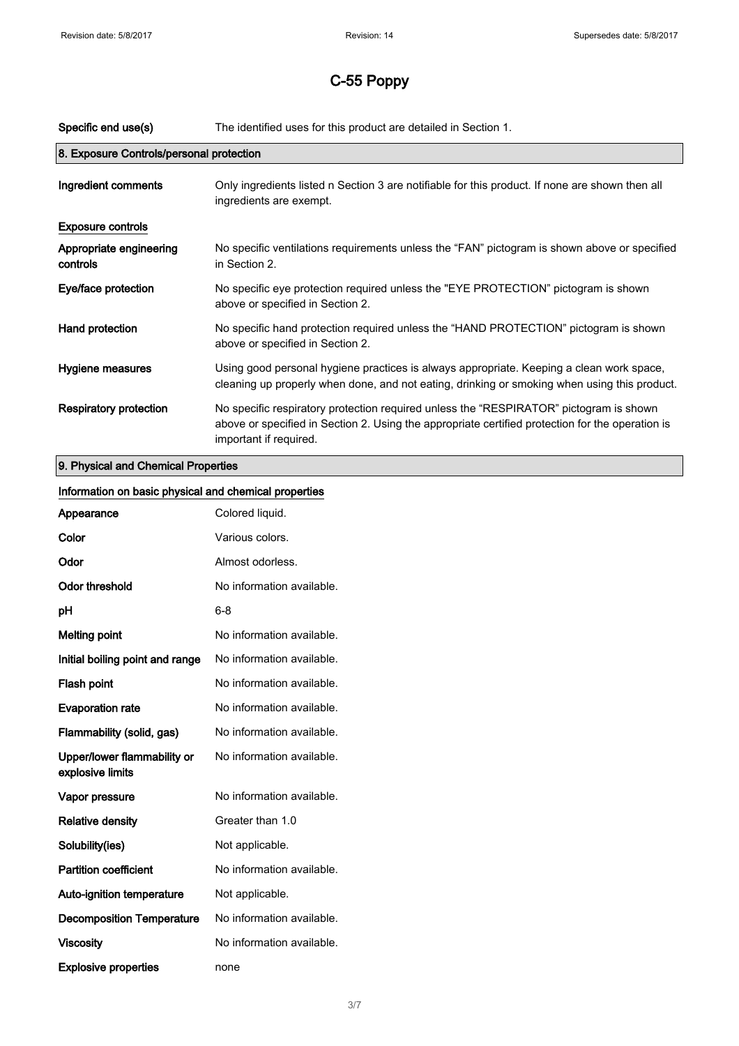# C-55 Poppy

| | |
|---|---|
| **Specific end use(s)** | The identified uses for this product are detailed in Section 1. |

## 8. Exposure Controls/personal protection

| | |
|---|---|
| **Ingredient comments** | Only ingredients listed n Section 3 are notifiable for this product. If none are shown then all ingredients are exempt. |

**Exposure controls**

| | |
|---|---|
| **Appropriate engineering controls** | No specific ventilations requirements unless the "FAN" pictogram is shown above or specified in Section 2. |
| **Eye/face protection** | No specific eye protection required unless the "EYE PROTECTION" pictogram is shown above or specified in Section 2. |
| **Hand protection** | No specific hand protection required unless the "HAND PROTECTION" pictogram is shown above or specified in Section 2. |
| **Hygiene measures** | Using good personal hygiene practices is always appropriate. Keeping a clean work space, cleaning up properly when done, and not eating, drinking or smoking when using this product. |
| **Respiratory protection** | No specific respiratory protection required unless the "RESPIRATOR" pictogram is shown above or specified in Section 2. Using the appropriate certified protection for the operation is important if required. |

## 9. Physical and Chemical Properties

**Information on basic physical and chemical properties**

| | |
|---|---|
| **Appearance** | Colored liquid. |
| **Color** | Various colors. |
| **Odor** | Almost odorless. |
| **Odor threshold** | No information available. |
| **pH** | 6-8 |
| **Melting point** | No information available. |
| **Initial boiling point and range** | No information available. |
| **Flash point** | No information available. |
| **Evaporation rate** | No information available. |
| **Flammability (solid, gas)** | No information available. |
| **Upper/lower flammability or explosive limits** | No information available. |
| **Vapor pressure** | No information available. |
| **Relative density** | Greater than 1.0 |
| **Solubility(ies)** | Not applicable. |
| **Partition coefficient** | No information available. |
| **Auto-ignition temperature** | Not applicable. |
| **Decomposition Temperature** | No information available. |
| **Viscosity** | No information available. |
| **Explosive properties** | none |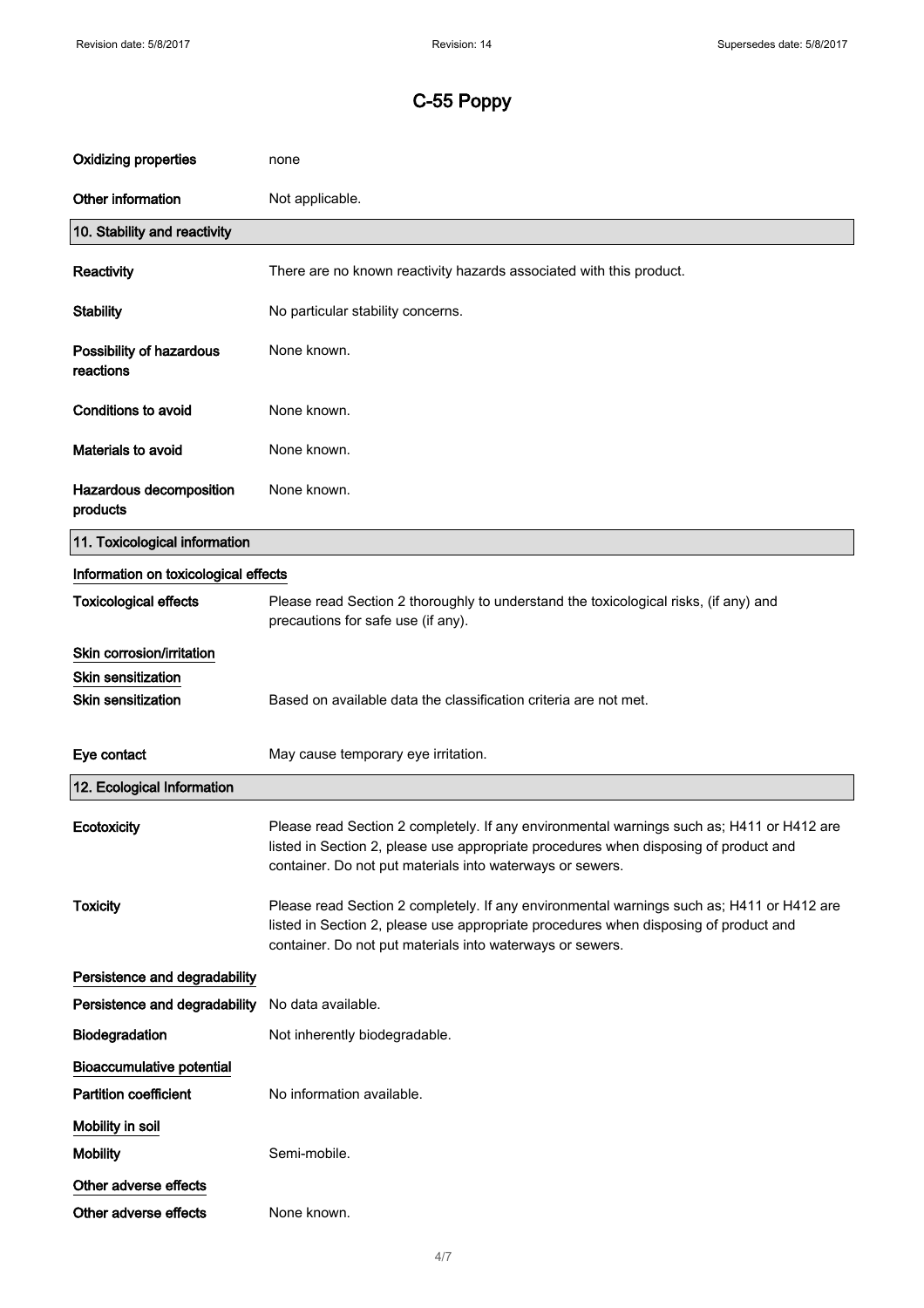# C-55 Poppy

| | |
|---|---|
| **Oxidizing properties** | none |
| **Other information** | Not applicable. |

## 10. Stability and reactivity

| | |
|---|---|
| **Reactivity** | There are no known reactivity hazards associated with this product. |
| **Stability** | No particular stability concerns. |
| **Possibility of hazardous reactions** | None known. |
| **Conditions to avoid** | None known. |
| **Materials to avoid** | None known. |
| **Hazardous decomposition products** | None known. |

## 11. Toxicological information

### Information on toxicological effects

| | |
|---|---|
| **Toxicological effects** | Please read Section 2 thoroughly to understand the toxicological risks, (if any) and precautions for safe use (if any). |

### Skin corrosion/irritation

### Skin sensitization

| | |
|---|---|
| **Skin sensitization** | Based on available data the classification criteria are not met. |
| **Eye contact** | May cause temporary eye irritation. |

## 12. Ecological Information

| | |
|---|---|
| **Ecotoxicity** | Please read Section 2 completely. If any environmental warnings such as; H411 or H412 are listed in Section 2, please use appropriate procedures when disposing of product and container. Do not put materials into waterways or sewers. |
| **Toxicity** | Please read Section 2 completely. If any environmental warnings such as; H411 or H412 are listed in Section 2, please use appropriate procedures when disposing of product and container. Do not put materials into waterways or sewers. |

### Persistence and degradability

| | |
|---|---|
| **Persistence and degradability** | No data available. |
| **Biodegradation** | Not inherently biodegradable. |

### Bioaccumulative potential

| | |
|---|---|
| **Partition coefficient** | No information available. |

### Mobility in soil

| | |
|---|---|
| **Mobility** | Semi-mobile. |

### Other adverse effects

| | |
|---|---|
| **Other adverse effects** | None known. |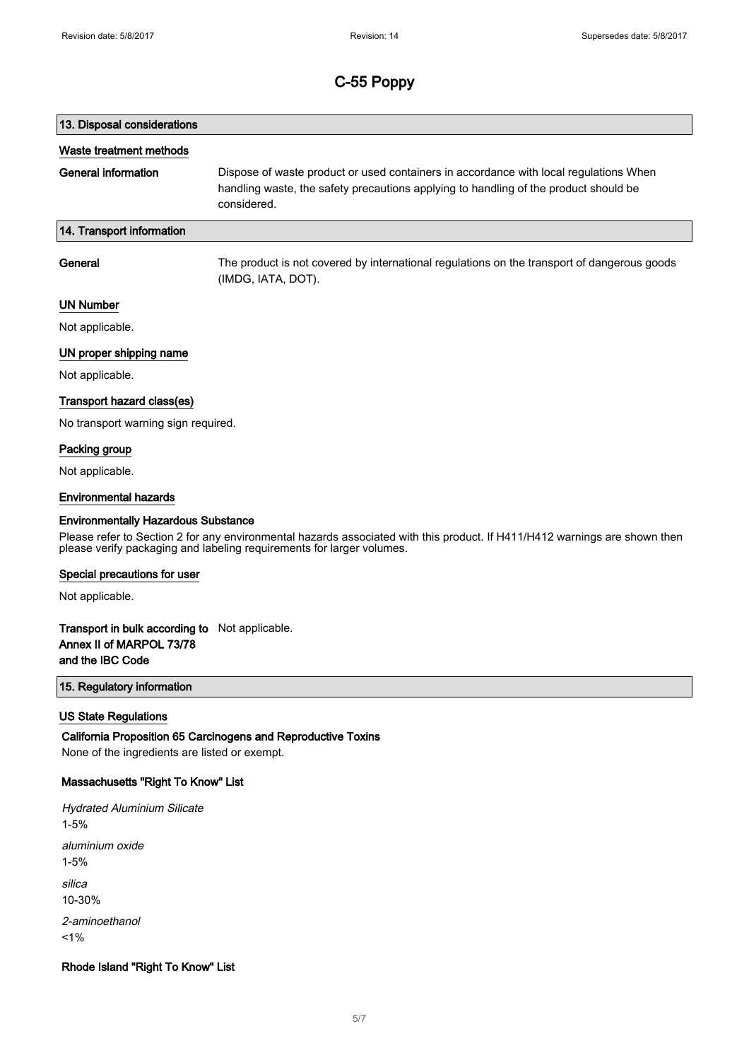# C-55 Poppy

## 13. Disposal considerations

### Waste treatment methods

**General information** Dispose of waste product or used containers in accordance with local regulations When handling waste, the safety precautions applying to handling of the product should be considered.

## 14. Transport information

**General** The product is not covered by international regulations on the transport of dangerous goods (IMDG, IATA, DOT).

### UN Number

Not applicable.

### UN proper shipping name

Not applicable.

### Transport hazard class(es)

No transport warning sign required.

### Packing group

Not applicable.

### Environmental hazards

**Environmentally Hazardous Substance**

Please refer to Section 2 for any environmental hazards associated with this product. If H411/H412 warnings are shown then please verify packaging and labeling requirements for larger volumes.

### Special precautions for user

Not applicable.

**Transport in bulk according to Annex II of MARPOL 73/78 and the IBC Code** Not applicable.

## 15. Regulatory information

### US State Regulations

**California Proposition 65 Carcinogens and Reproductive Toxins**

None of the ingredients are listed or exempt.

**Massachusetts "Right To Know" List**

*Hydrated Aluminium Silicate*
1-5%

*aluminium oxide*
1-5%

*silica*
10-30%

*2-aminoethanol*
<1%

**Rhode Island "Right To Know" List**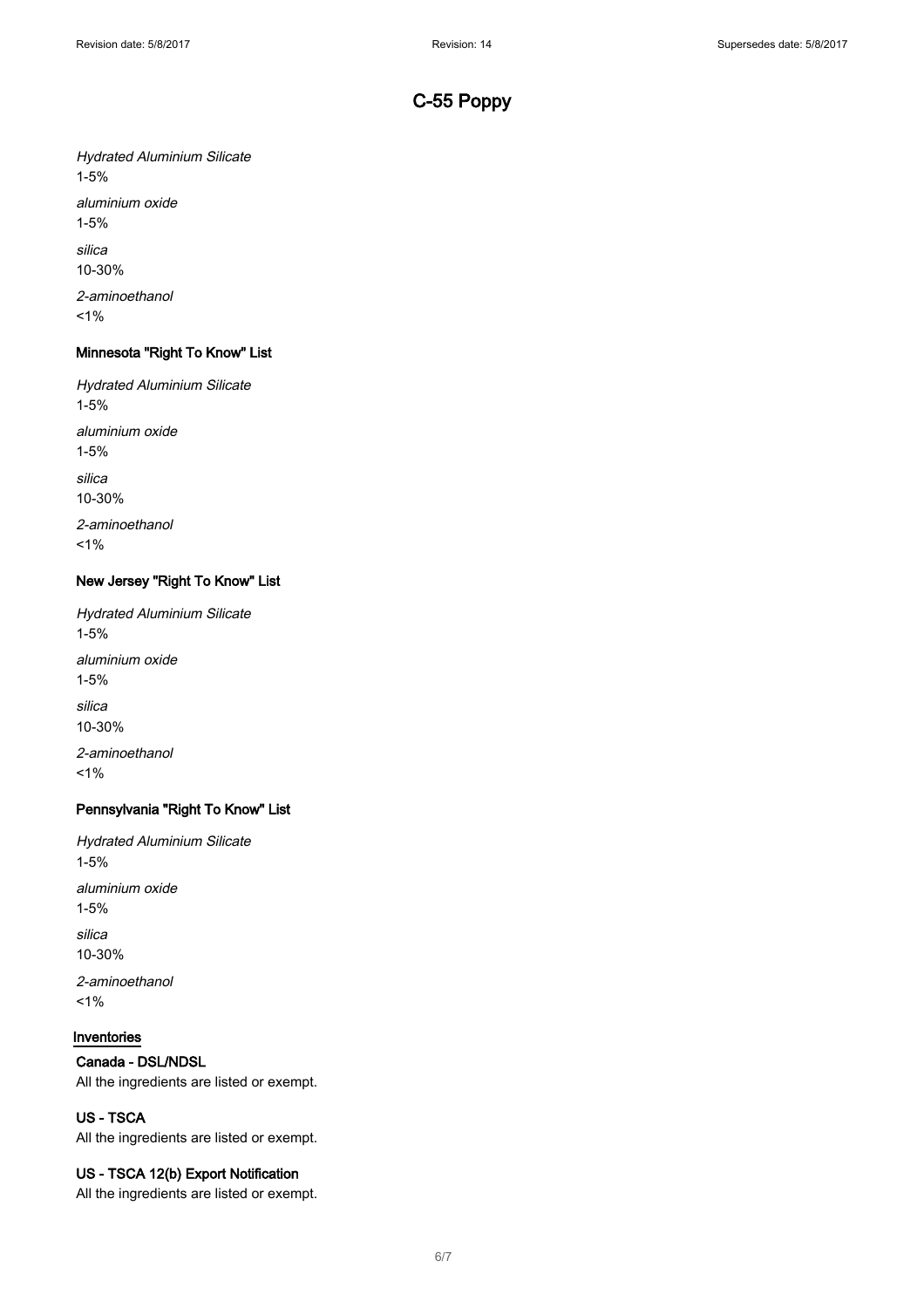# C-55 Poppy

*Hydrated Aluminium Silicate*

1-5%

*aluminium oxide*

1-5%

*silica*

10-30%

*2-aminoethanol*

<1%

### Minnesota "Right To Know" List

*Hydrated Aluminium Silicate*

1-5%

*aluminium oxide*

1-5%

*silica*

10-30%

*2-aminoethanol*

<1%

### New Jersey "Right To Know" List

*Hydrated Aluminium Silicate*

1-5%

*aluminium oxide*

1-5%

*silica*

10-30%

*2-aminoethanol*

<1%

### Pennsylvania "Right To Know" List

*Hydrated Aluminium Silicate*

1-5%

*aluminium oxide*

1-5%

*silica*

10-30%

*2-aminoethanol*

<1%

## Inventories

### Canada - DSL/NDSL

All the ingredients are listed or exempt.

### US - TSCA

All the ingredients are listed or exempt.

### US - TSCA 12(b) Export Notification

All the ingredients are listed or exempt.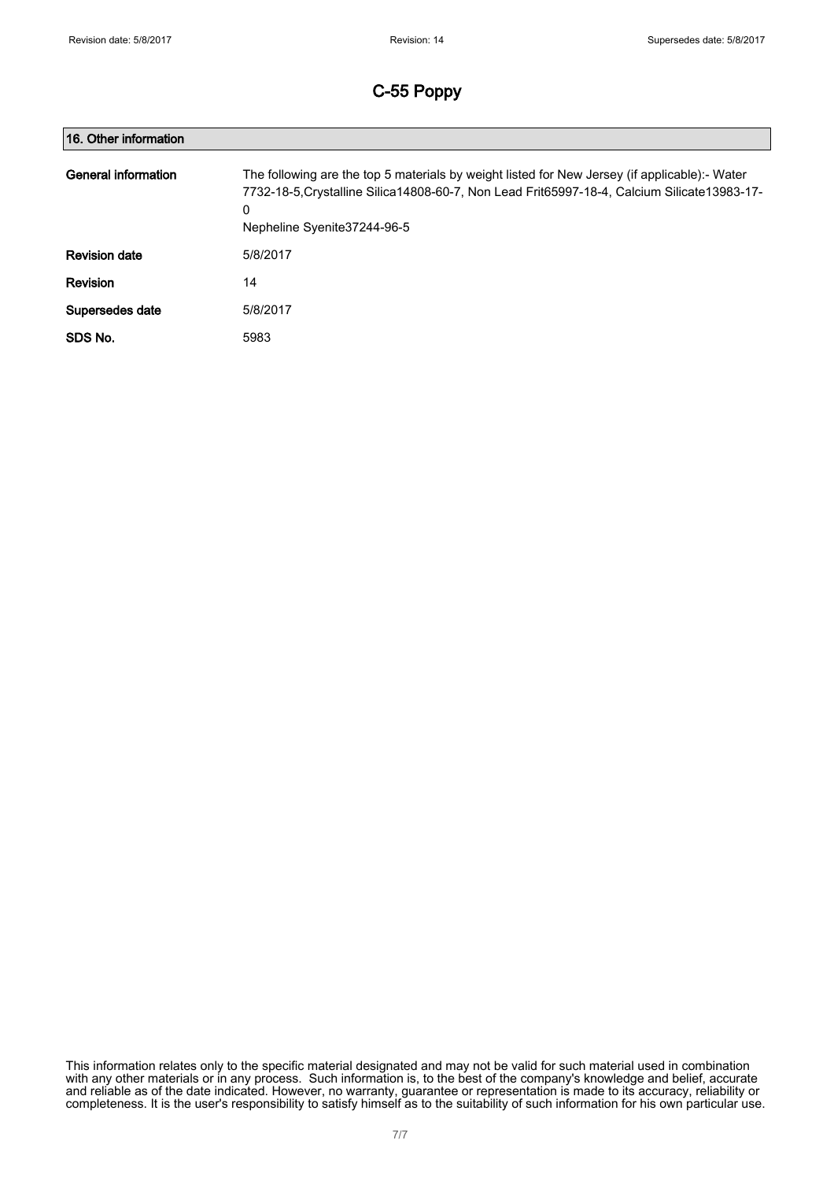# C-55 Poppy

## 16. Other information

| | |
|---|---|
| **General information** | The following are the top 5 materials by weight listed for New Jersey (if applicable):- Water 7732-18-5,Crystalline Silica14808-60-7, Non Lead Frit65997-18-4, Calcium Silicate13983-17-0<br>Nepheline Syenite37244-96-5 |
| **Revision date** | 5/8/2017 |
| **Revision** | 14 |
| **Supersedes date** | 5/8/2017 |
| **SDS No.** | 5983 |

This information relates only to the specific material designated and may not be valid for such material used in combination with any other materials or in any process. Such information is, to the best of the company's knowledge and belief, accurate and reliable as of the date indicated. However, no warranty, guarantee or representation is made to its accuracy, reliability or completeness. It is the user's responsibility to satisfy himself as to the suitability of such information for his own particular use.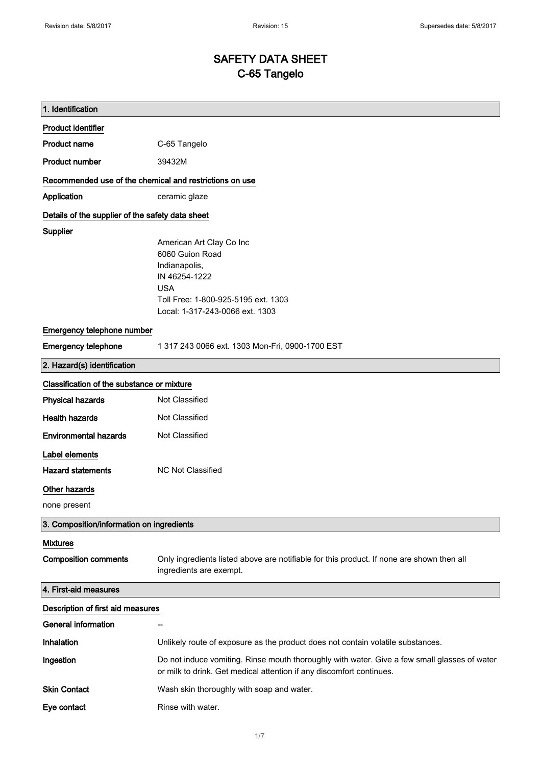# SAFETY DATA SHEET
# C-65 Tangelo

## 1. Identification

### Product identifier

**Product name** C-65 Tangelo

**Product number** 39432M

### Recommended use of the chemical and restrictions on use

**Application** ceramic glaze

### Details of the supplier of the safety data sheet

**Supplier**

American Art Clay Co Inc
6060 Guion Road
Indianapolis,
IN 46254-1222
USA
Toll Free: 1-800-925-5195 ext. 1303
Local: 1-317-243-0066 ext. 1303

### Emergency telephone number

**Emergency telephone** 1 317 243 0066 ext. 1303 Mon-Fri, 0900-1700 EST

## 2. Hazard(s) identification

### Classification of the substance or mixture

**Physical hazards** Not Classified

**Health hazards** Not Classified

**Environmental hazards** Not Classified

### Label elements

**Hazard statements** NC Not Classified

### Other hazards

none present

## 3. Composition/information on ingredients

### Mixtures

**Composition comments** Only ingredients listed above are notifiable for this product. If none are shown then all ingredients are exempt.

## 4. First-aid measures

### Description of first aid measures

**General information** --

**Inhalation** Unlikely route of exposure as the product does not contain volatile substances.

**Ingestion** Do not induce vomiting. Rinse mouth thoroughly with water. Give a few small glasses of water or milk to drink. Get medical attention if any discomfort continues.

**Skin Contact** Wash skin thoroughly with soap and water.

**Eye contact** Rinse with water.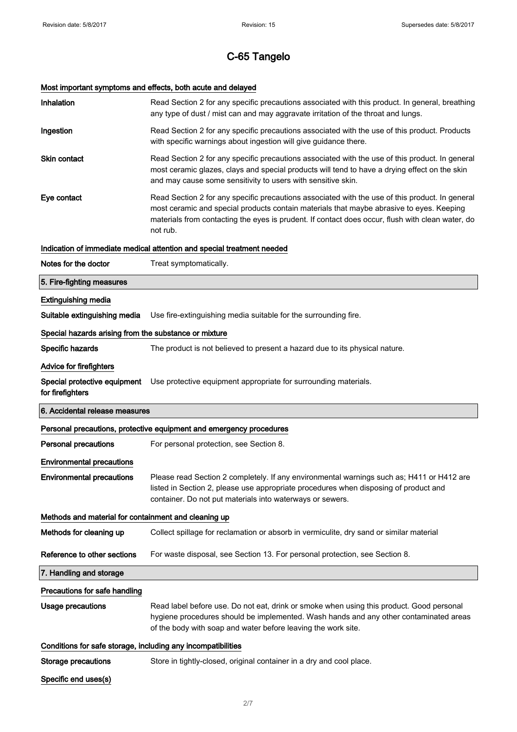# C-65 Tangelo

### Most important symptoms and effects, both acute and delayed

**Inhalation** Read Section 2 for any specific precautions associated with this product. In general, breathing any type of dust / mist can and may aggravate irritation of the throat and lungs.

**Ingestion** Read Section 2 for any specific precautions associated with the use of this product. Products with specific warnings about ingestion will give guidance there.

**Skin contact** Read Section 2 for any specific precautions associated with the use of this product. In general most ceramic glazes, clays and special products will tend to have a drying effect on the skin and may cause some sensitivity to users with sensitive skin.

**Eye contact** Read Section 2 for any specific precautions associated with the use of this product. In general most ceramic and special products contain materials that maybe abrasive to eyes. Keeping materials from contacting the eyes is prudent. If contact does occur, flush with clean water, do not rub.

### Indication of immediate medical attention and special treatment needed

**Notes for the doctor** Treat symptomatically.

## 5. Fire-fighting measures

### Extinguishing media

**Suitable extinguishing media** Use fire-extinguishing media suitable for the surrounding fire.

### Special hazards arising from the substance or mixture

**Specific hazards** The product is not believed to present a hazard due to its physical nature.

### Advice for firefighters

**Special protective equipment for firefighters** Use protective equipment appropriate for surrounding materials.

## 6. Accidental release measures

### Personal precautions, protective equipment and emergency procedures

**Personal precautions** For personal protection, see Section 8.

### Environmental precautions

**Environmental precautions** Please read Section 2 completely. If any environmental warnings such as; H411 or H412 are listed in Section 2, please use appropriate procedures when disposing of product and container. Do not put materials into waterways or sewers.

### Methods and material for containment and cleaning up

**Methods for cleaning up** Collect spillage for reclamation or absorb in vermiculite, dry sand or similar material

**Reference to other sections** For waste disposal, see Section 13. For personal protection, see Section 8.

## 7. Handling and storage

### Precautions for safe handling

**Usage precautions** Read label before use. Do not eat, drink or smoke when using this product. Good personal hygiene procedures should be implemented. Wash hands and any other contaminated areas of the body with soap and water before leaving the work site.

### Conditions for safe storage, including any incompatibilities

**Storage precautions** Store in tightly-closed, original container in a dry and cool place.

### Specific end uses(s)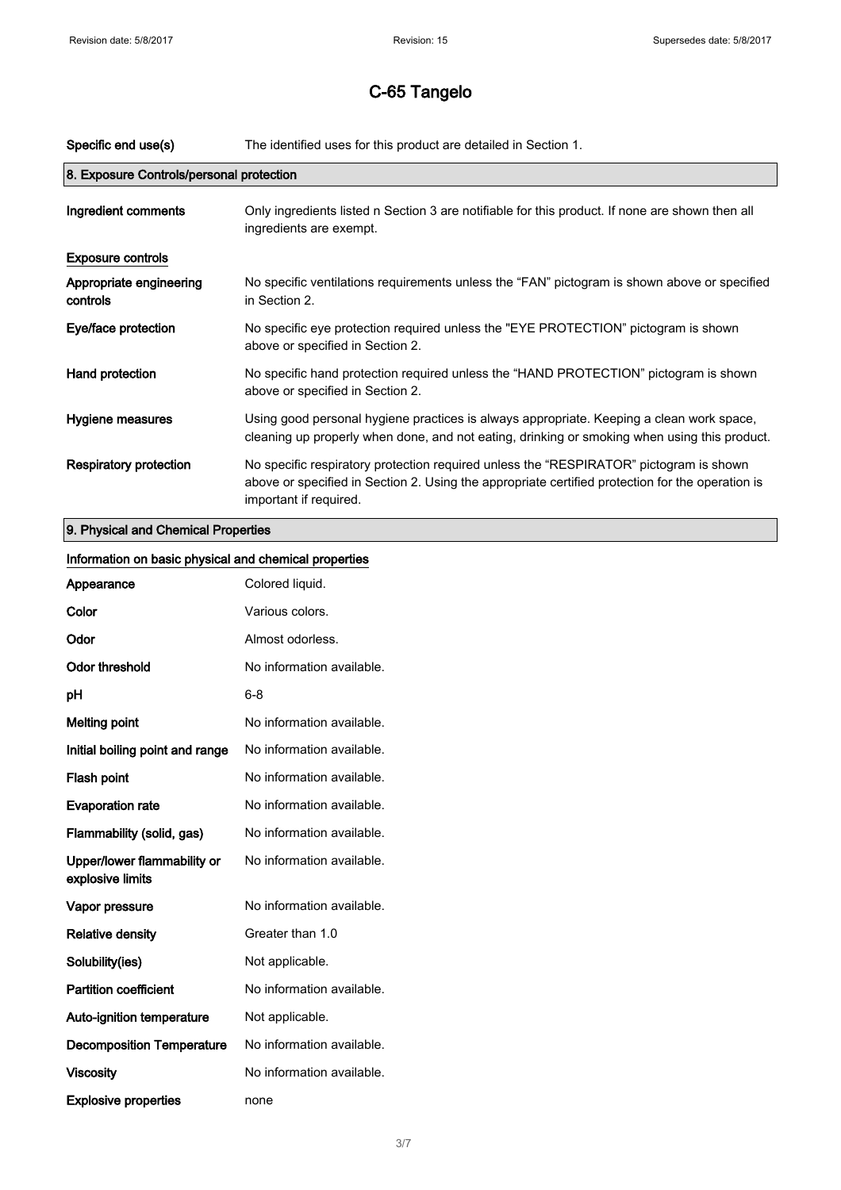# C-65 Tangelo

| | |
|---|---|
| **Specific end use(s)** | The identified uses for this product are detailed in Section 1. |

## 8. Exposure Controls/personal protection

| | |
|---|---|
| **Ingredient comments** | Only ingredients listed n Section 3 are notifiable for this product. If none are shown then all ingredients are exempt. |

**Exposure controls**

| | |
|---|---|
| **Appropriate engineering controls** | No specific ventilations requirements unless the "FAN" pictogram is shown above or specified in Section 2. |
| **Eye/face protection** | No specific eye protection required unless the "EYE PROTECTION" pictogram is shown above or specified in Section 2. |
| **Hand protection** | No specific hand protection required unless the "HAND PROTECTION" pictogram is shown above or specified in Section 2. |
| **Hygiene measures** | Using good personal hygiene practices is always appropriate. Keeping a clean work space, cleaning up properly when done, and not eating, drinking or smoking when using this product. |
| **Respiratory protection** | No specific respiratory protection required unless the "RESPIRATOR" pictogram is shown above or specified in Section 2. Using the appropriate certified protection for the operation is important if required. |

## 9. Physical and Chemical Properties

**Information on basic physical and chemical properties**

| | |
|---|---|
| **Appearance** | Colored liquid. |
| **Color** | Various colors. |
| **Odor** | Almost odorless. |
| **Odor threshold** | No information available. |
| **pH** | 6-8 |
| **Melting point** | No information available. |
| **Initial boiling point and range** | No information available. |
| **Flash point** | No information available. |
| **Evaporation rate** | No information available. |
| **Flammability (solid, gas)** | No information available. |
| **Upper/lower flammability or explosive limits** | No information available. |
| **Vapor pressure** | No information available. |
| **Relative density** | Greater than 1.0 |
| **Solubility(ies)** | Not applicable. |
| **Partition coefficient** | No information available. |
| **Auto-ignition temperature** | Not applicable. |
| **Decomposition Temperature** | No information available. |
| **Viscosity** | No information available. |
| **Explosive properties** | none |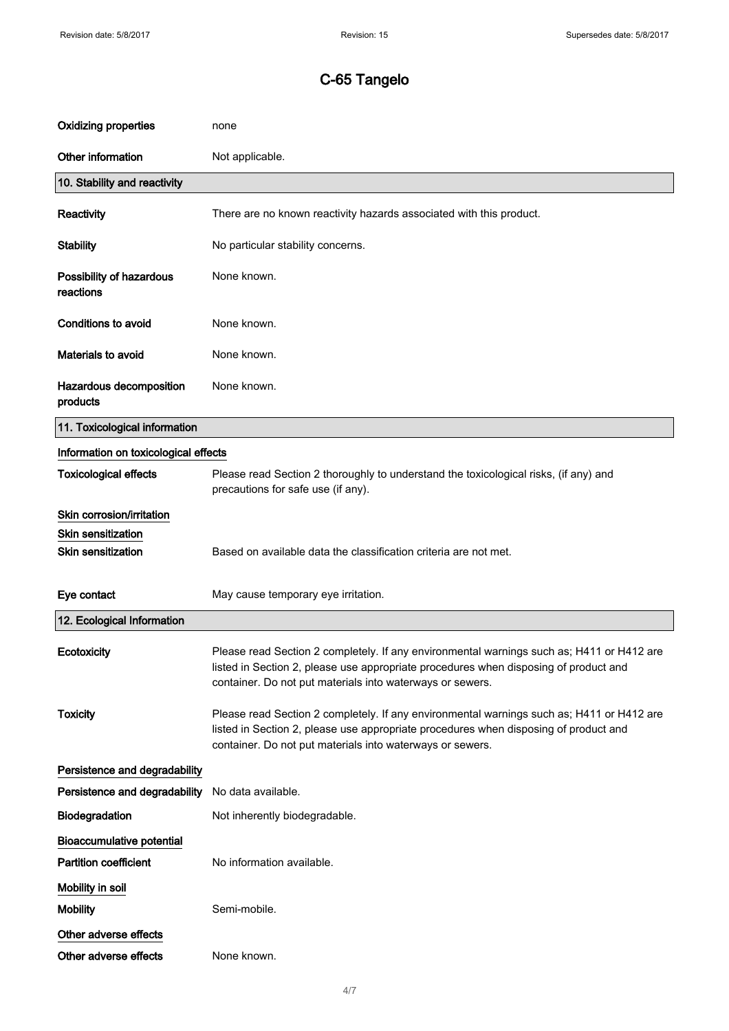# C-65 Tangelo

| | |
|---|---|
| **Oxidizing properties** | none |
| **Other information** | Not applicable. |

## 10. Stability and reactivity

| | |
|---|---|
| **Reactivity** | There are no known reactivity hazards associated with this product. |
| **Stability** | No particular stability concerns. |
| **Possibility of hazardous reactions** | None known. |
| **Conditions to avoid** | None known. |
| **Materials to avoid** | None known. |
| **Hazardous decomposition products** | None known. |

## 11. Toxicological information

**Information on toxicological effects**

| | |
|---|---|
| **Toxicological effects** | Please read Section 2 thoroughly to understand the toxicological risks, (if any) and precautions for safe use (if any). |

**Skin corrosion/irritation**

**Skin sensitization**

| | |
|---|---|
| **Skin sensitization** | Based on available data the classification criteria are not met. |
| **Eye contact** | May cause temporary eye irritation. |

## 12. Ecological Information

| | |
|---|---|
| **Ecotoxicity** | Please read Section 2 completely. If any environmental warnings such as; H411 or H412 are listed in Section 2, please use appropriate procedures when disposing of product and container. Do not put materials into waterways or sewers. |
| **Toxicity** | Please read Section 2 completely. If any environmental warnings such as; H411 or H412 are listed in Section 2, please use appropriate procedures when disposing of product and container. Do not put materials into waterways or sewers. |

**Persistence and degradability**

| | |
|---|---|
| **Persistence and degradability** | No data available. |
| **Biodegradation** | Not inherently biodegradable. |

**Bioaccumulative potential**

| | |
|---|---|
| **Partition coefficient** | No information available. |

**Mobility in soil**

| | |
|---|---|
| **Mobility** | Semi-mobile. |

**Other adverse effects**

| | |
|---|---|
| **Other adverse effects** | None known. |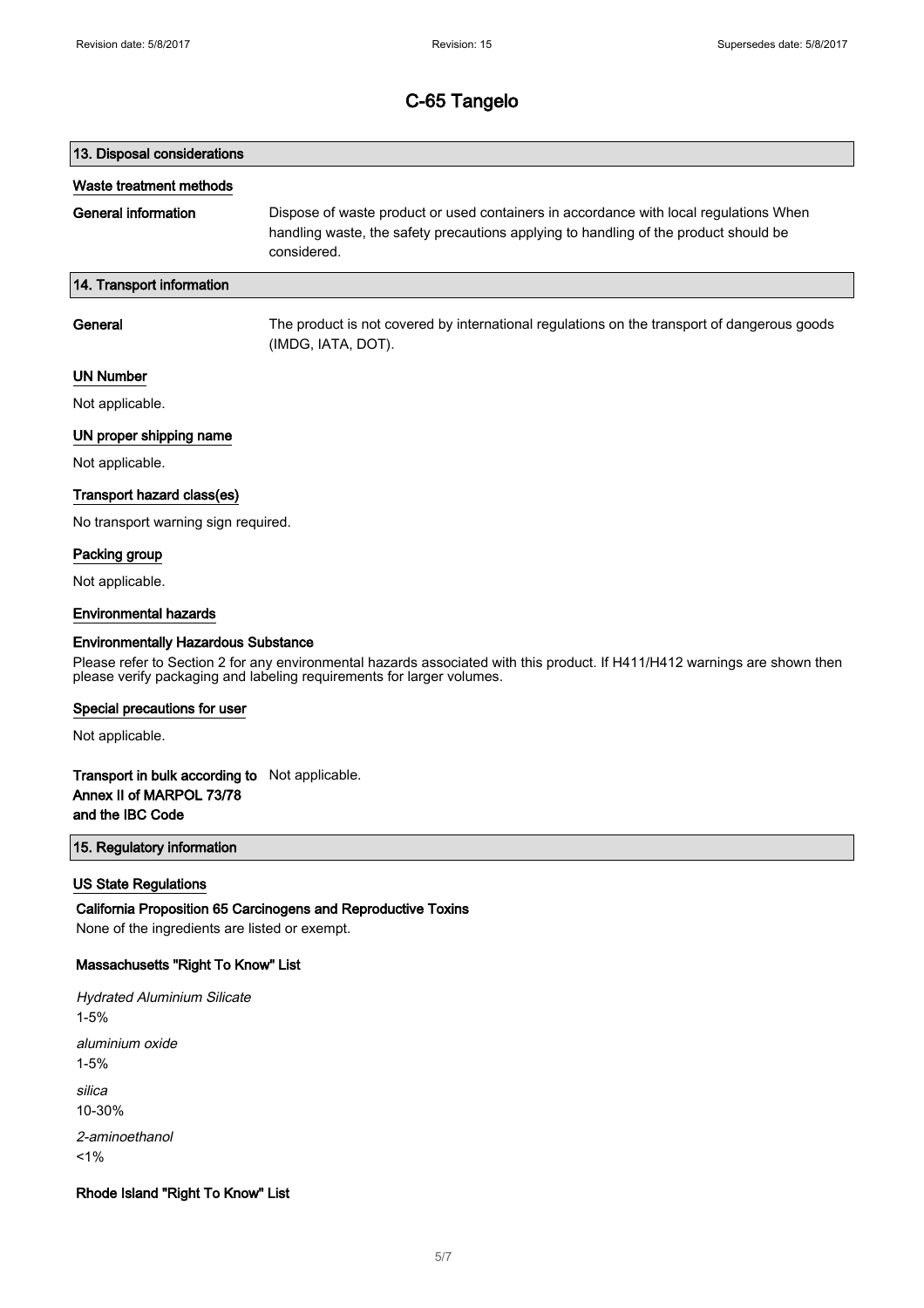# C-65 Tangelo

## 13. Disposal considerations

### Waste treatment methods

**General information** Dispose of waste product or used containers in accordance with local regulations When handling waste, the safety precautions applying to handling of the product should be considered.

## 14. Transport information

**General** The product is not covered by international regulations on the transport of dangerous goods (IMDG, IATA, DOT).

### UN Number

Not applicable.

### UN proper shipping name

Not applicable.

### Transport hazard class(es)

No transport warning sign required.

### Packing group

Not applicable.

### Environmental hazards

**Environmentally Hazardous Substance**

Please refer to Section 2 for any environmental hazards associated with this product. If H411/H412 warnings are shown then please verify packaging and labeling requirements for larger volumes.

### Special precautions for user

Not applicable.

**Transport in bulk according to Annex II of MARPOL 73/78 and the IBC Code** Not applicable.

## 15. Regulatory information

### US State Regulations

**California Proposition 65 Carcinogens and Reproductive Toxins**

None of the ingredients are listed or exempt.

**Massachusetts "Right To Know" List**

*Hydrated Aluminium Silicate*
1-5%

*aluminium oxide*
1-5%

*silica*
10-30%

*2-aminoethanol*
<1%

**Rhode Island "Right To Know" List**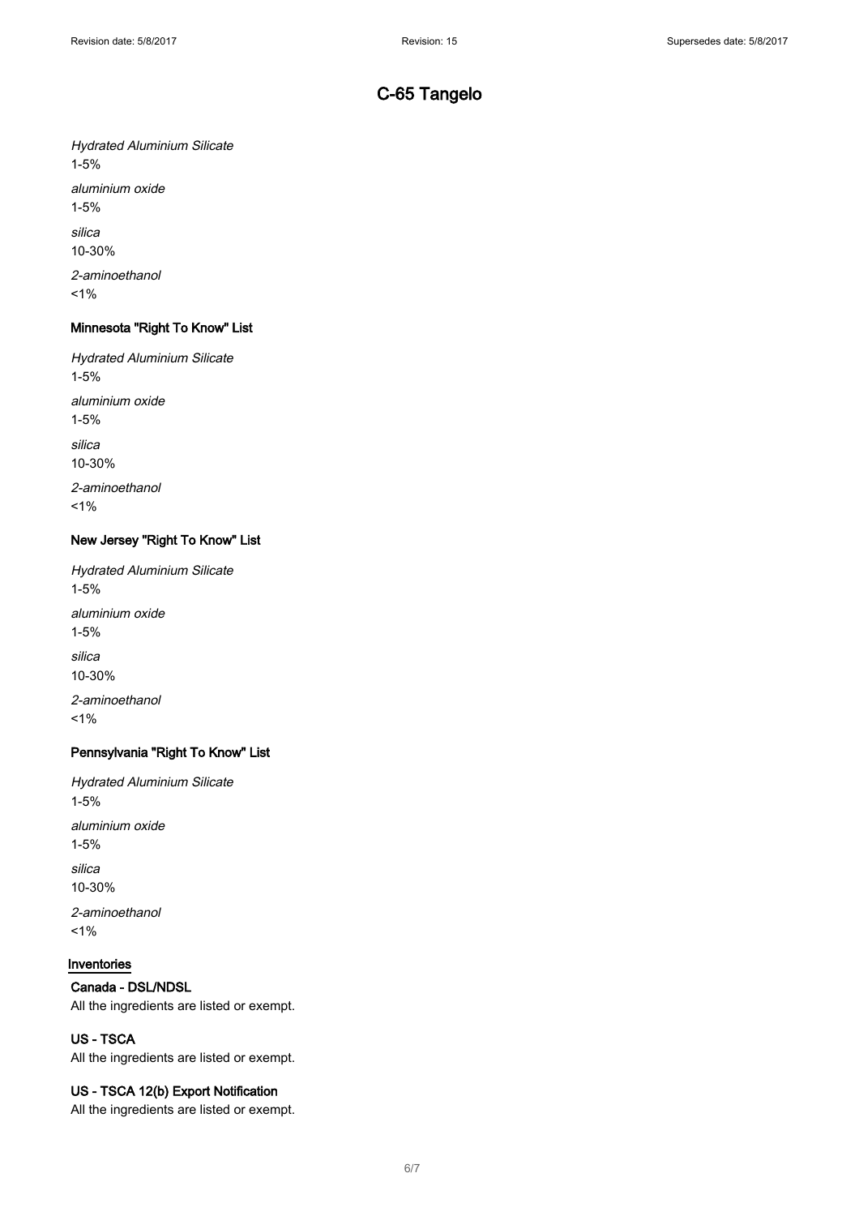*Hydrated Aluminium Silicate*

1-5%

*aluminium oxide*

1-5%

*silica*

10-30%

*2-aminoethanol*

<1%

### Minnesota "Right To Know" List

*Hydrated Aluminium Silicate*

1-5%

*aluminium oxide*

1-5%

*silica*

10-30%

*2-aminoethanol*

<1%

### New Jersey "Right To Know" List

*Hydrated Aluminium Silicate*

1-5%

*aluminium oxide*

1-5%

*silica*

10-30%

*2-aminoethanol*

<1%

### Pennsylvania "Right To Know" List

*Hydrated Aluminium Silicate*

1-5%

*aluminium oxide*

1-5%

*silica*

10-30%

*2-aminoethanol*

<1%

## Inventories

### Canada - DSL/NDSL

All the ingredients are listed or exempt.

### US - TSCA

All the ingredients are listed or exempt.

### US - TSCA 12(b) Export Notification

All the ingredients are listed or exempt.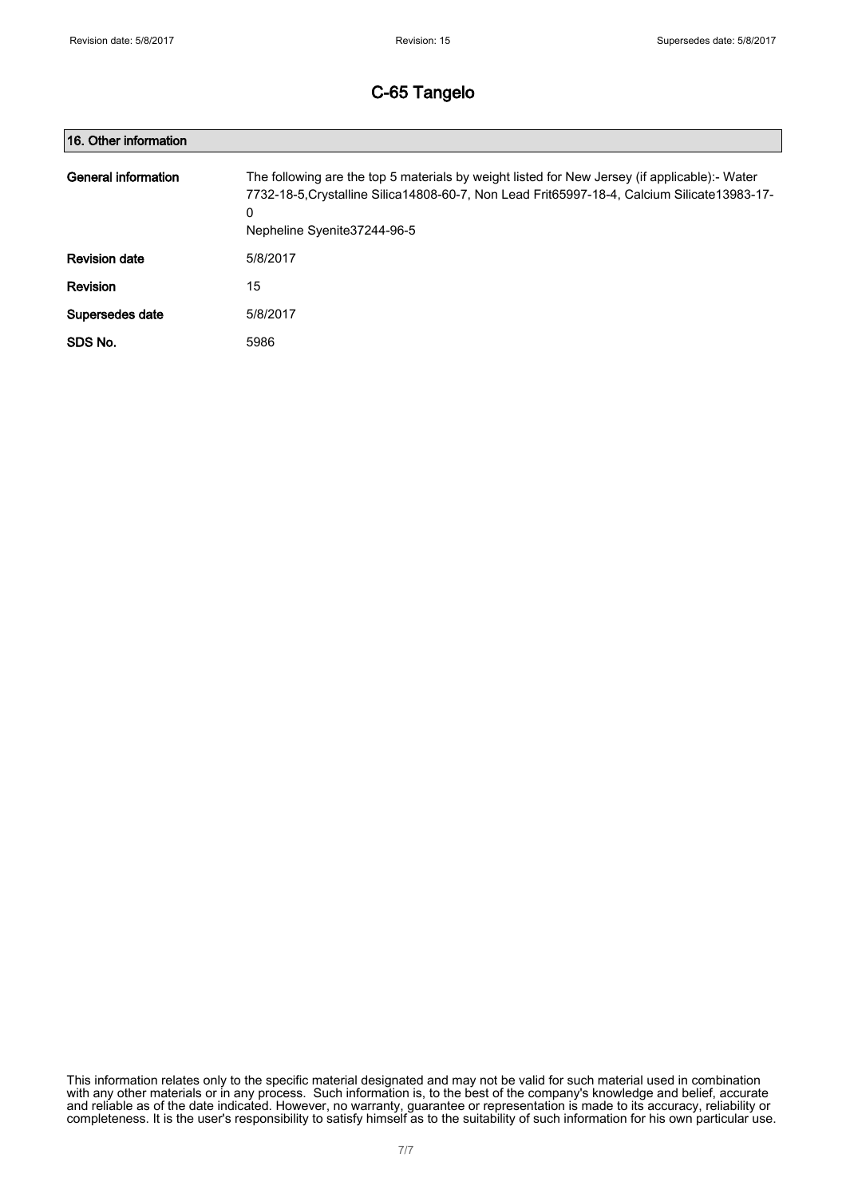# C-65 Tangelo

## 16. Other information

| | |
|---|---|
| **General information** | The following are the top 5 materials by weight listed for New Jersey (if applicable):- Water 7732-18-5,Crystalline Silica14808-60-7, Non Lead Frit65997-18-4, Calcium Silicate13983-17-0<br>Nepheline Syenite37244-96-5 |
| **Revision date** | 5/8/2017 |
| **Revision** | 15 |
| **Supersedes date** | 5/8/2017 |
| **SDS No.** | 5986 |

This information relates only to the specific material designated and may not be valid for such material used in combination with any other materials or in any process. Such information is, to the best of the company's knowledge and belief, accurate and reliable as of the date indicated. However, no warranty, guarantee or representation is made to its accuracy, reliability or completeness. It is the user's responsibility to satisfy himself as to the suitability of such information for his own particular use.